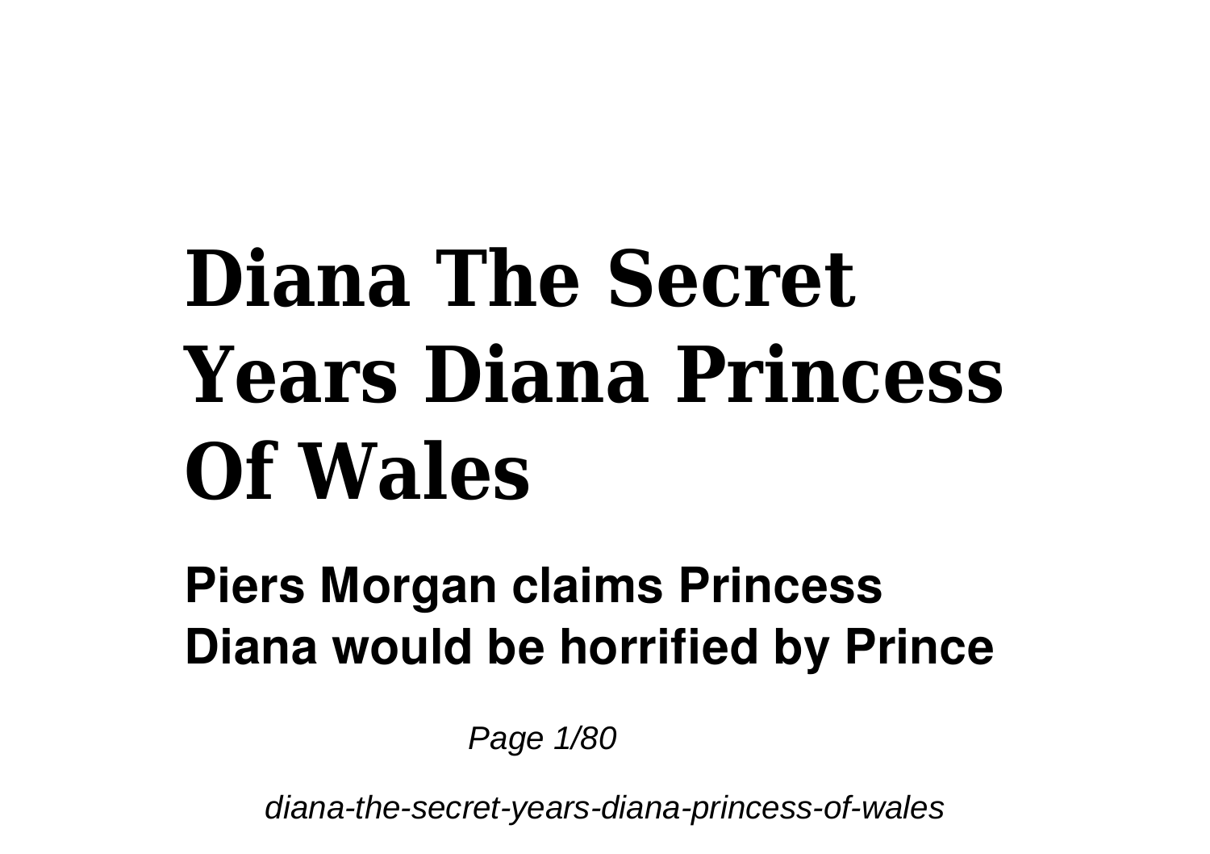# Diana The Secret Years Diana Princess Of Wales

**Piers Morgan claims Princess Diana would be horrified by Prince**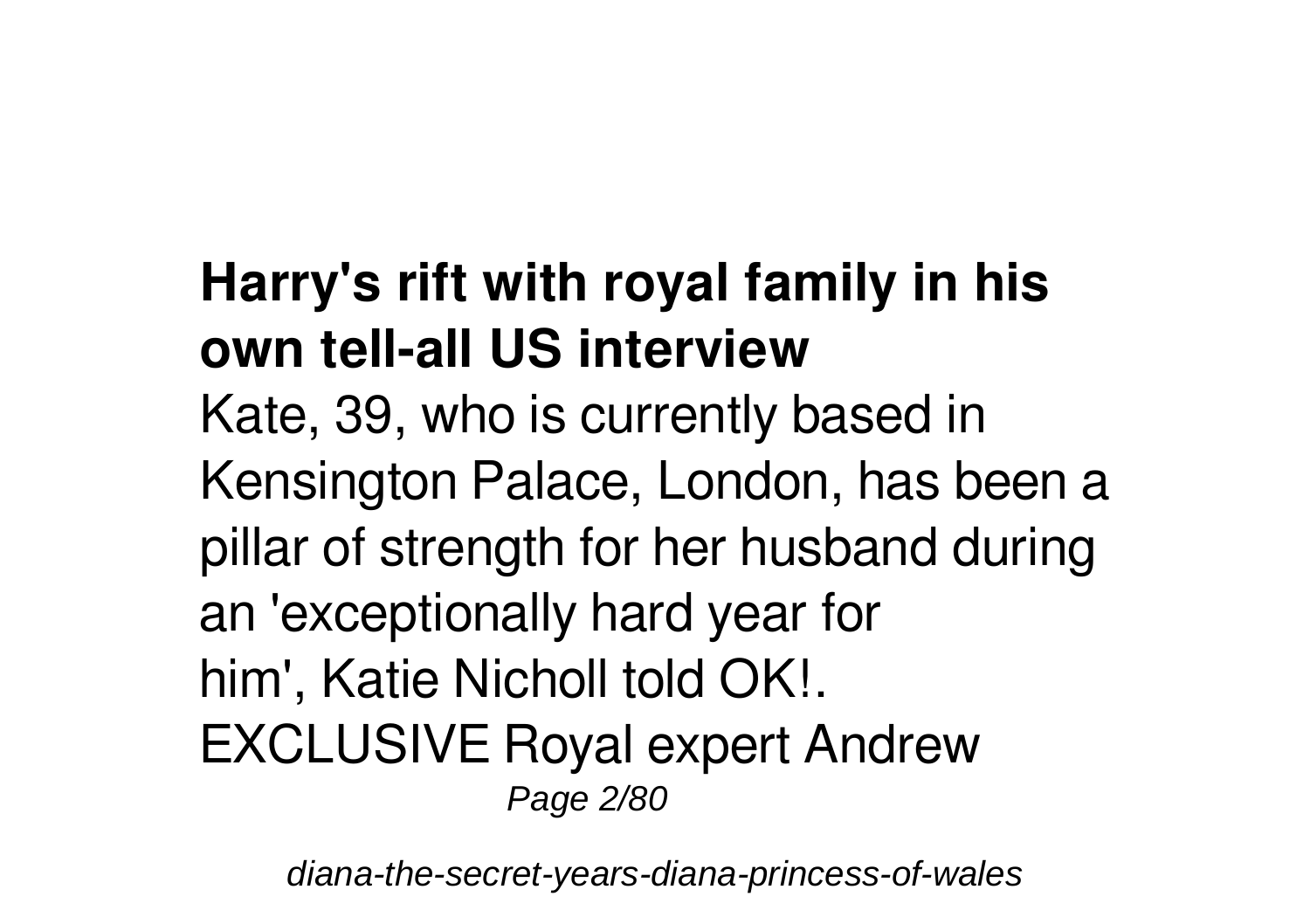**Harry's rift with royal family in his own tell-all US interview**

Kate, 39, who is currently based in Kensington Palace, London, has been a pillar of strength for her husband during an 'exceptionally hard year for him', Katie Nicholl told OK!. EXCLUSIVE Royal expert Andrew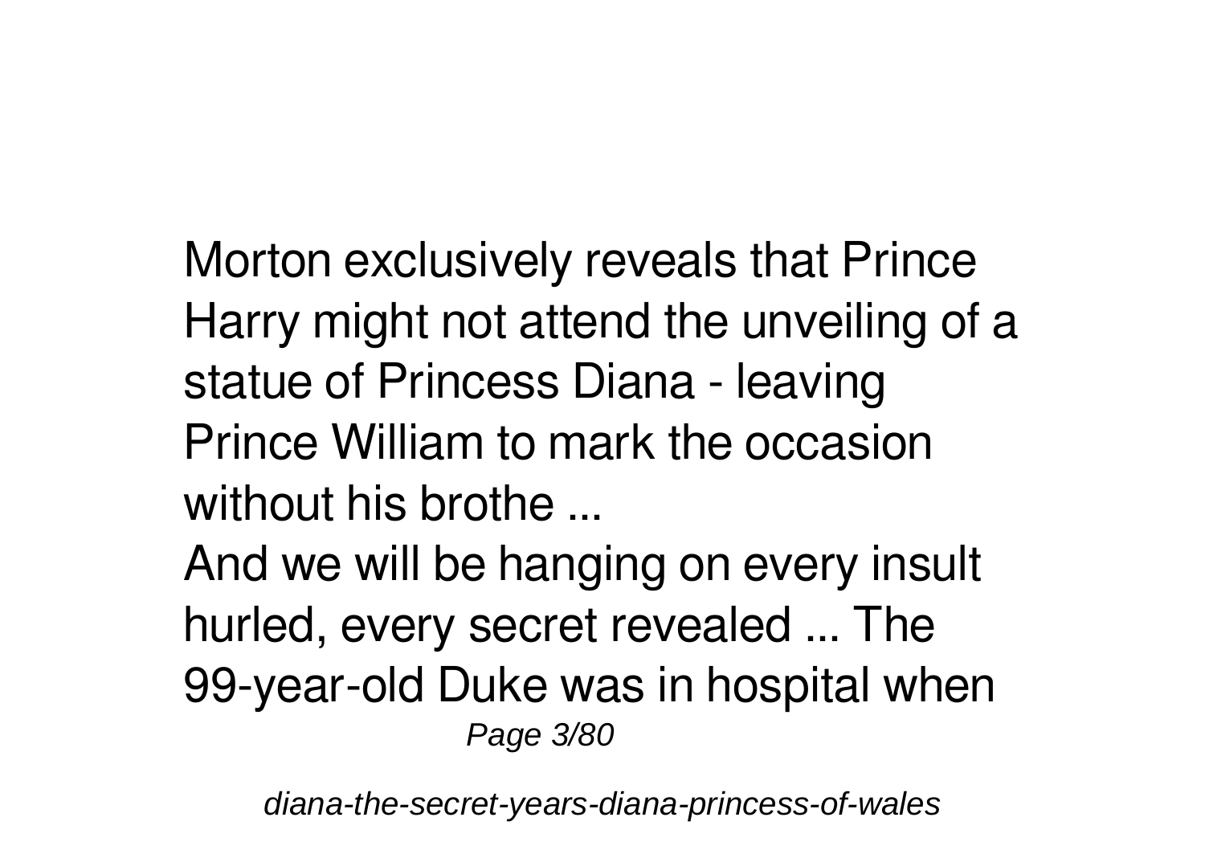Morton exclusively reveals that Prince Harry might not attend the unveiling of a statue of Princess Diana - leaving Prince William to mark the occasion without his brothe ...

And we will be hanging on every insult hurled, every secret revealed ... The 99-year-old Duke was in hospital when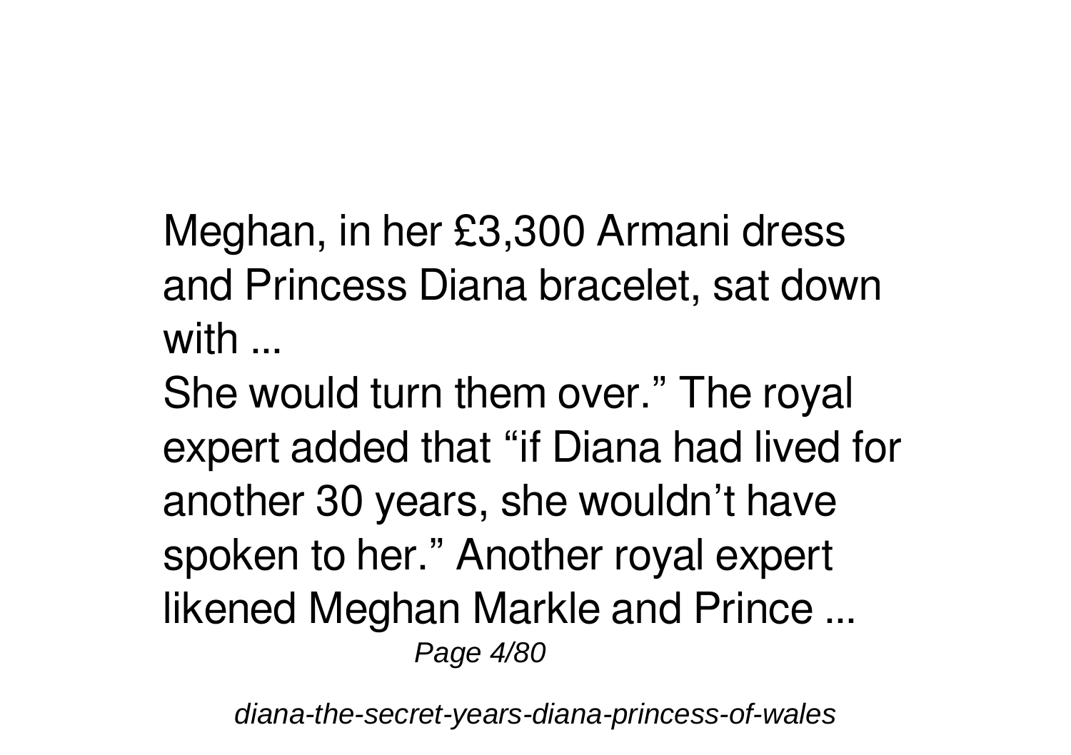Meghan, in her £3,300 Armani dress and Princess Diana bracelet, sat down with ...

She would turn them over." The royal expert added that "if Diana had lived for another 30 years, she wouldn't have spoken to her." Another royal expert likened Meghan Markle and Prince ...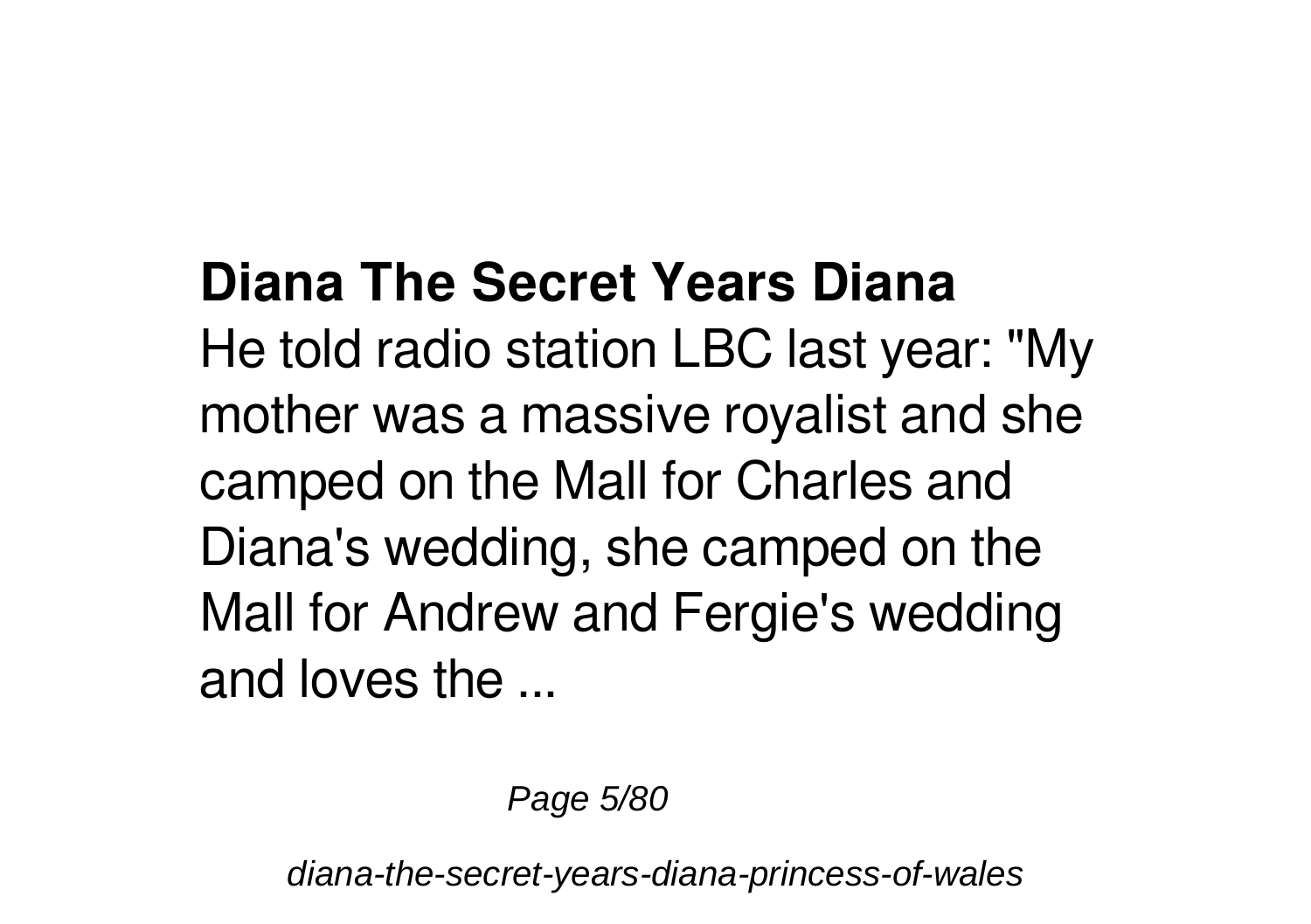## Diana The Secret Years Diana

He told radio station LBC last year: "My mother was a massive royalist and she camped on the Mall for Charles and Diana's wedding, she camped on the Mall for Andrew and Fergie's wedding and loves the ...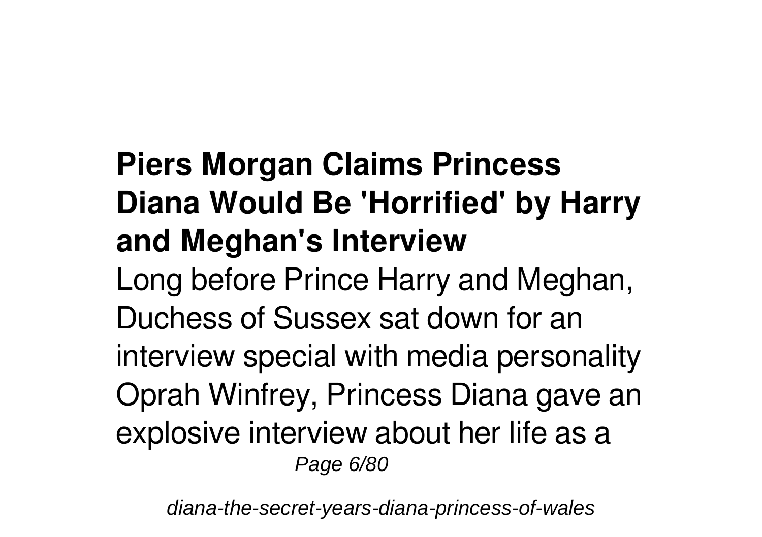**Piers Morgan Claims Princess Diana Would Be 'Horrified' by Harry and Meghan's Interview**

Long before Prince Harry and Meghan, Duchess of Sussex sat down for an interview special with media personality Oprah Winfrey, Princess Diana gave an explosive interview about her life as a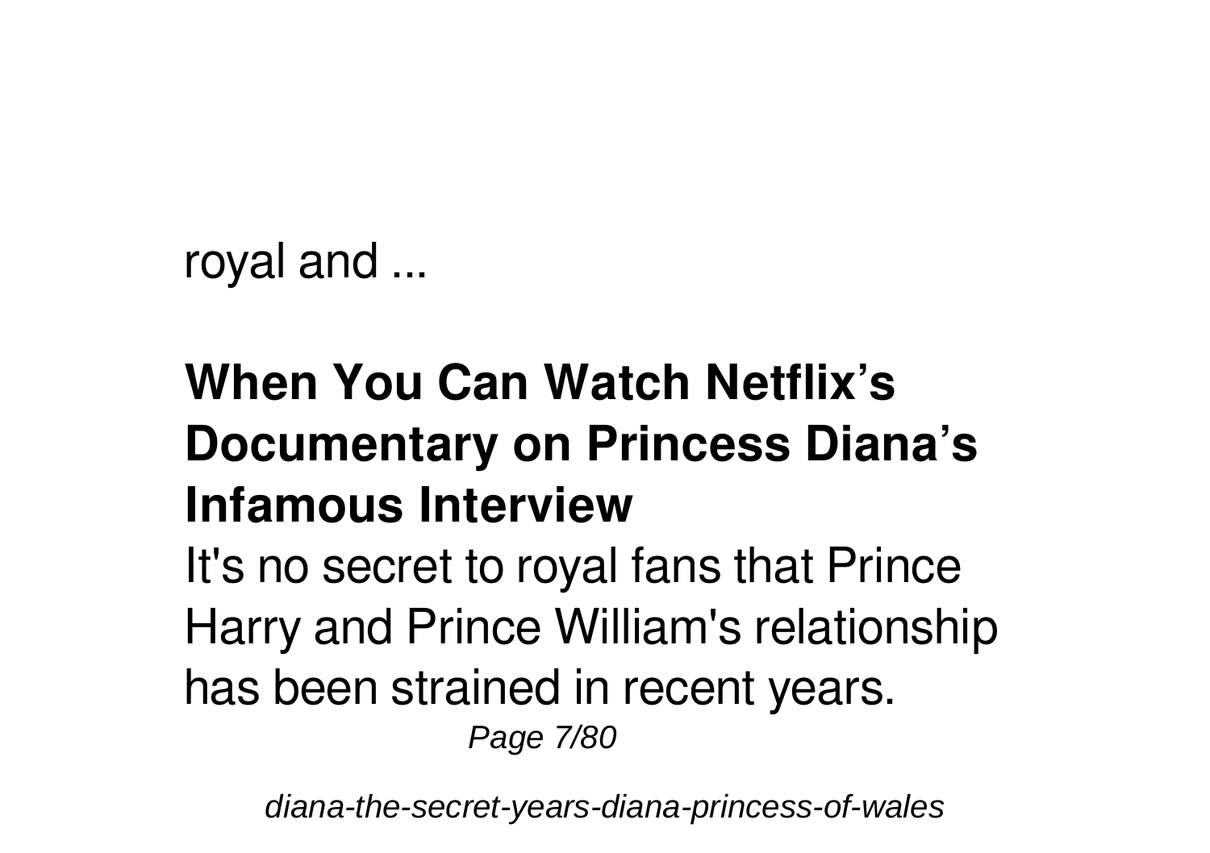royal and ...

## When You Can Watch Netflix's Documentary on Princess Diana's Infamous Interview

It's no secret to royal fans that Prince Harry and Prince William's relationship has been strained in recent years.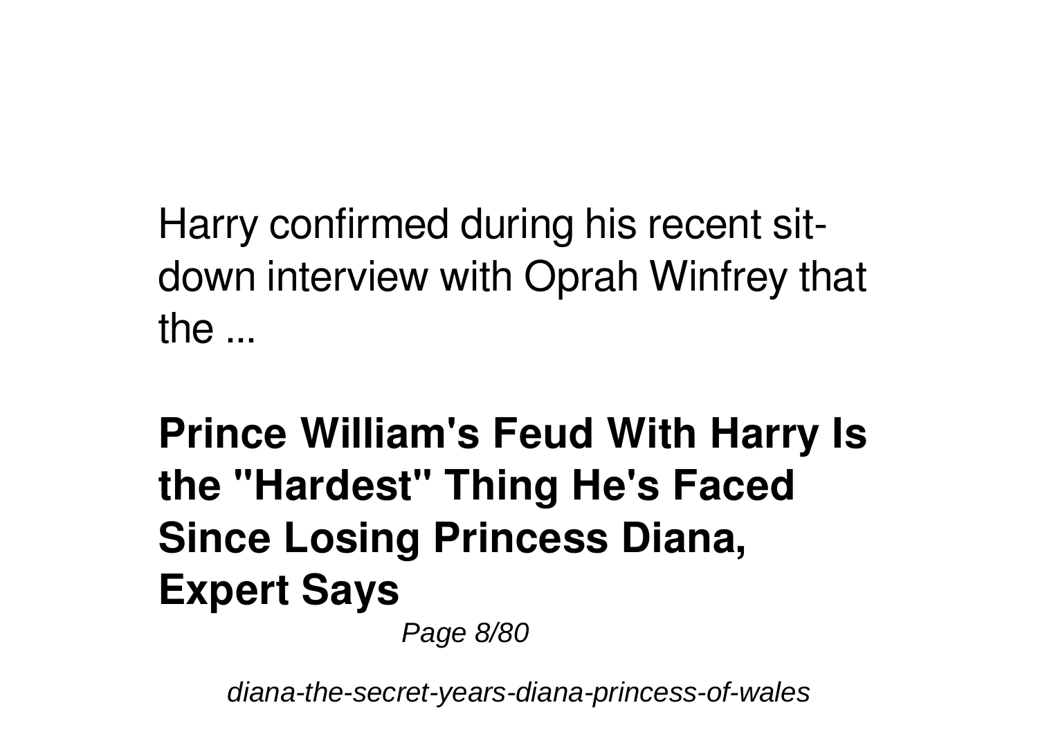Harry confirmed during his recent sit-down interview with Oprah Winfrey that the ...

## Prince William's Feud With Harry Is the "Hardest" Thing He's Faced Since Losing Princess Diana, Expert Says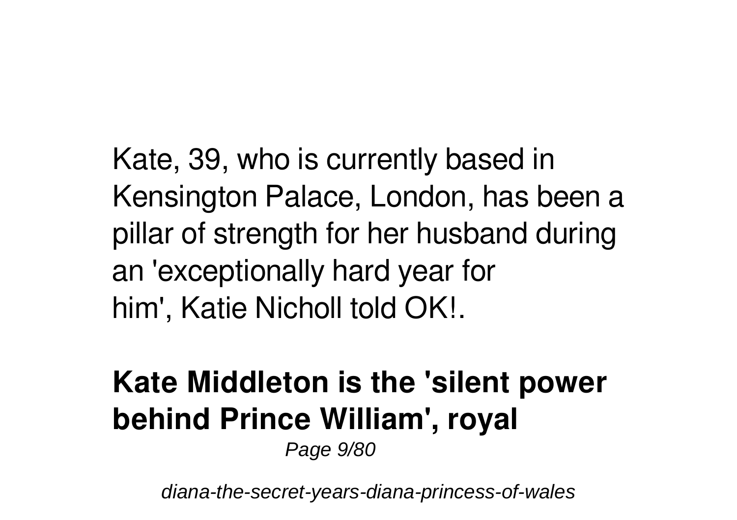Kate, 39, who is currently based in Kensington Palace, London, has been a pillar of strength for her husband during an 'exceptionally hard year for him', Katie Nicholl told OK!.

## Kate Middleton is the 'silent power behind Prince William', royal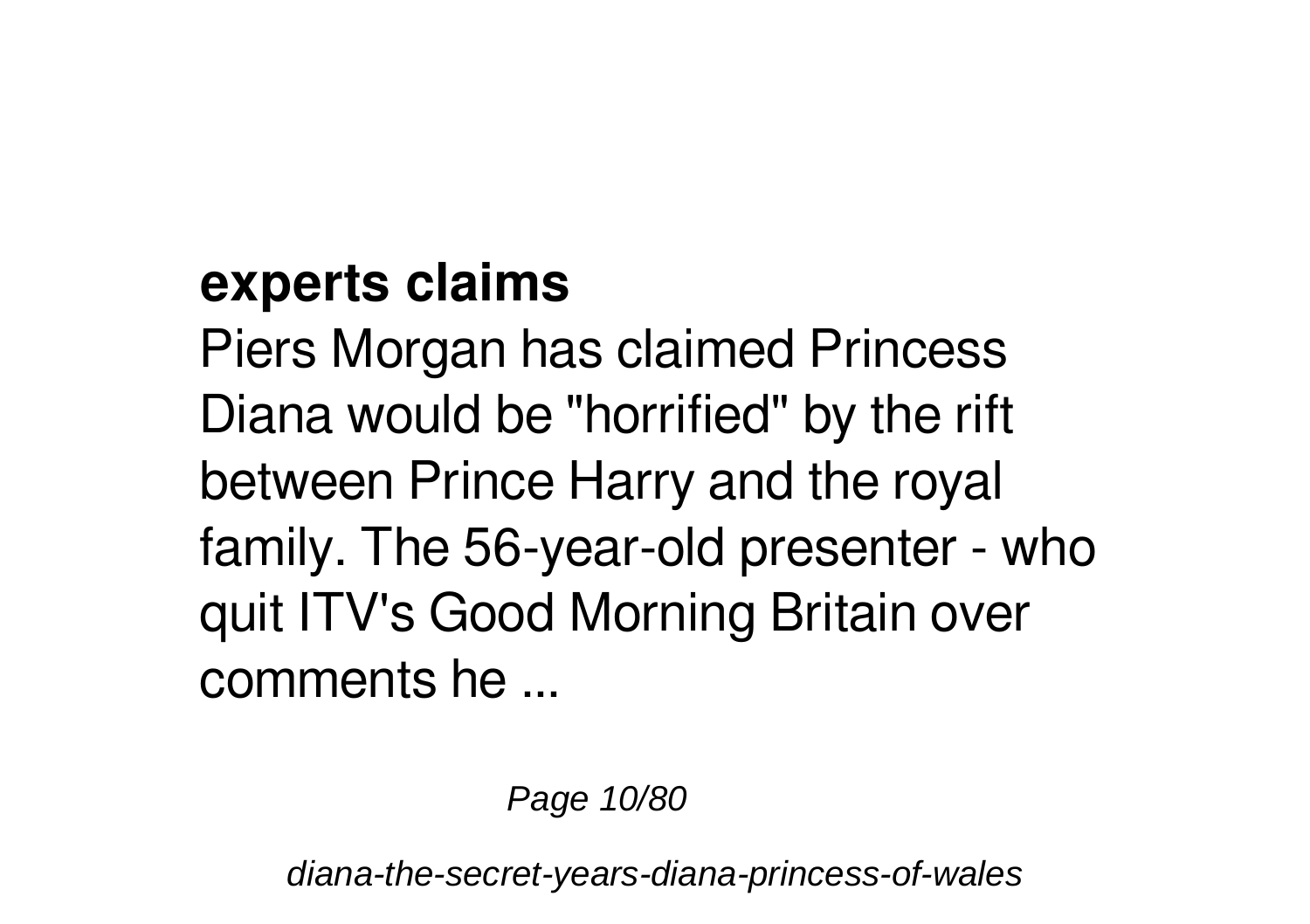**experts claims**

Piers Morgan has claimed Princess Diana would be "horrified" by the rift between Prince Harry and the royal family. The 56-year-old presenter - who quit ITV's Good Morning Britain over comments he ...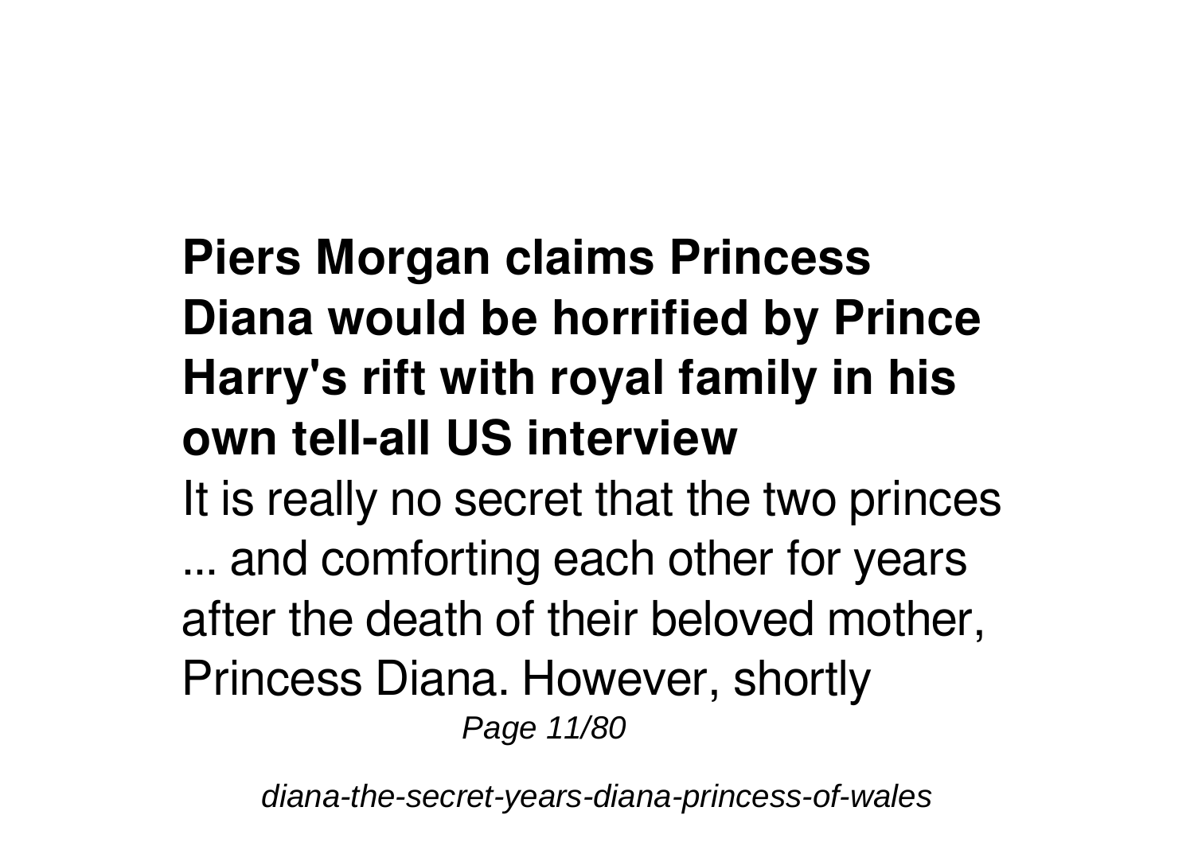**Piers Morgan claims Princess Diana would be horrified by Prince Harry's rift with royal family in his own tell-all US interview**

It is really no secret that the two princes ... and comforting each other for years after the death of their beloved mother, Princess Diana. However, shortly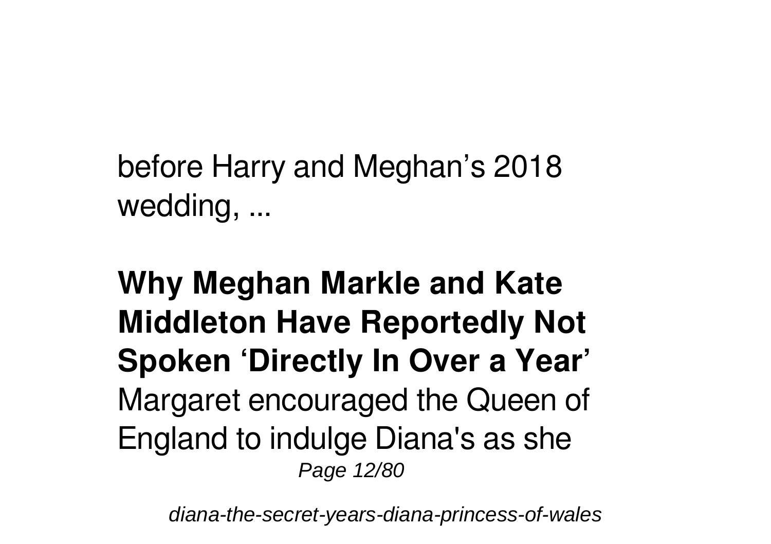before Harry and Meghan’s 2018 wedding, ...

**Why Meghan Markle and Kate Middleton Have Reportedly Not Spoken ‘Directly In Over a Year’**

Margaret encouraged the Queen of England to indulge Diana's as she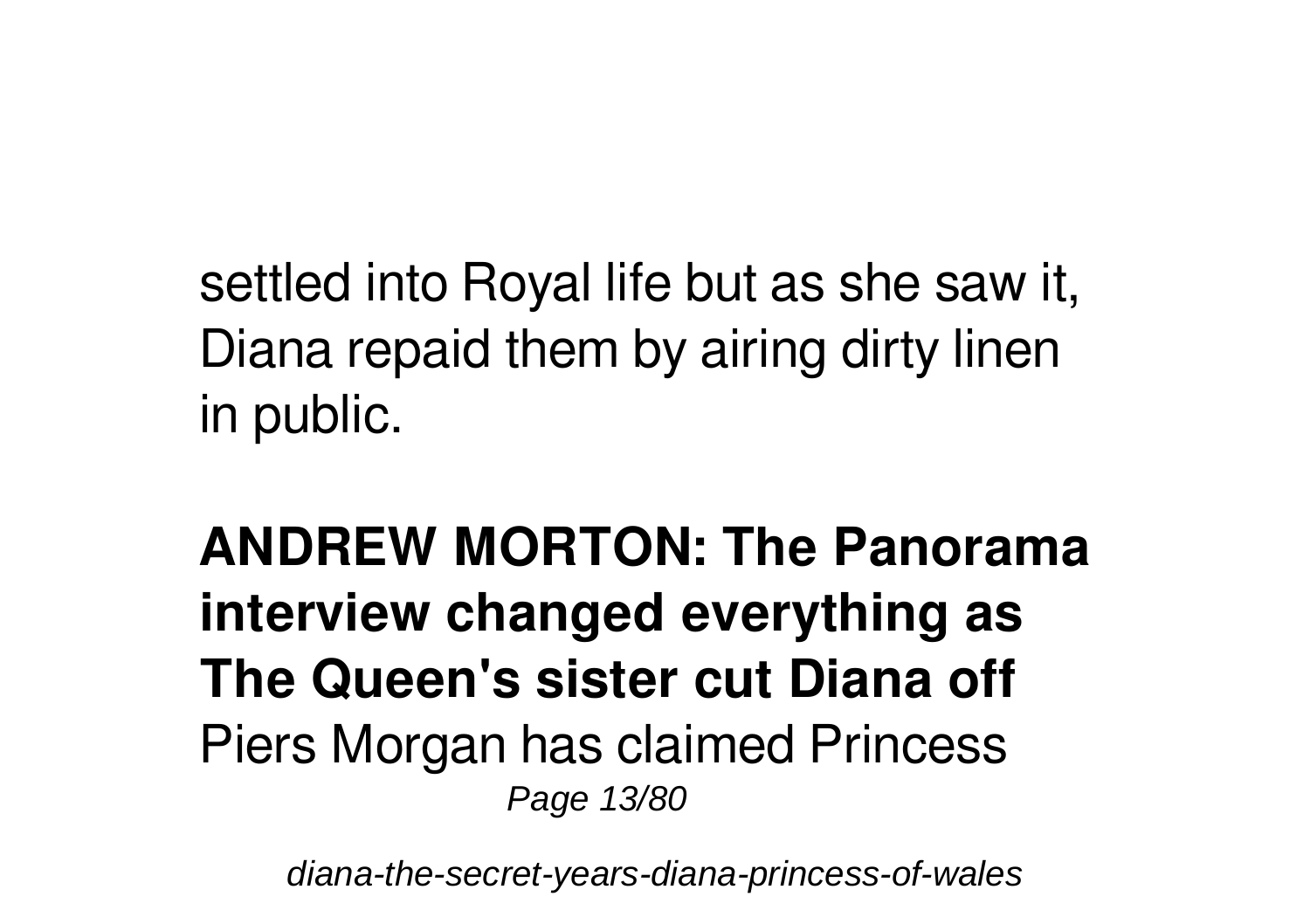settled into Royal life but as she saw it, Diana repaid them by airing dirty linen in public.

**ANDREW MORTON: The Panorama interview changed everything as The Queen's sister cut Diana off**

Piers Morgan has claimed Princess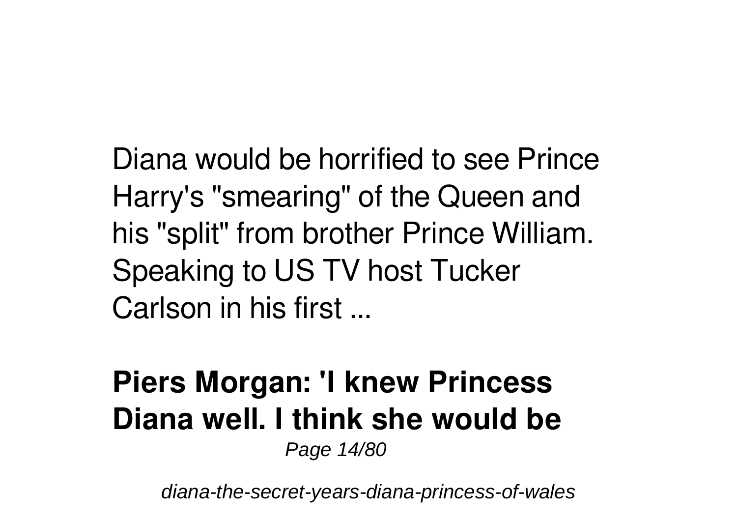Diana would be horrified to see Prince Harry's "smearing" of the Queen and his "split" from brother Prince William. Speaking to US TV host Tucker Carlson in his first ...

**Piers Morgan: 'I knew Princess Diana well. I think she would be**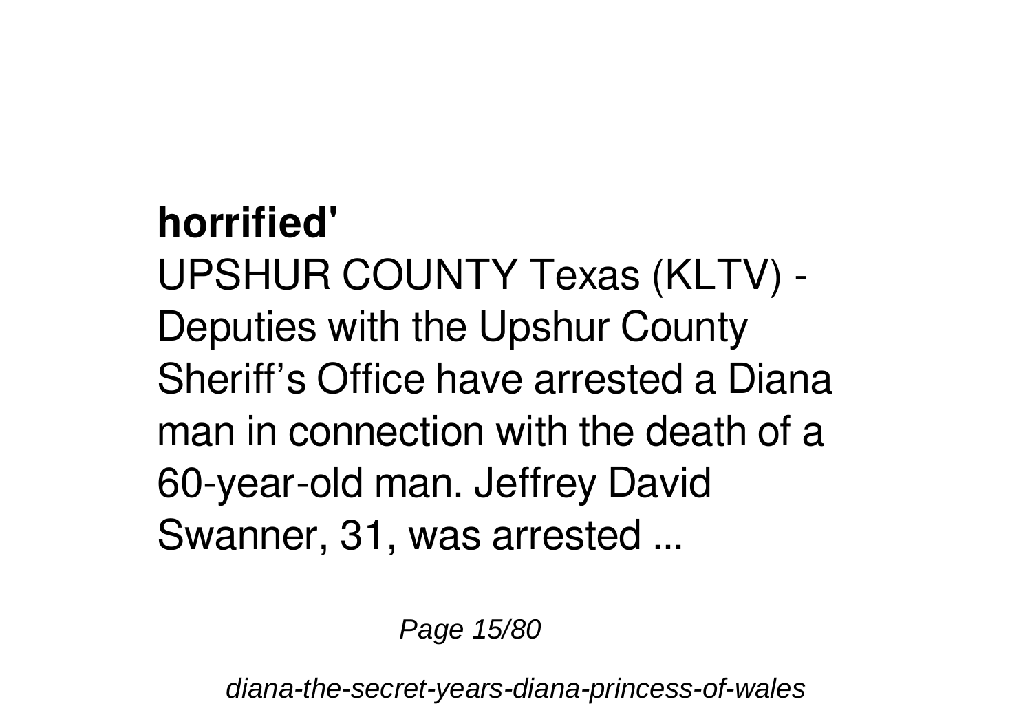**horrified'**

UPSHUR COUNTY Texas (KLTV) - Deputies with the Upshur County Sheriff’s Office have arrested a Diana man in connection with the death of a 60-year-old man. Jeffrey David Swanner, 31, was arrested ...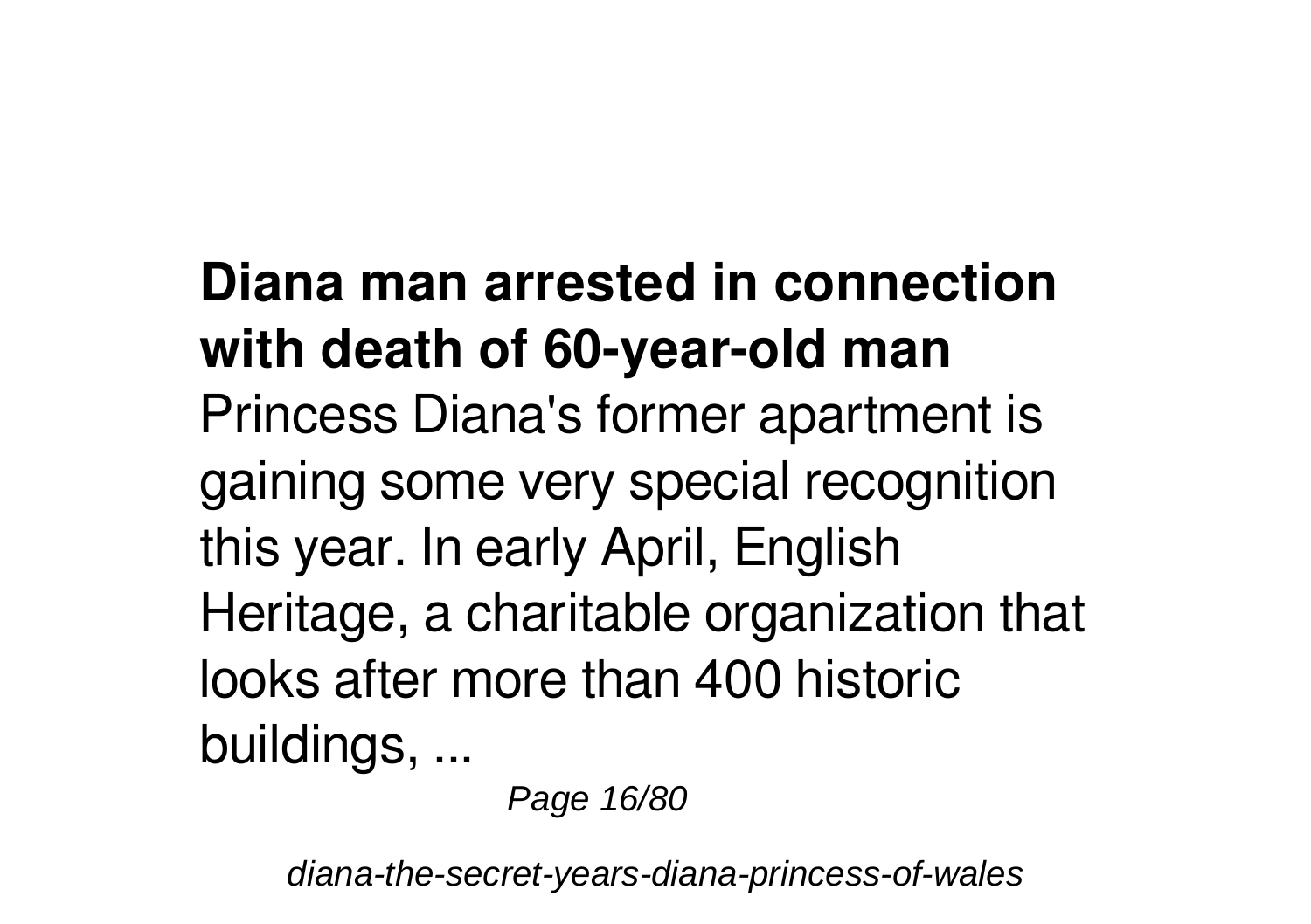**Diana man arrested in connection with death of 60-year-old man**

Princess Diana's former apartment is gaining some very special recognition this year. In early April, English Heritage, a charitable organization that looks after more than 400 historic buildings, ...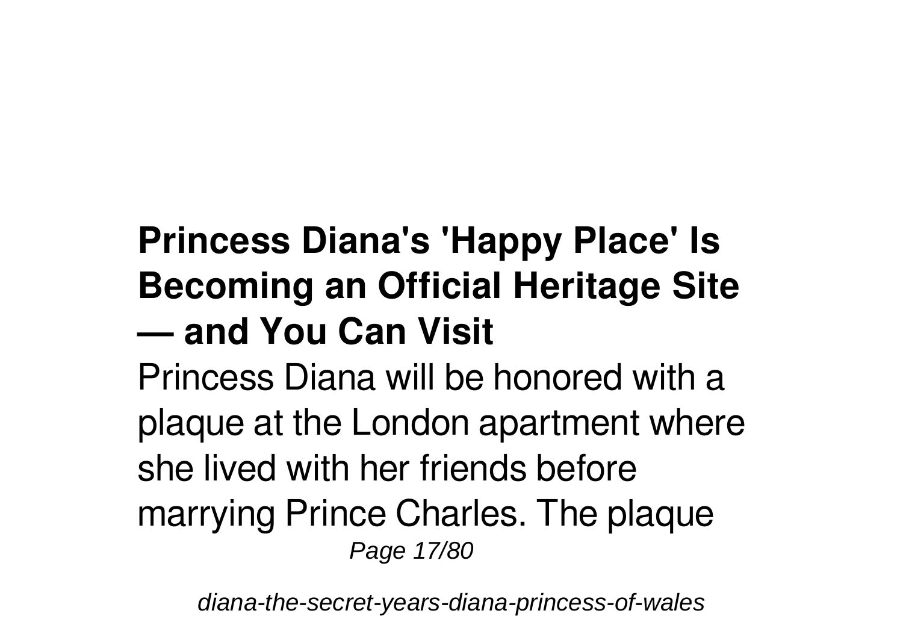## Princess Diana's 'Happy Place' Is Becoming an Official Heritage Site — and You Can Visit

Princess Diana will be honored with a plaque at the London apartment where she lived with her friends before marrying Prince Charles. The plaque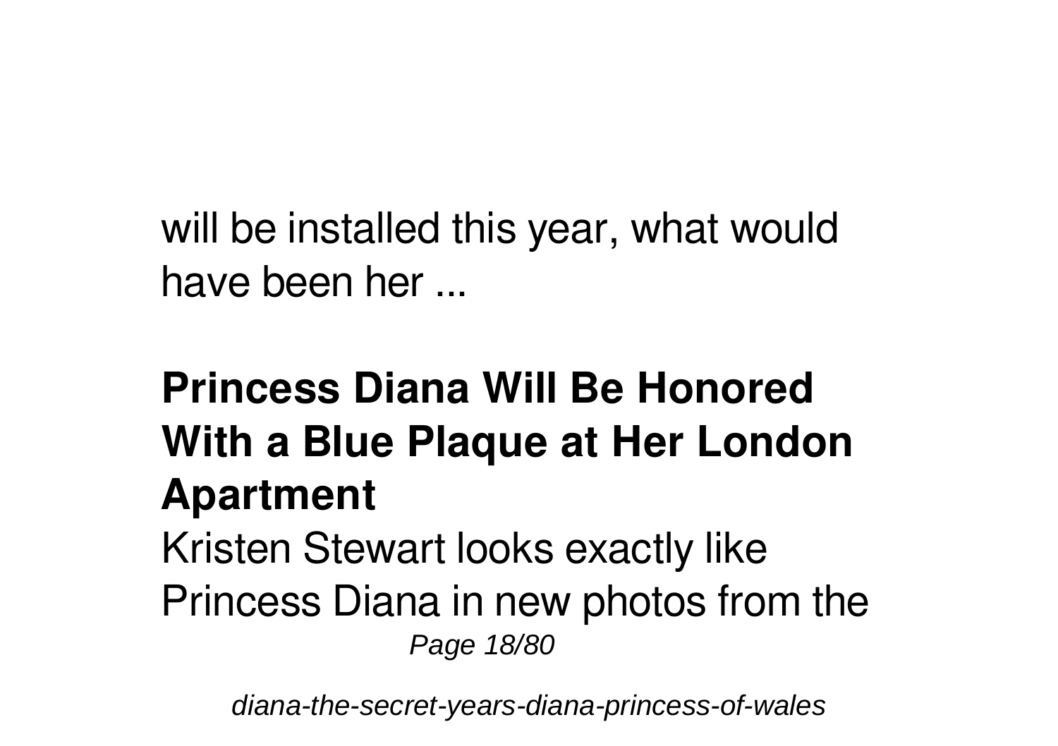will be installed this year, what would have been her ...

## Princess Diana Will Be Honored With a Blue Plaque at Her London Apartment

Kristen Stewart looks exactly like Princess Diana in new photos from the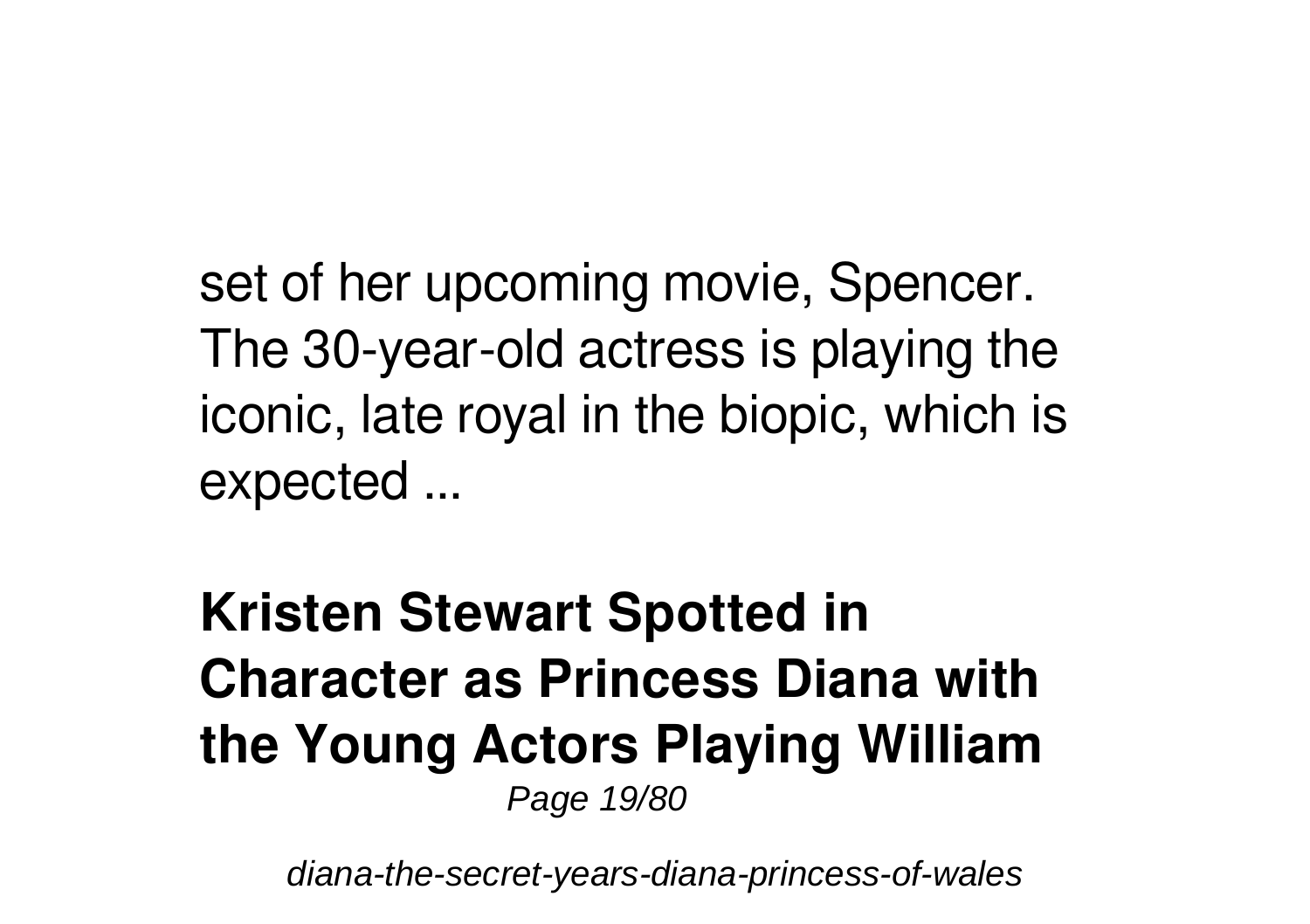set of her upcoming movie, Spencer. The 30-year-old actress is playing the iconic, late royal in the biopic, which is expected ...

**Kristen Stewart Spotted in Character as Princess Diana with the Young Actors Playing William**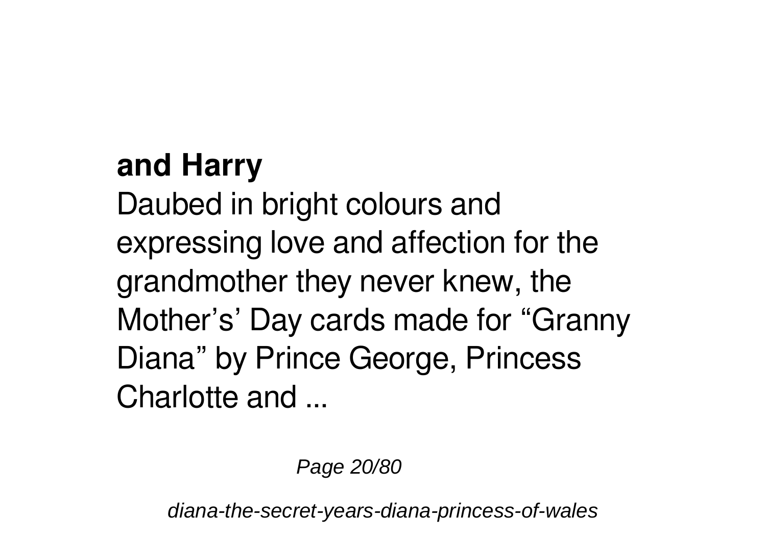**and Harry**

Daubed in bright colours and expressing love and affection for the grandmother they never knew, the Mother’s’ Day cards made for “Granny Diana” by Prince George, Princess Charlotte and ...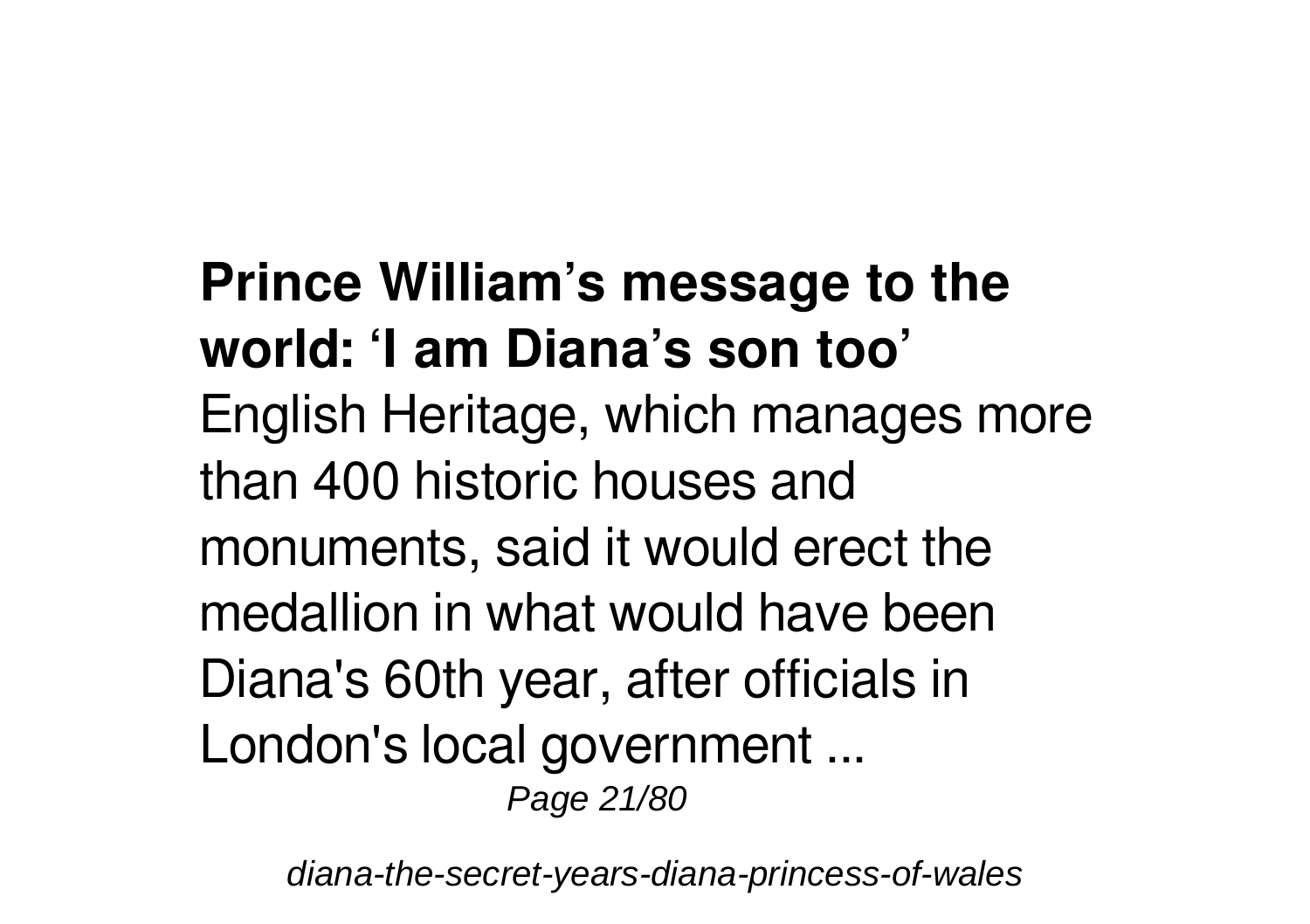**Prince William’s message to the world: ‘I am Diana’s son too’**

English Heritage, which manages more than 400 historic houses and monuments, said it would erect the medallion in what would have been Diana's 60th year, after officials in London's local government ...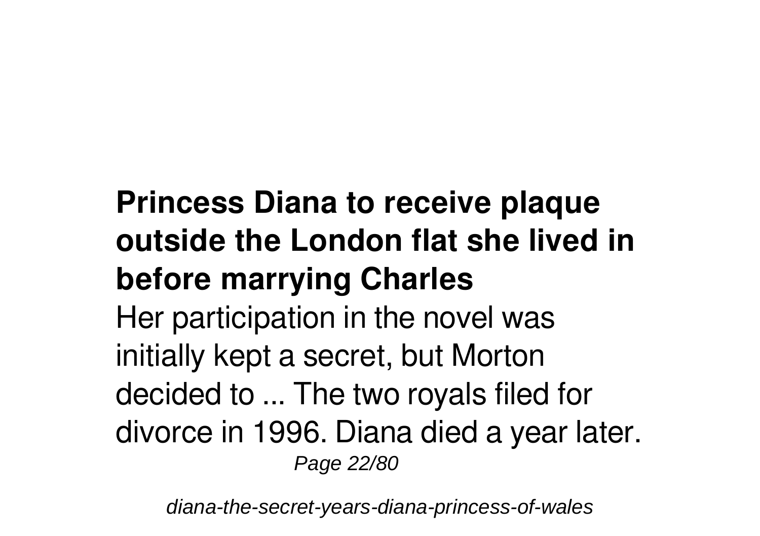**Princess Diana to receive plaque outside the London flat she lived in before marrying Charles**

Her participation in the novel was initially kept a secret, but Morton decided to ... The two royals filed for divorce in 1996. Diana died a year later.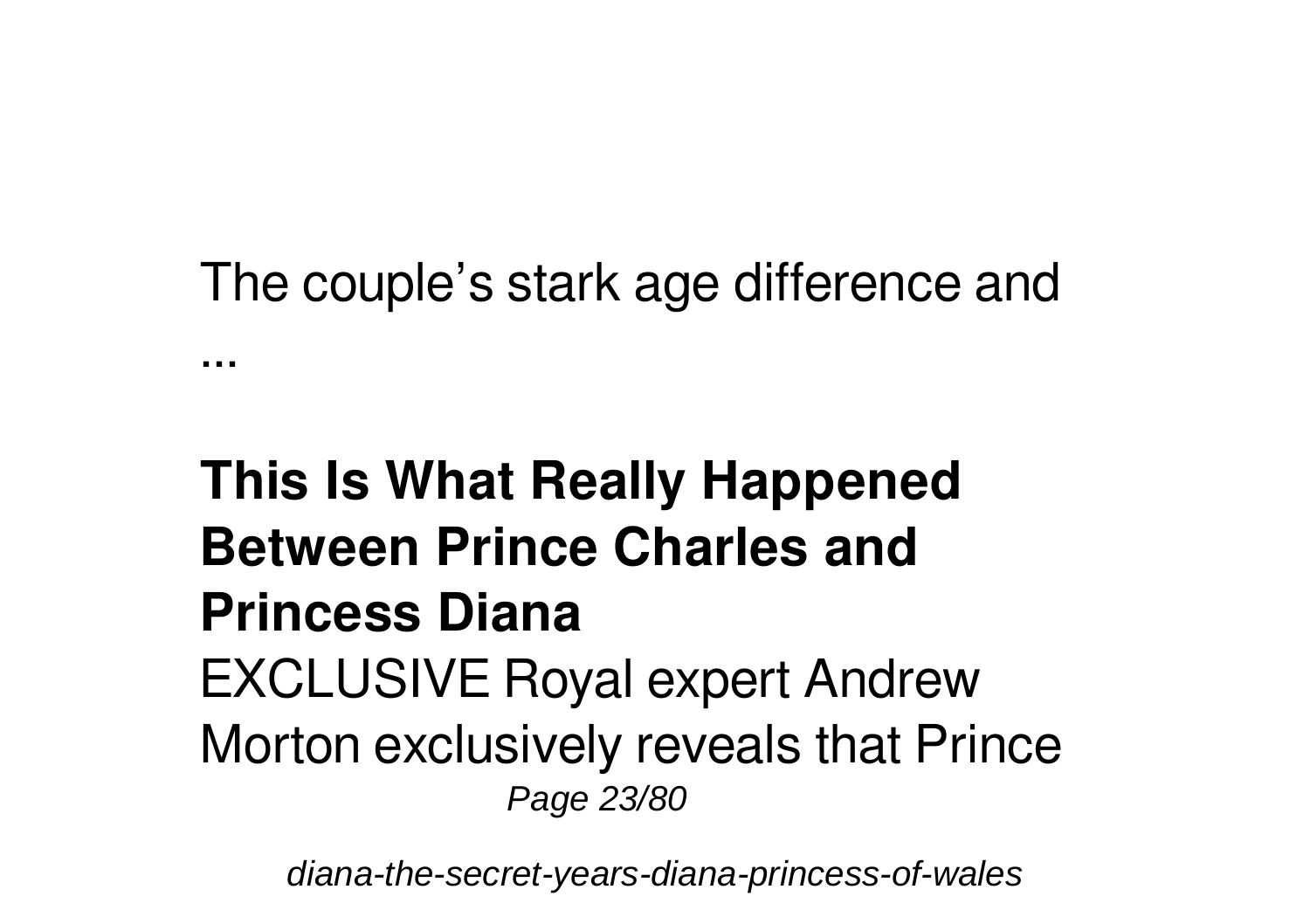The couple’s stark age difference and ...

**This Is What Really Happened Between Prince Charles and Princess Diana**

EXCLUSIVE Royal expert Andrew Morton exclusively reveals that Prince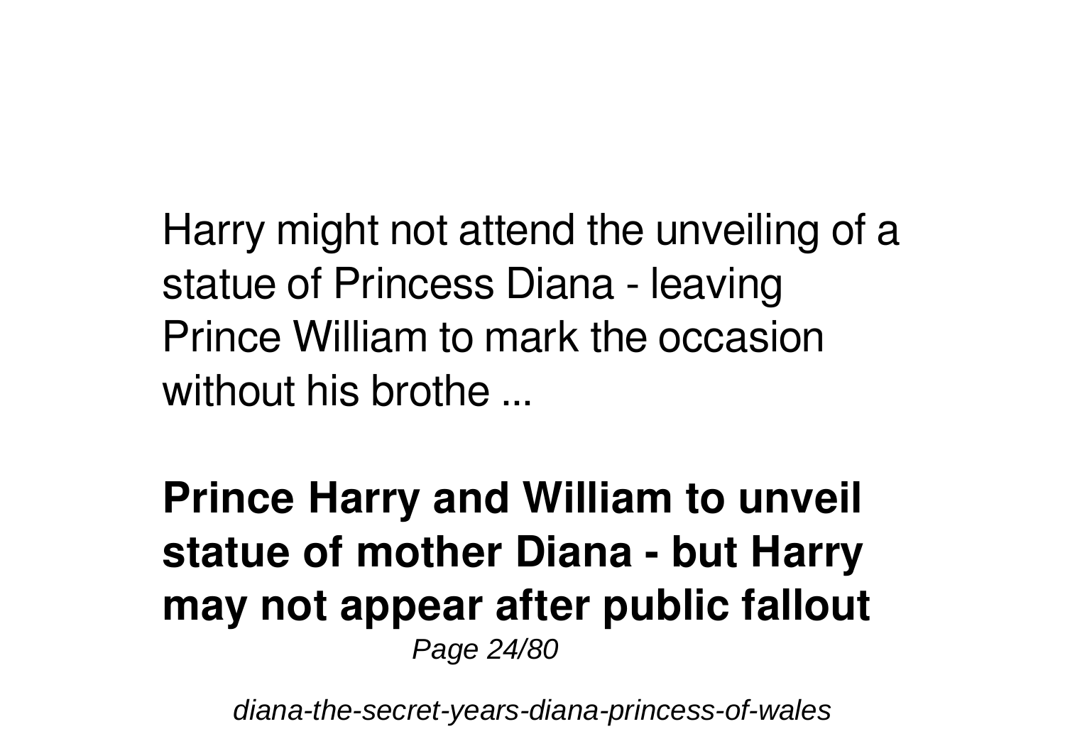Harry might not attend the unveiling of a statue of Princess Diana - leaving Prince William to mark the occasion without his brothe ...

**Prince Harry and William to unveil statue of mother Diana - but Harry may not appear after public fallout**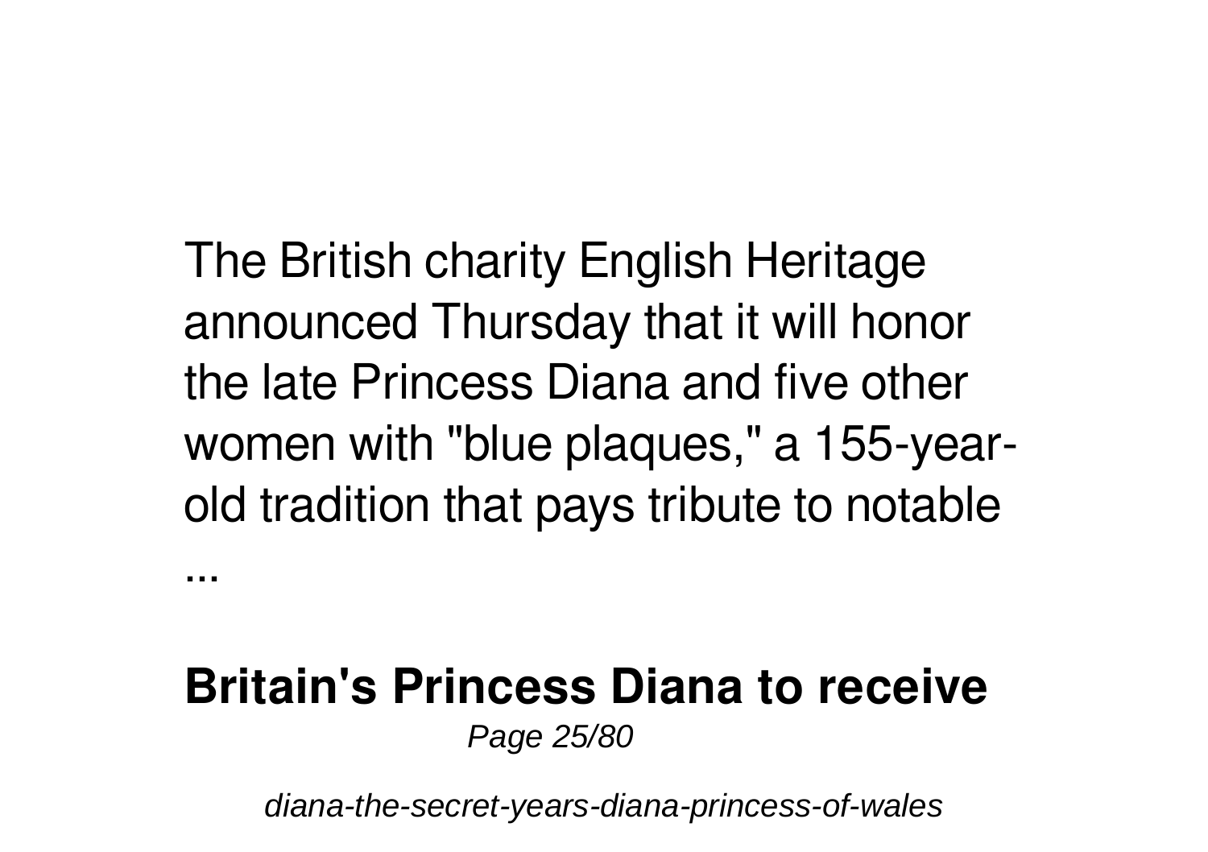The British charity English Heritage announced Thursday that it will honor the late Princess Diana and five other women with "blue plaques," a 155-year-old tradition that pays tribute to notable ...

## Britain's Princess Diana to receive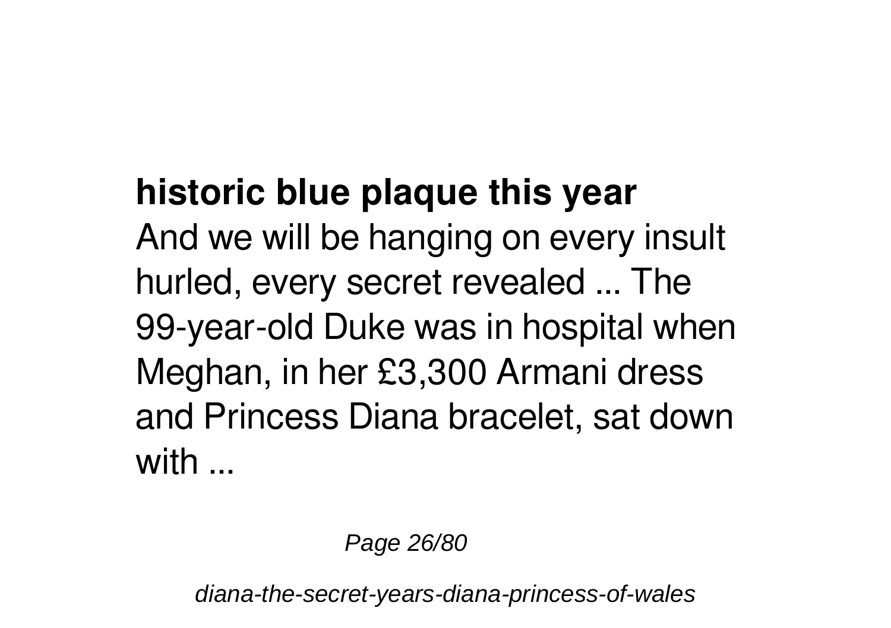**historic blue plaque this year**

And we will be hanging on every insult hurled, every secret revealed ... The 99-year-old Duke was in hospital when Meghan, in her £3,300 Armani dress and Princess Diana bracelet, sat down with ...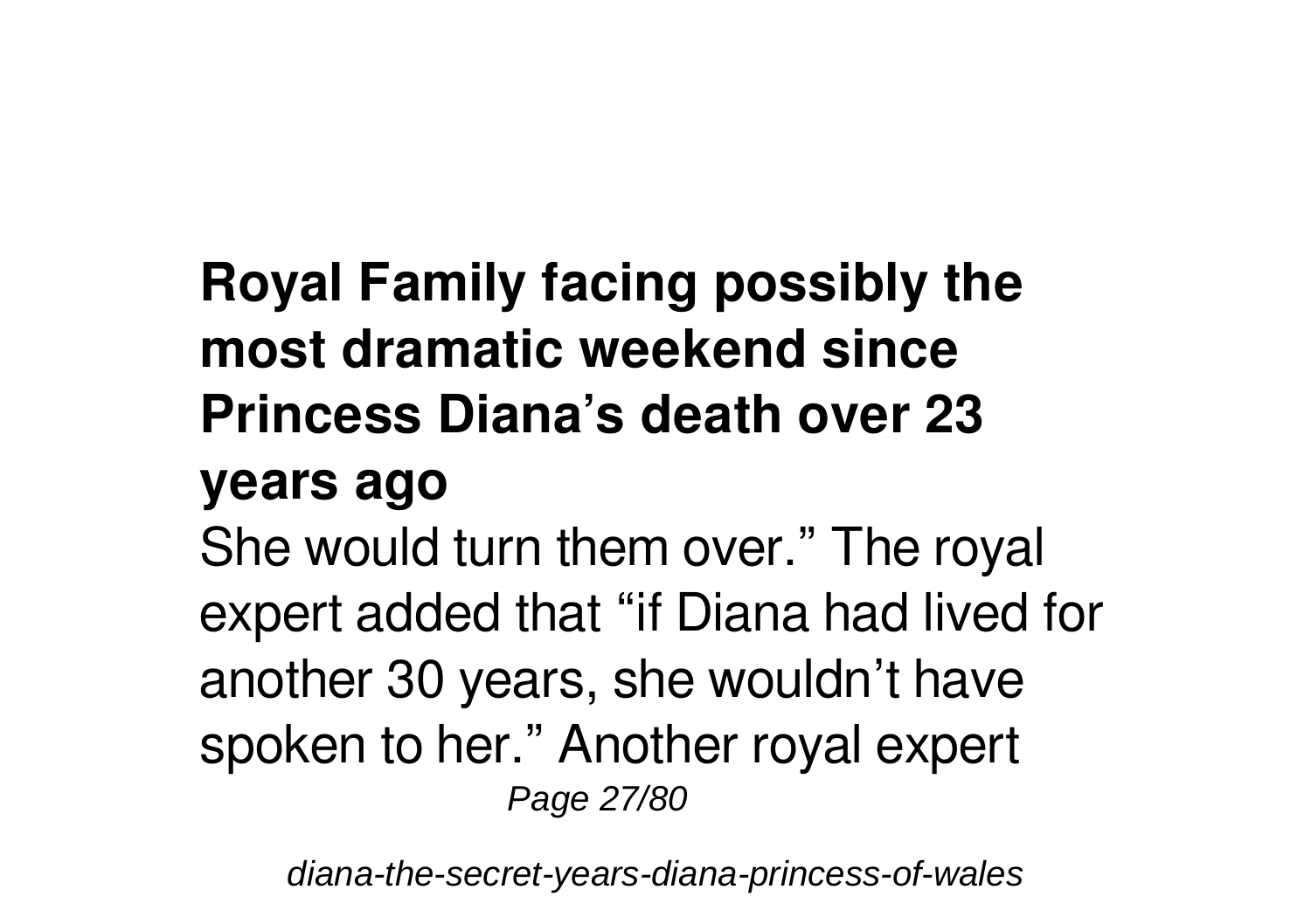**Royal Family facing possibly the most dramatic weekend since Princess Diana's death over 23 years ago**

She would turn them over." The royal expert added that "if Diana had lived for another 30 years, she wouldn't have spoken to her." Another royal expert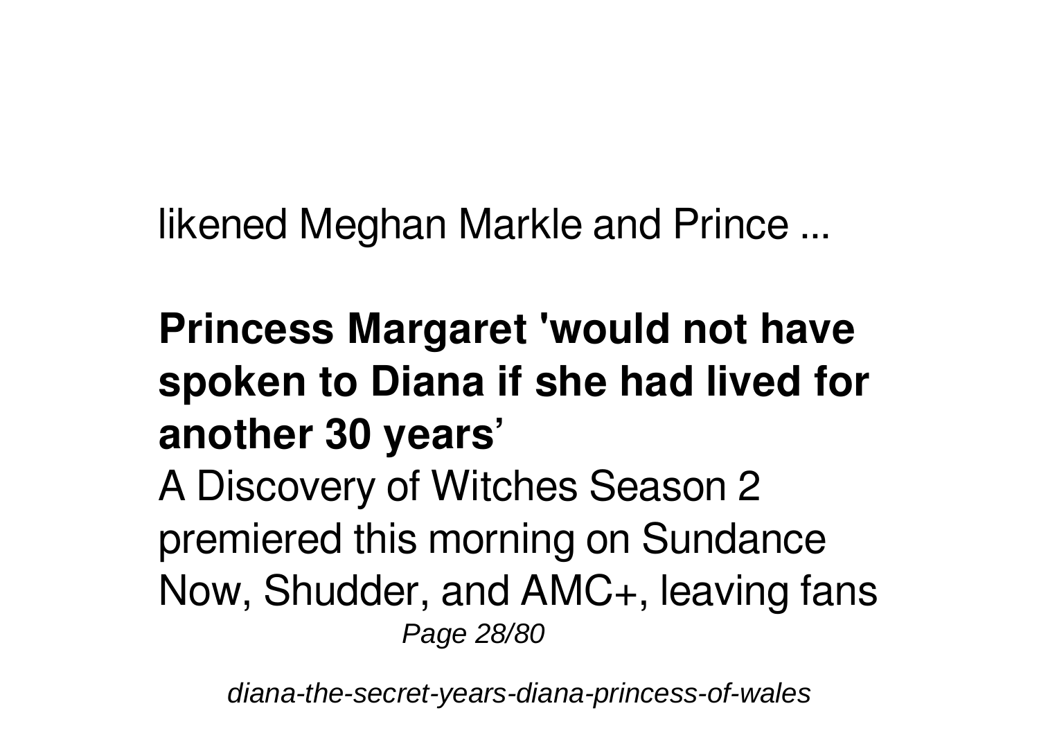likened Meghan Markle and Prince ...

**Princess Margaret 'would not have spoken to Diana if she had lived for another 30 years'**

A Discovery of Witches Season 2 premiered this morning on Sundance Now, Shudder, and AMC+, leaving fans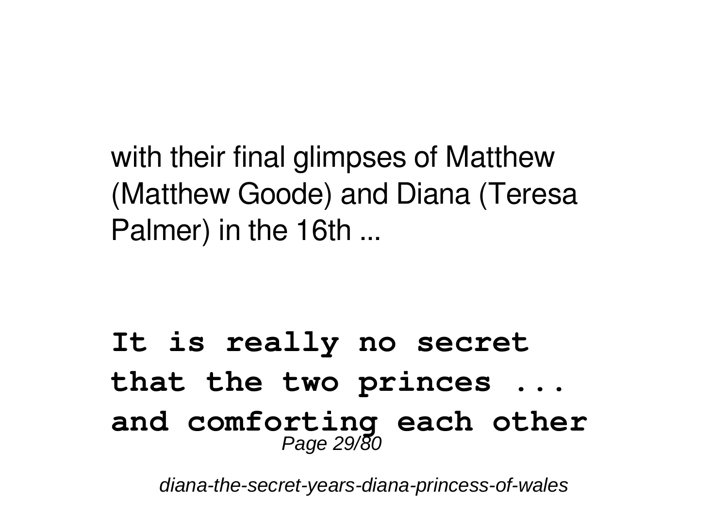with their final glimpses of Matthew (Matthew Goode) and Diana (Teresa Palmer) in the 16th ...

**It is really no secret that the two princes ... and comforting each other**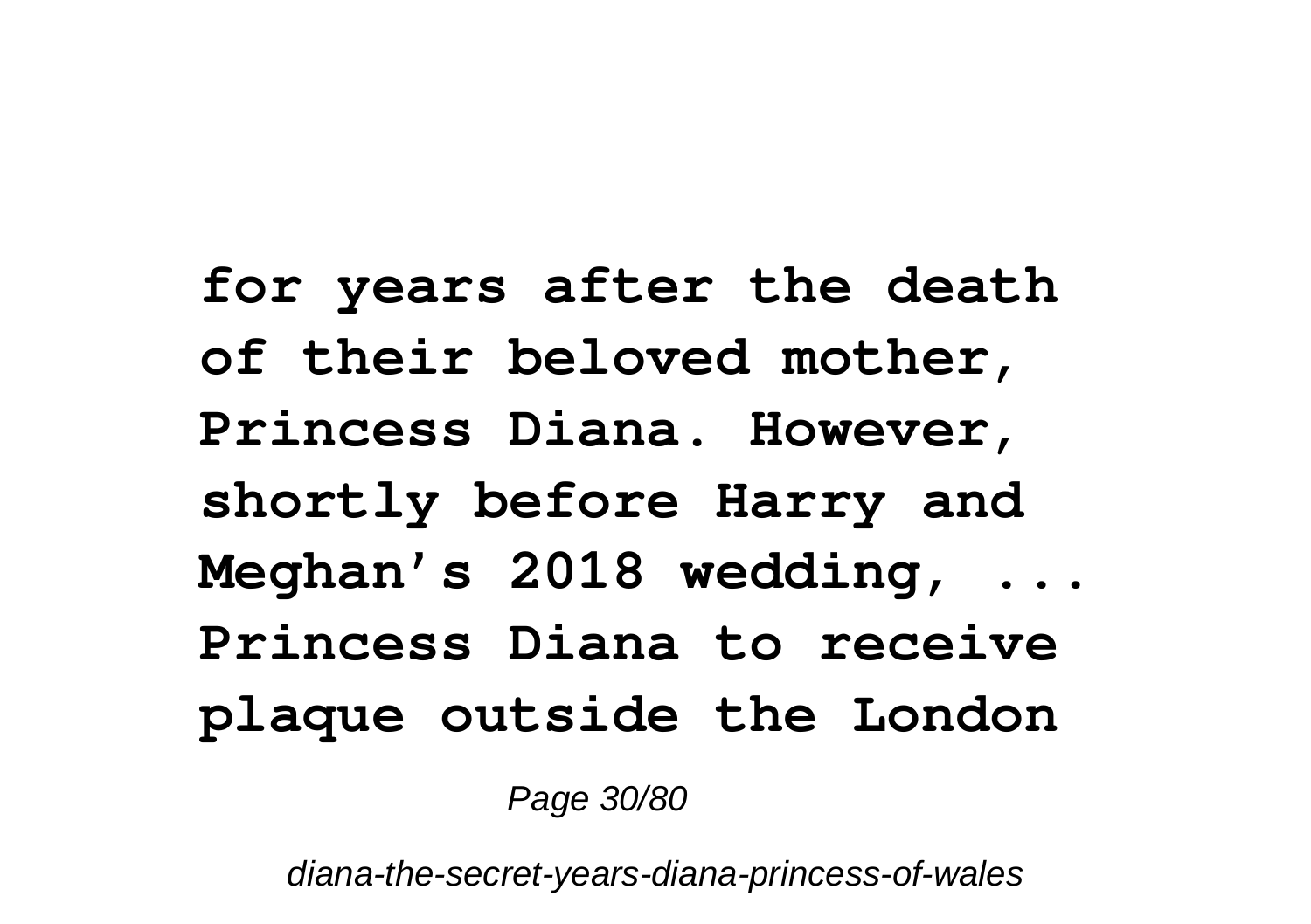**for years after the death of their beloved mother, Princess Diana. However, shortly before Harry and Meghan's 2018 wedding, ... Princess Diana to receive plaque outside the London**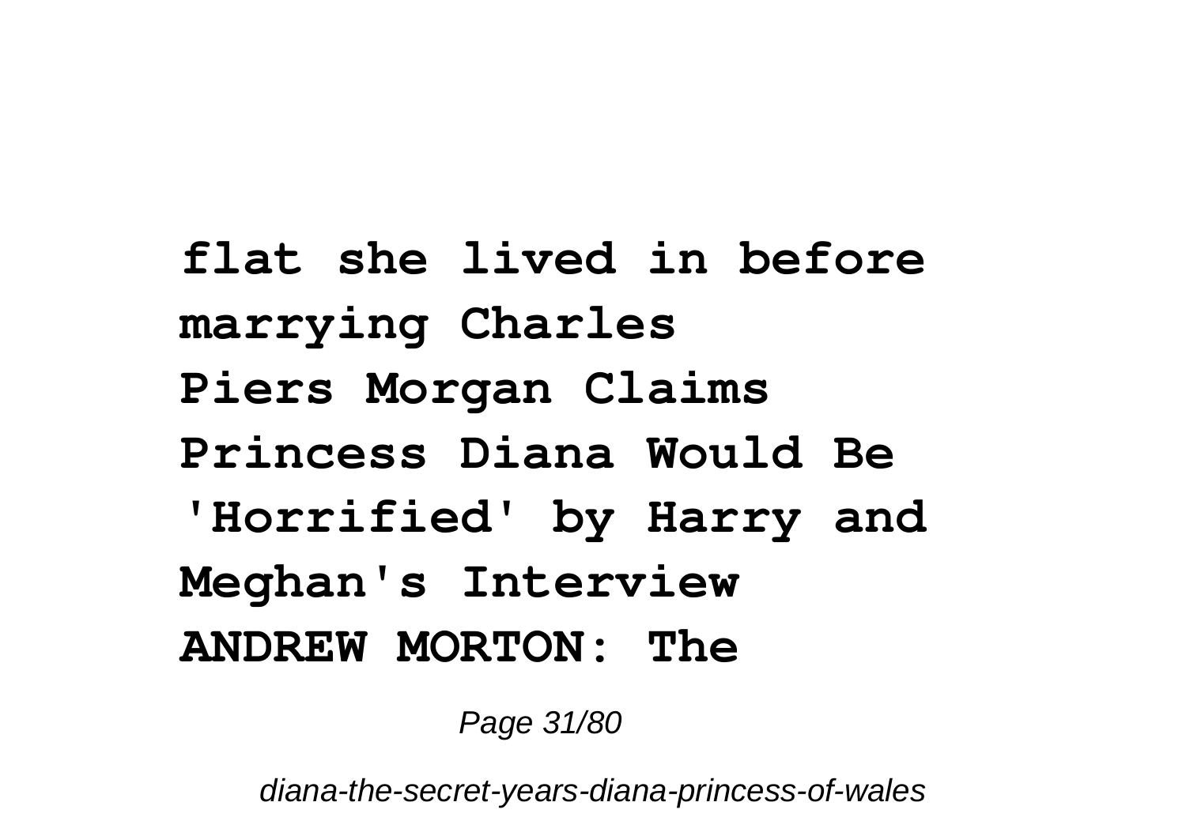**flat she lived in before marrying Charles**
**Piers Morgan Claims Princess Diana Would Be 'Horrified' by Harry and Meghan's Interview**
**ANDREW MORTON: The**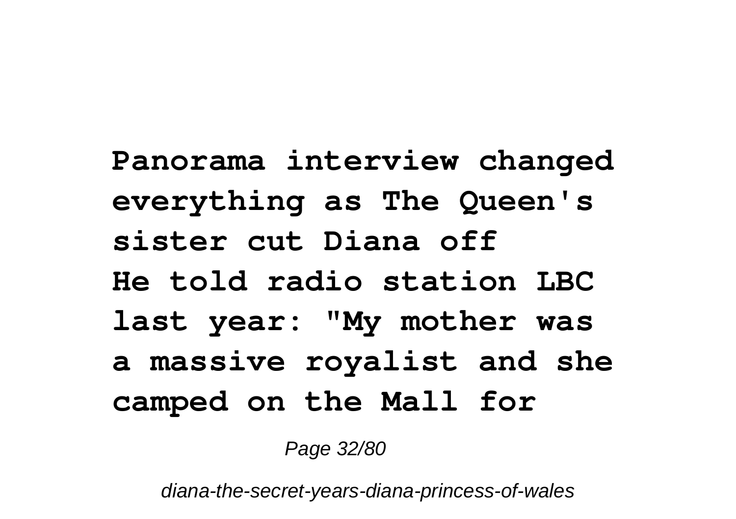**Panorama interview changed everything as The Queen's sister cut Diana off**
**He told radio station LBC last year: "My mother was a massive royalist and she camped on the Mall for**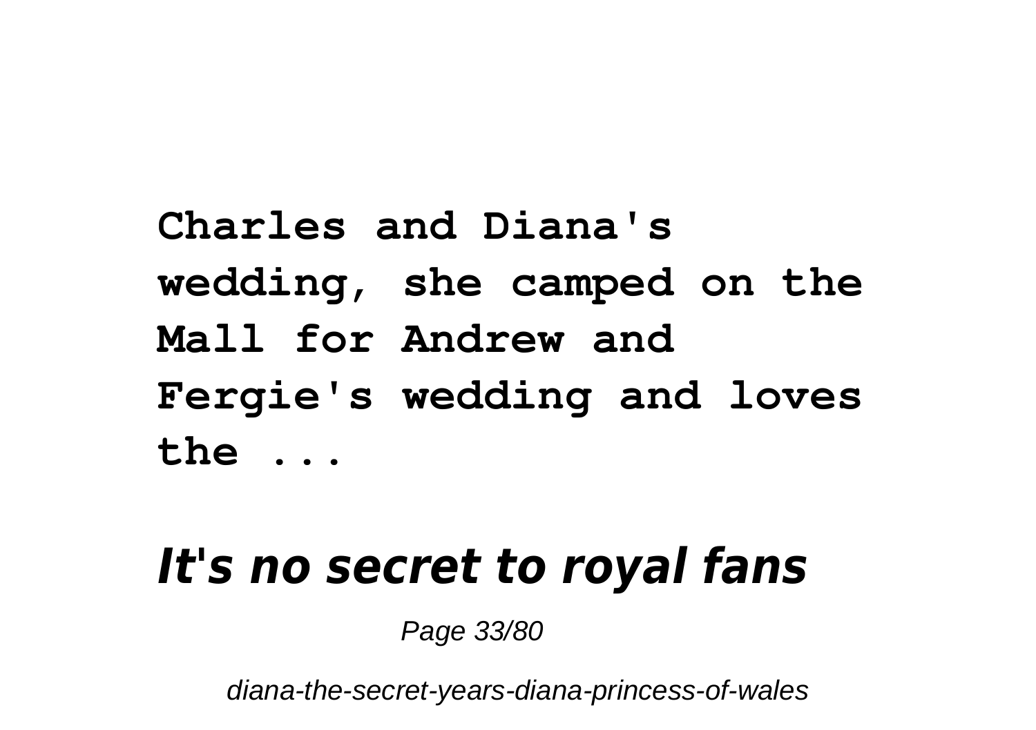**Charles and Diana's wedding, she camped on the Mall for Andrew and Fergie's wedding and loves the ...**

### *It's no secret to royal fans*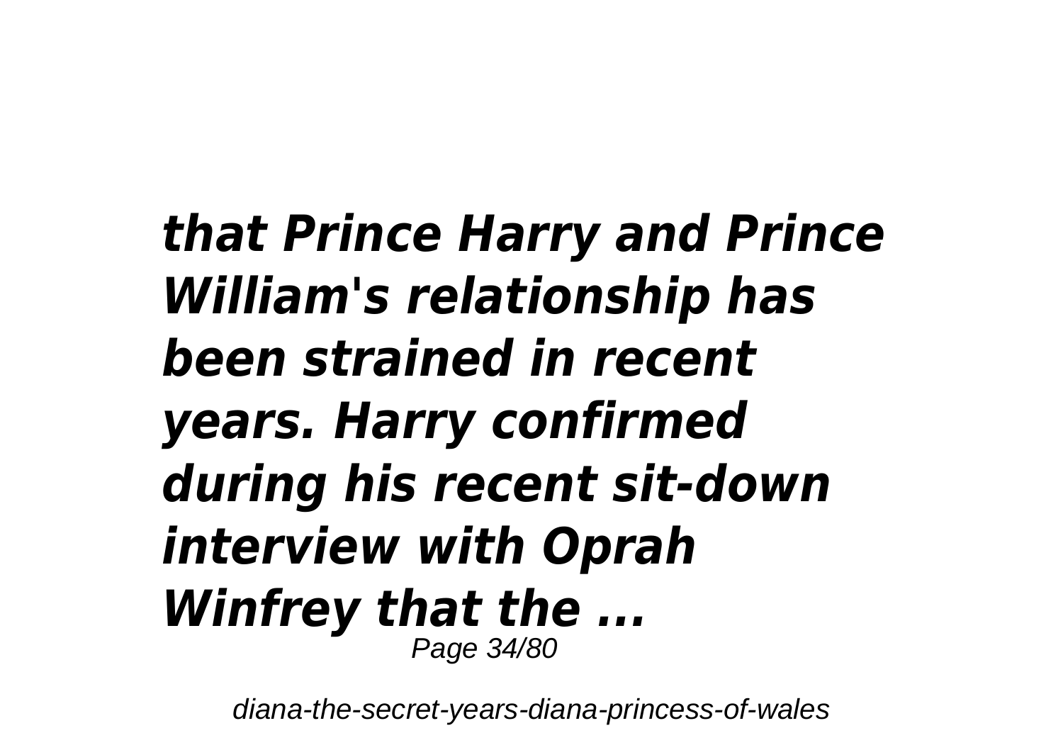***that Prince Harry and Prince William's relationship has been strained in recent years. Harry confirmed during his recent sit-down interview with Oprah Winfrey that the ...***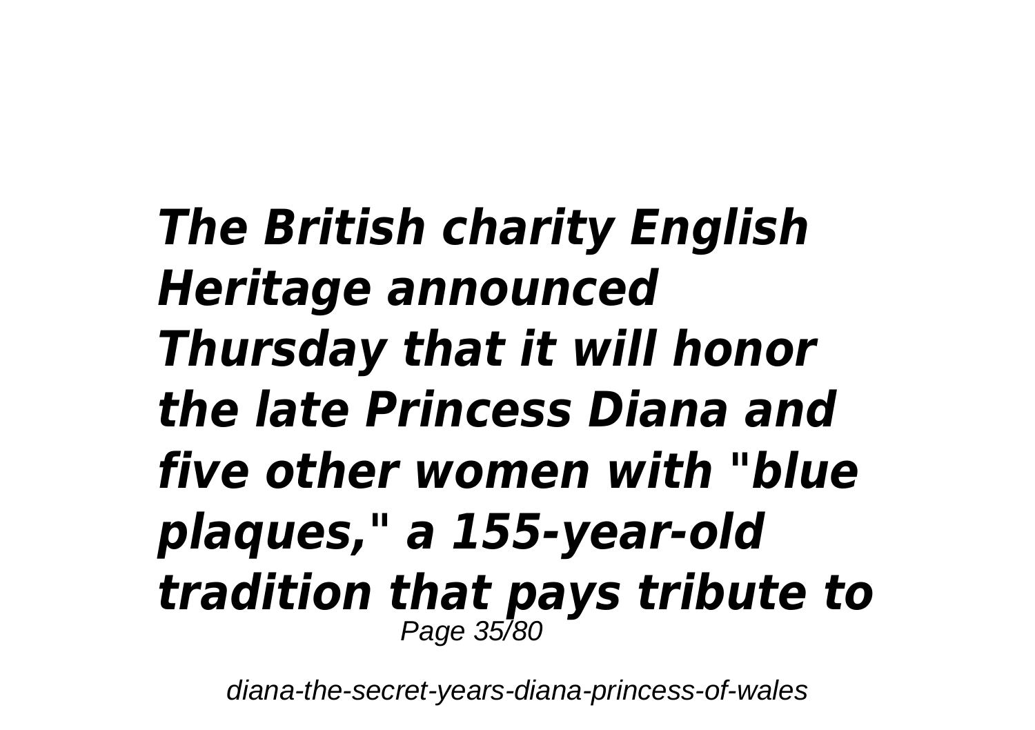***The British charity English Heritage announced Thursday that it will honor the late Princess Diana and five other women with "blue plaques," a 155-year-old tradition that pays tribute to***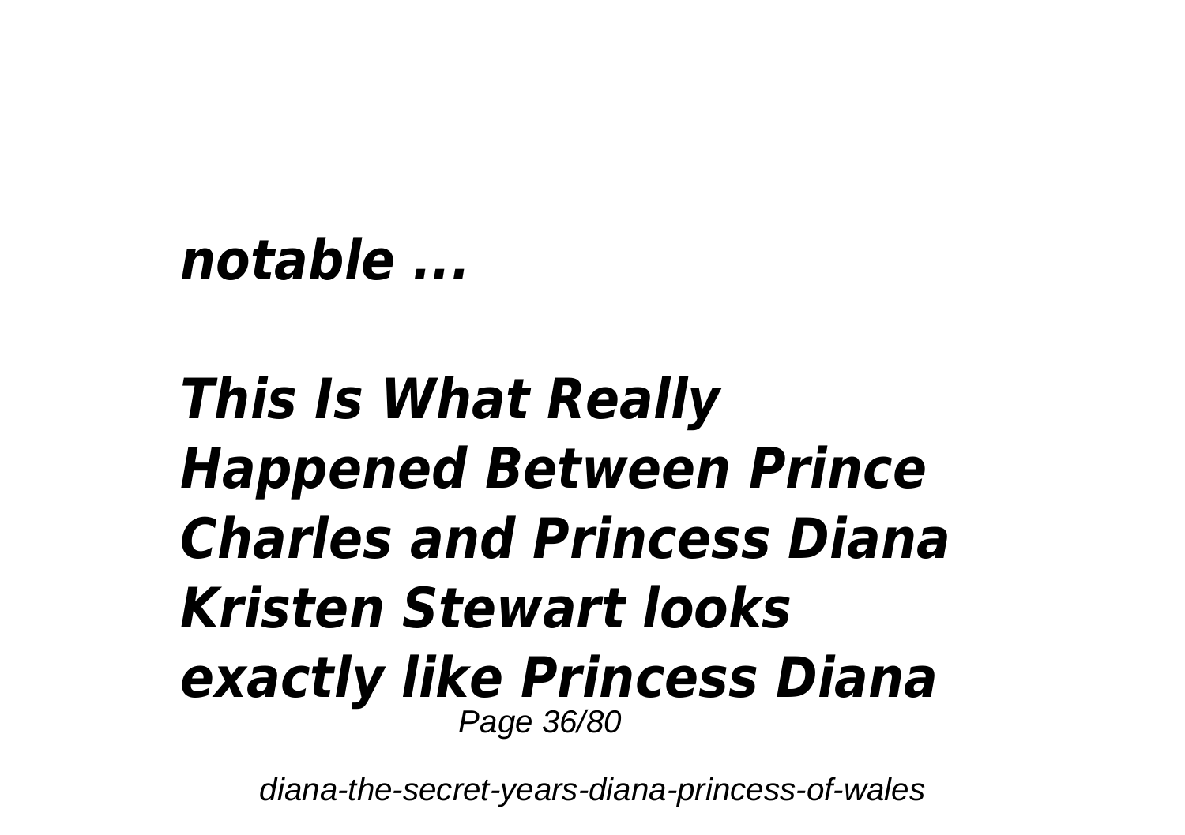***notable ...***

***This Is What Really Happened Between Prince Charles and Princess Diana***

***Kristen Stewart looks exactly like Princess Diana***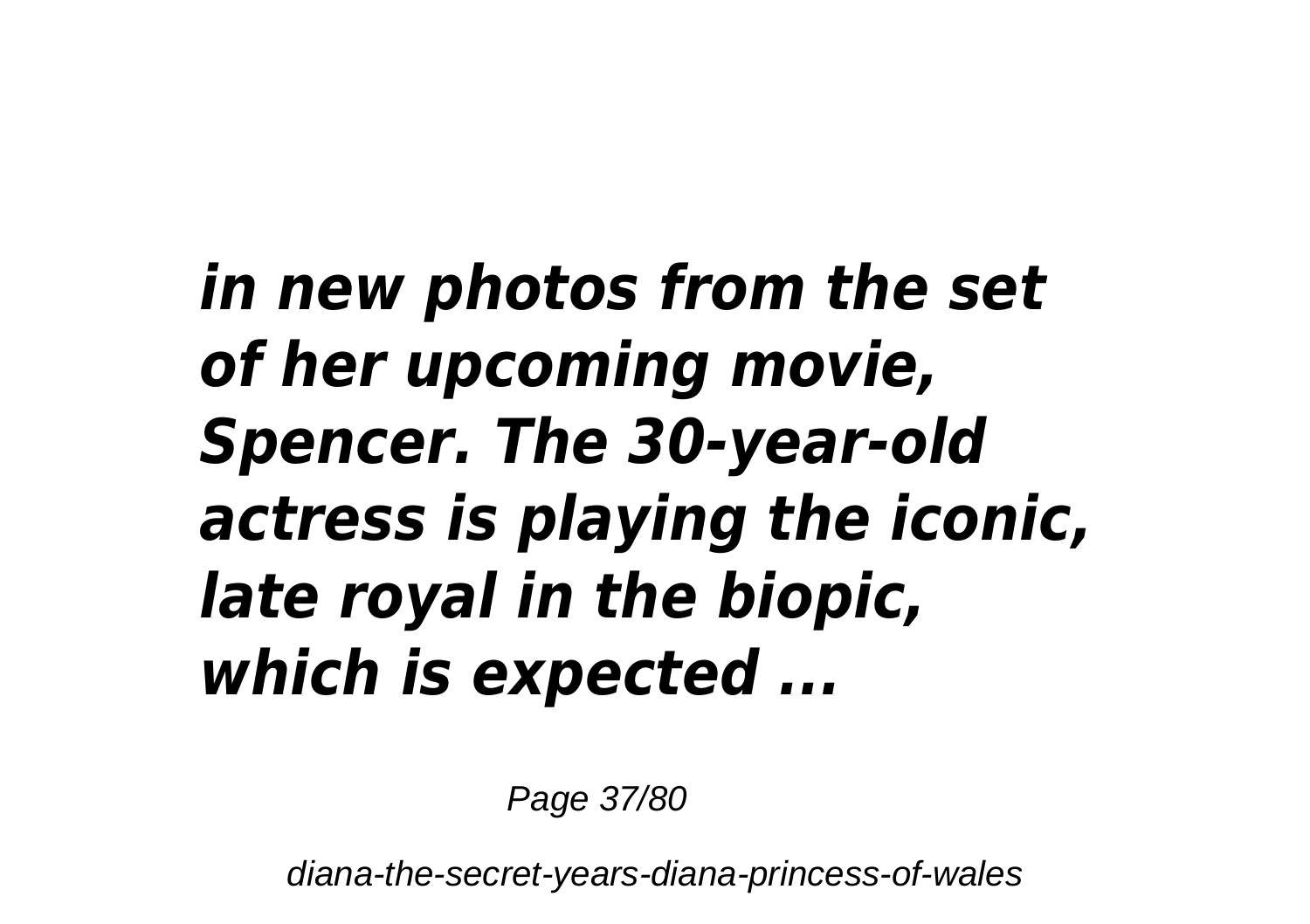***in new photos from the set of her upcoming movie, Spencer. The 30-year-old actress is playing the iconic, late royal in the biopic, which is expected ...***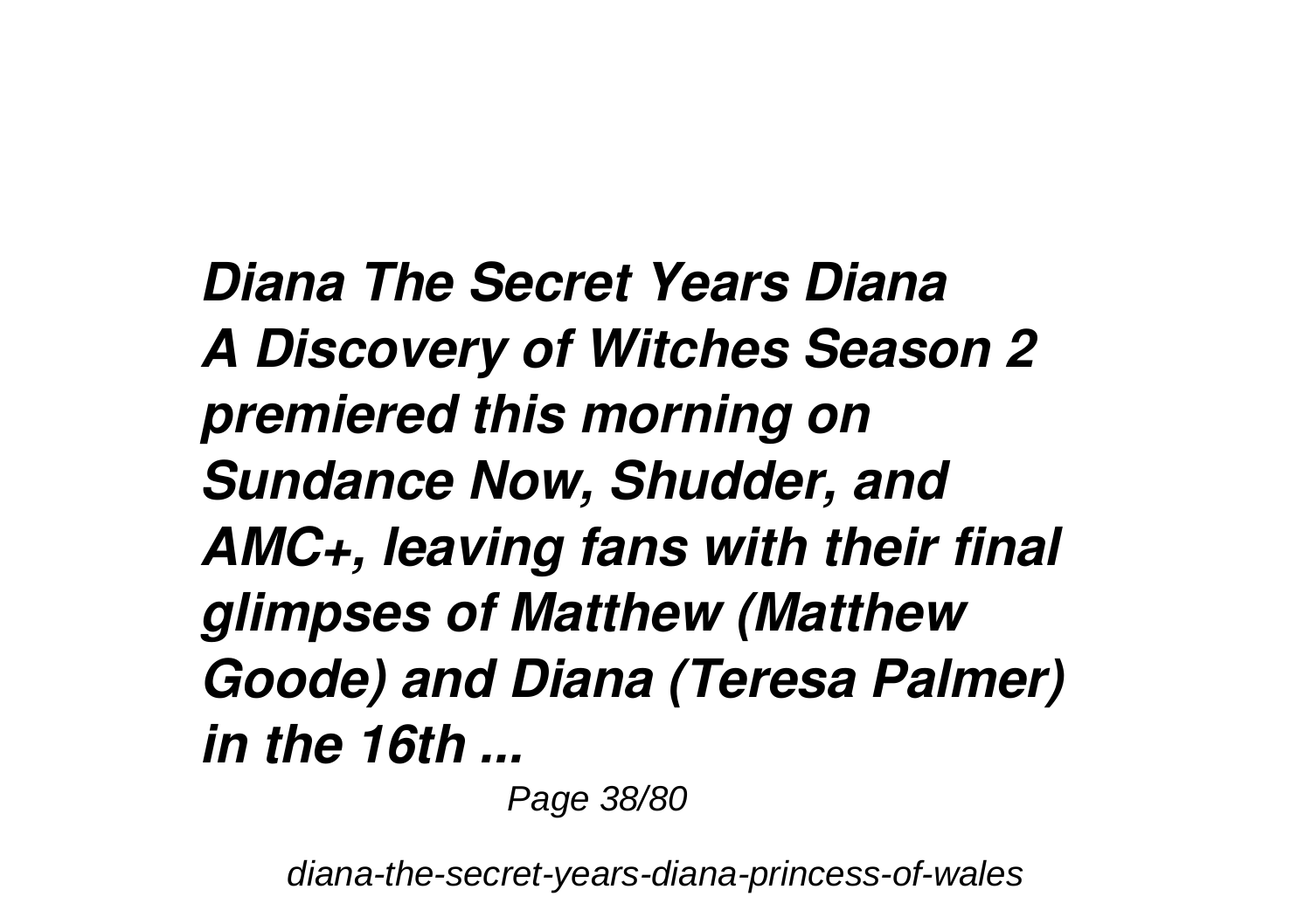*Diana The Secret Years Diana*
*A Discovery of Witches Season 2 premiered this morning on Sundance Now, Shudder, and AMC+, leaving fans with their final glimpses of Matthew (Matthew Goode) and Diana (Teresa Palmer) in the 16th ...*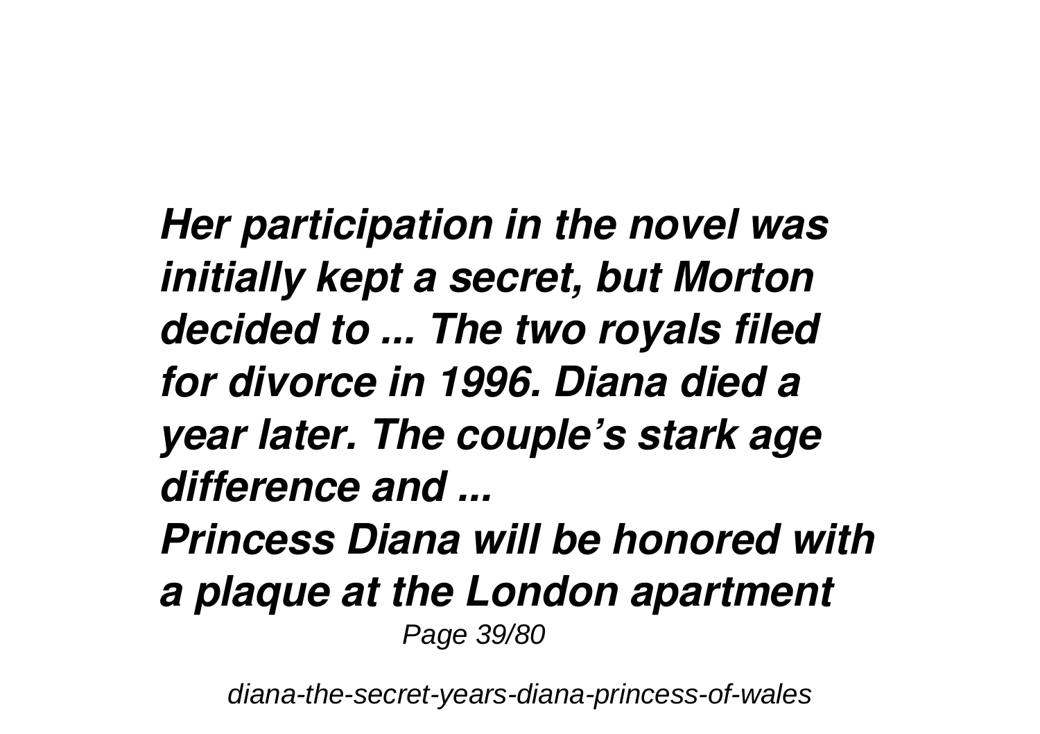***Her participation in the novel was initially kept a secret, but Morton decided to ... The two royals filed for divorce in 1996. Diana died a year later. The couple's stark age difference and ...***

***Princess Diana will be honored with a plaque at the London apartment***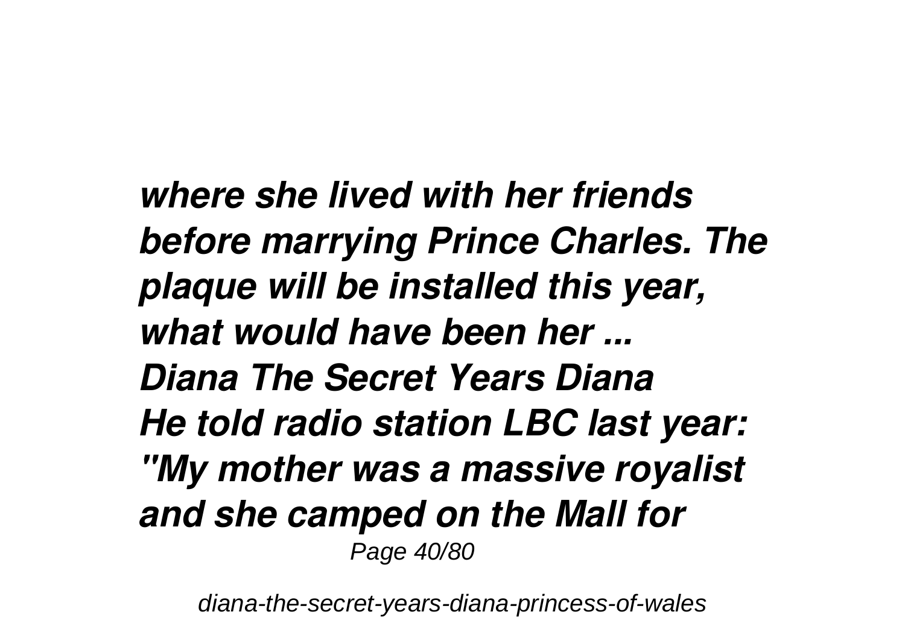*where she lived with her friends before marrying Prince Charles. The plaque will be installed this year, what would have been her ...*
*Diana The Secret Years Diana*
*He told radio station LBC last year: "My mother was a massive royalist and she camped on the Mall for*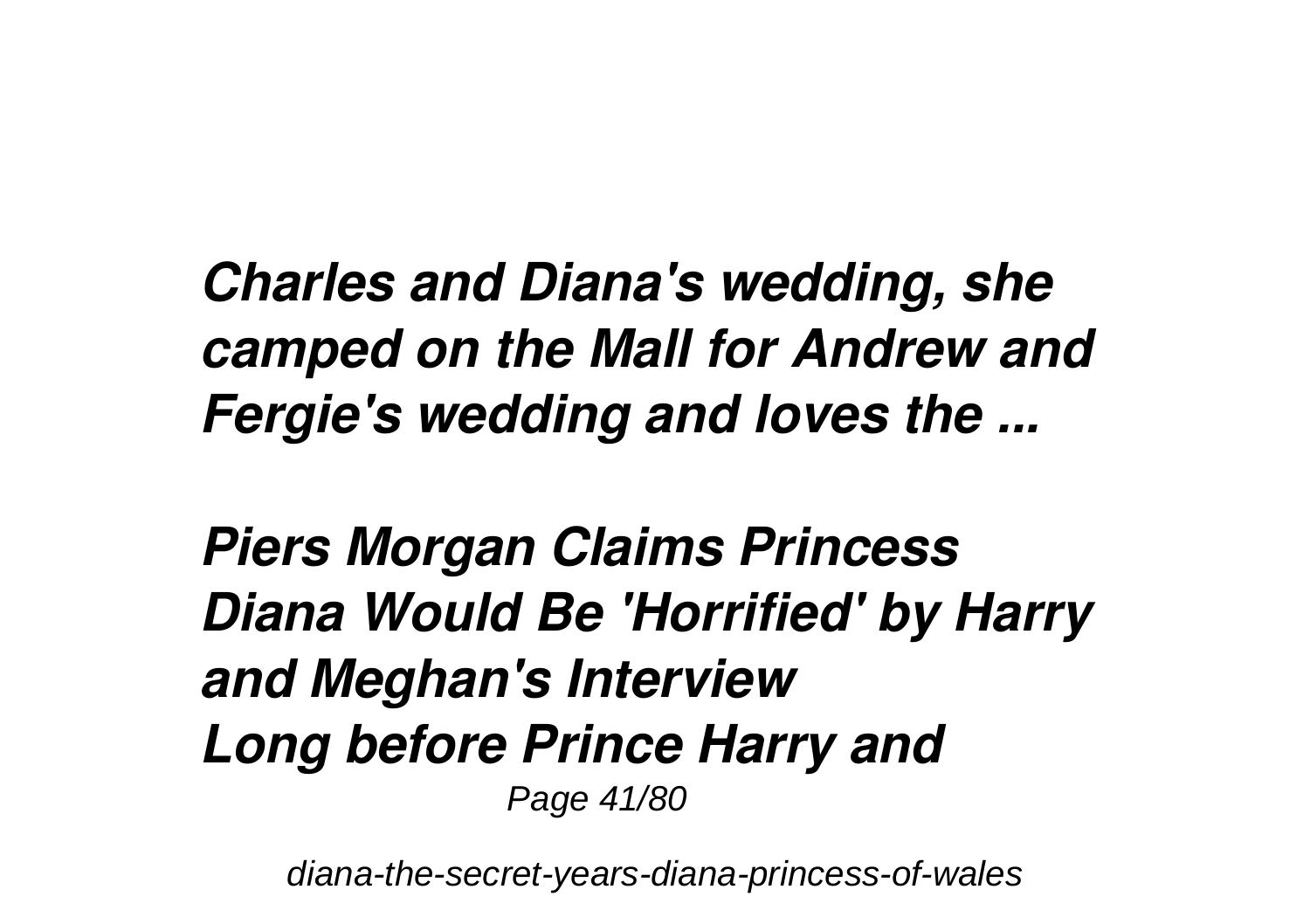***Charles and Diana's wedding, she camped on the Mall for Andrew and Fergie's wedding and loves the ...***

***Piers Morgan Claims Princess Diana Would Be 'Horrified' by Harry and Meghan's Interview***

***Long before Prince Harry and***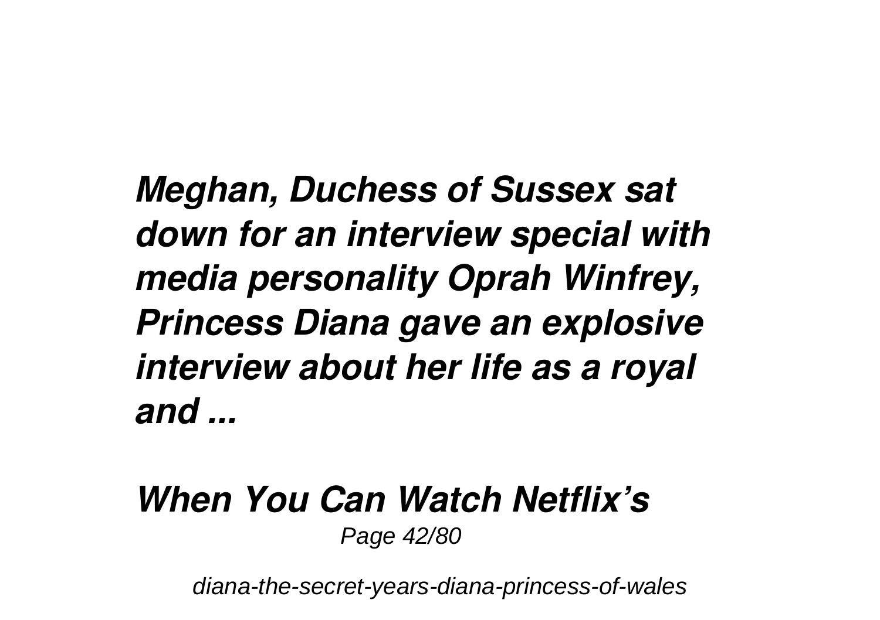***Meghan, Duchess of Sussex sat down for an interview special with media personality Oprah Winfrey, Princess Diana gave an explosive interview about her life as a royal and ...***

## ***When You Can Watch Netflix's***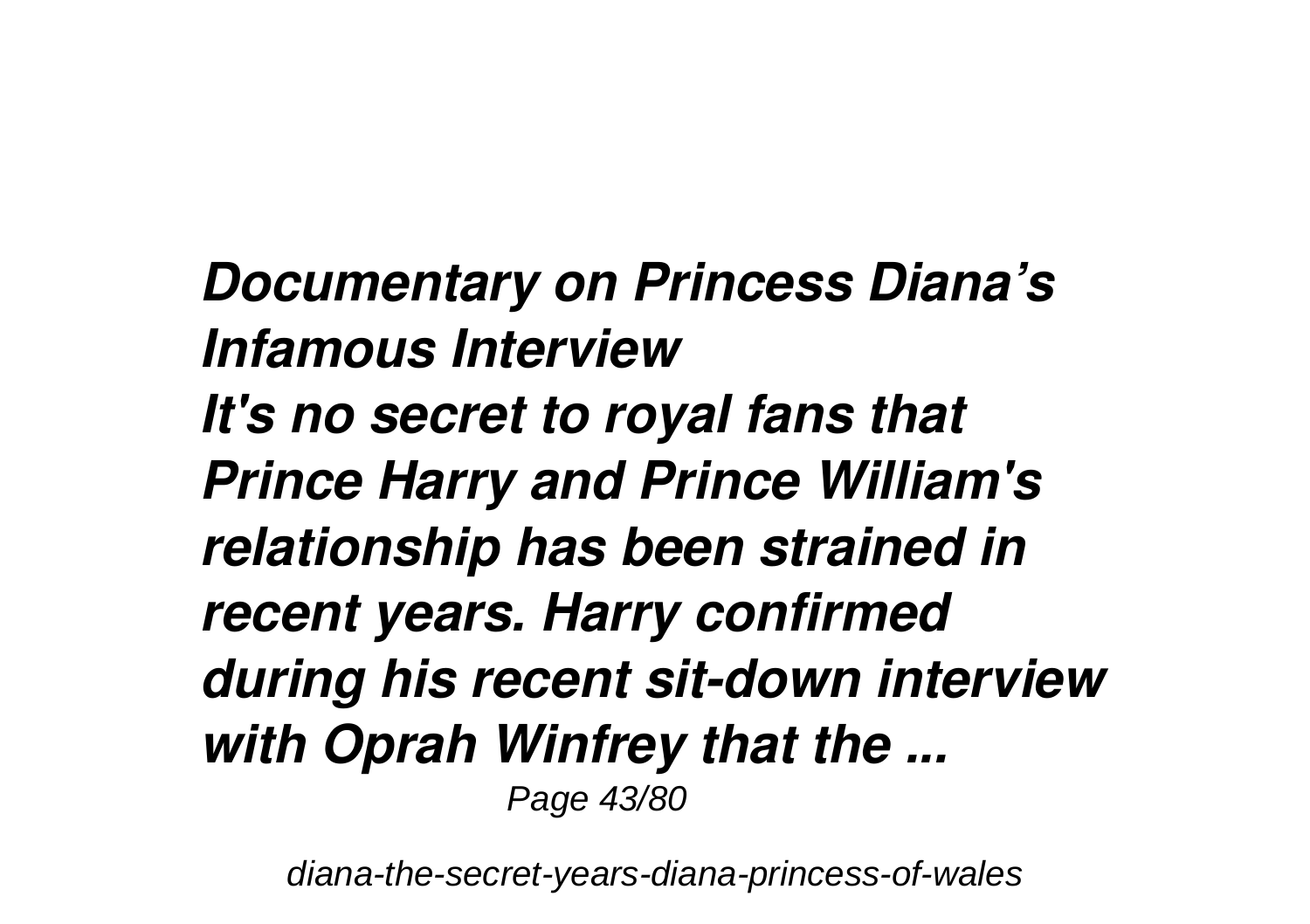***Documentary on Princess Diana's Infamous Interview***

***It's no secret to royal fans that Prince Harry and Prince William's relationship has been strained in recent years. Harry confirmed during his recent sit-down interview with Oprah Winfrey that the ...***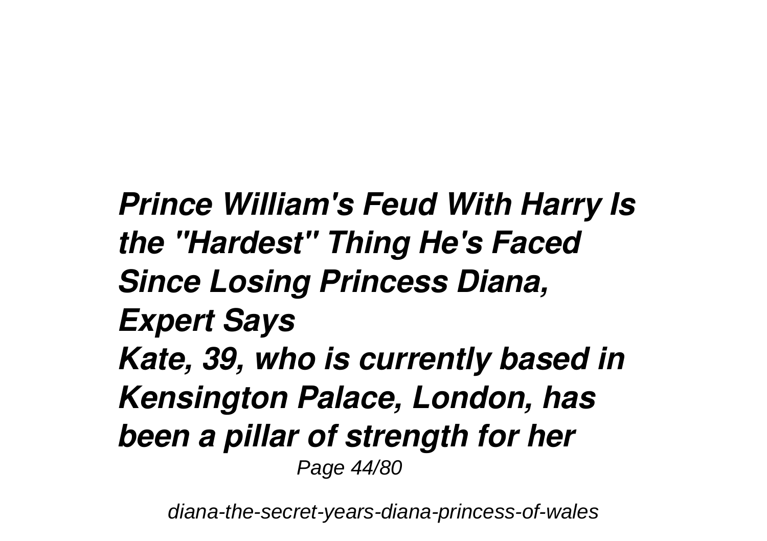*Prince William's Feud With Harry Is the "Hardest" Thing He's Faced Since Losing Princess Diana, Expert Says*

*Kate, 39, who is currently based in Kensington Palace, London, has been a pillar of strength for her*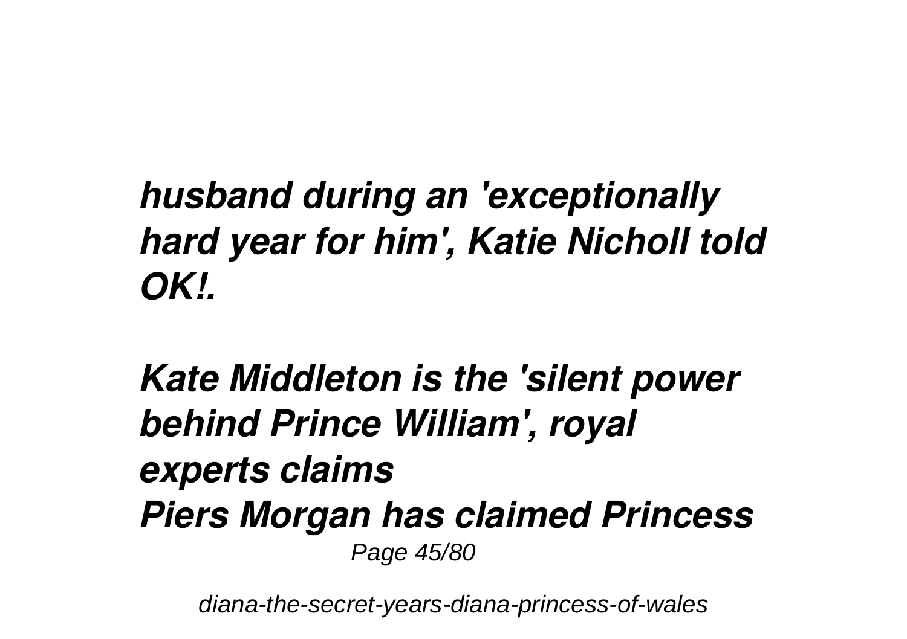***husband during an 'exceptionally hard year for him', Katie Nicholl told OK!.***

***Kate Middleton is the 'silent power behind Prince William', royal experts claims***
***Piers Morgan has claimed Princess***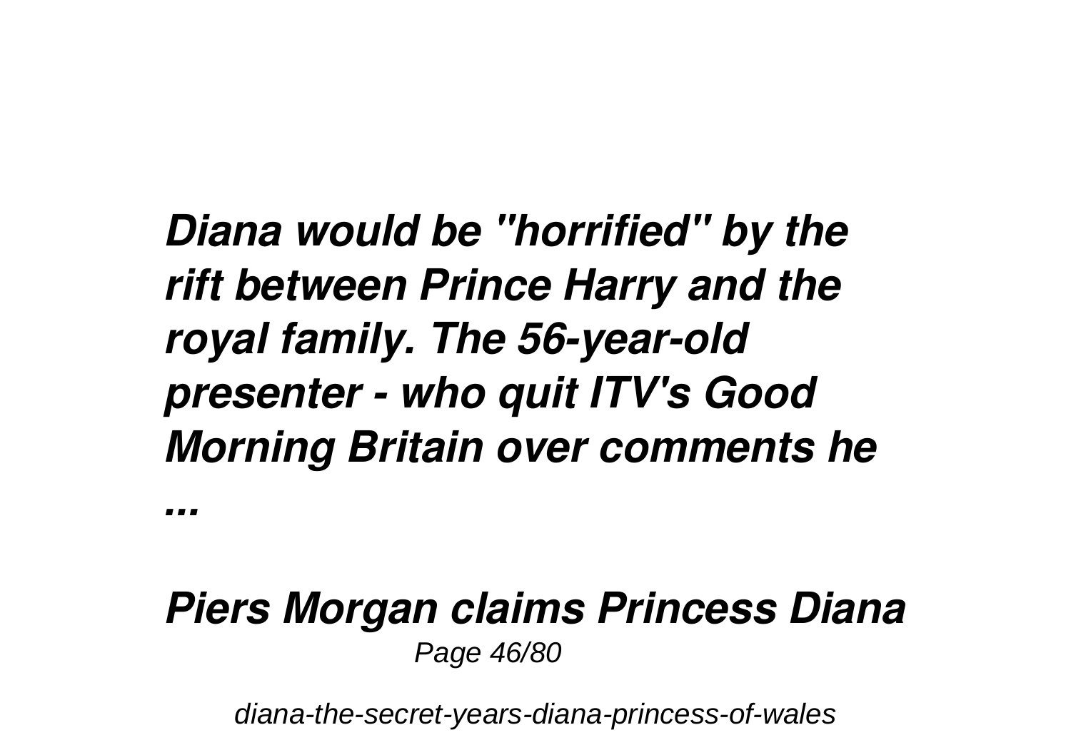***Diana would be "horrified" by the rift between Prince Harry and the royal family. The 56-year-old presenter - who quit ITV's Good Morning Britain over comments he ...***

***Piers Morgan claims Princess Diana***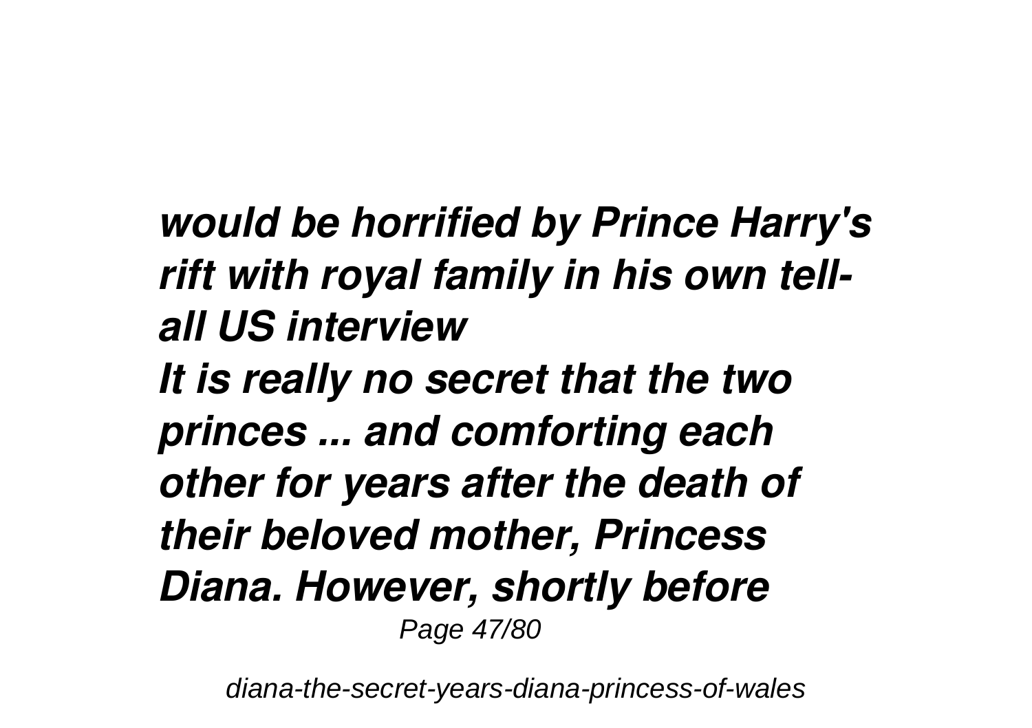***would be horrified by Prince Harry's rift with royal family in his own tell-all US interview***

***It is really no secret that the two princes ... and comforting each other for years after the death of their beloved mother, Princess Diana. However, shortly before***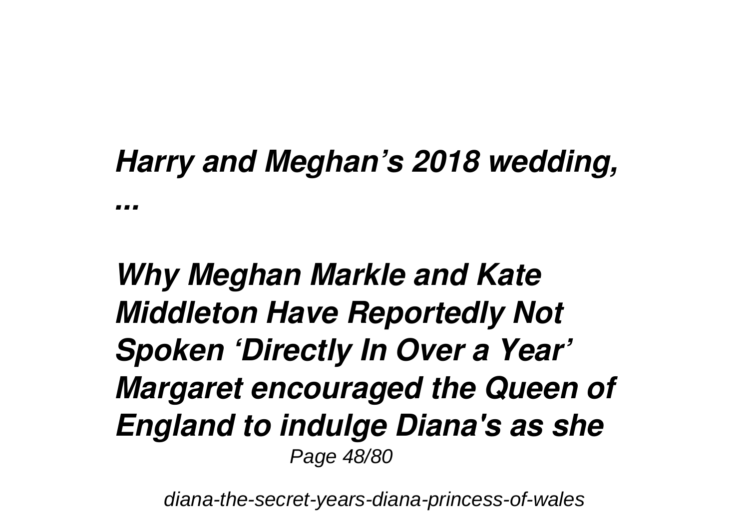***Harry and Meghan's 2018 wedding, ...***

***Why Meghan Markle and Kate Middleton Have Reportedly Not Spoken 'Directly In Over a Year'***

***Margaret encouraged the Queen of England to indulge Diana's as she***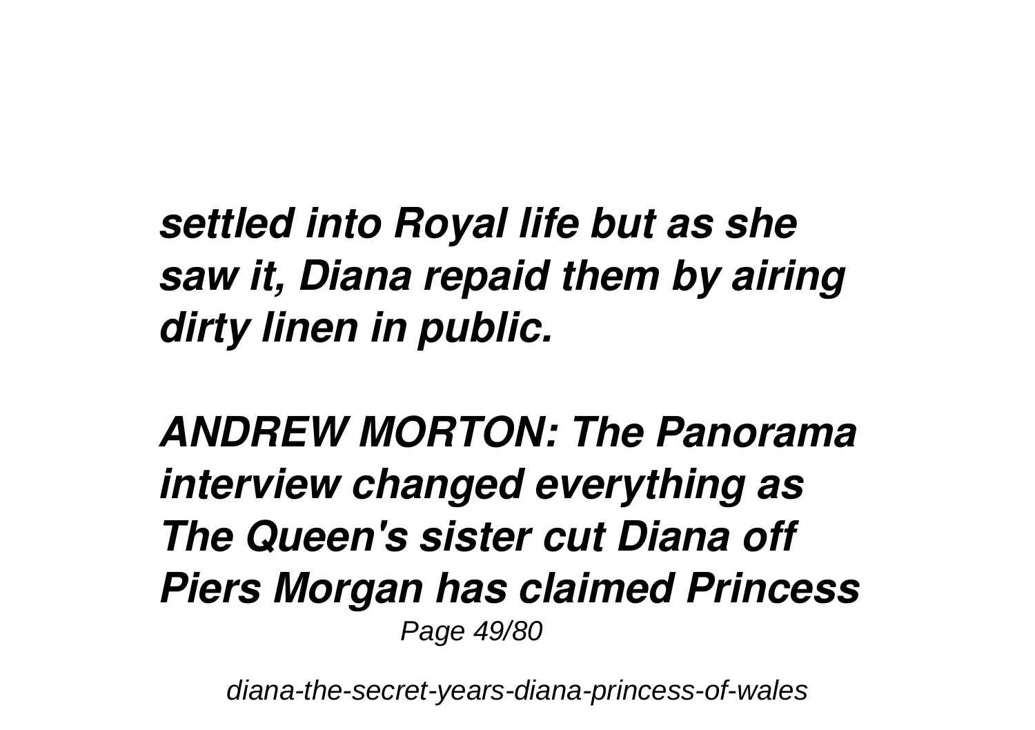***settled into Royal life but as she saw it, Diana repaid them by airing dirty linen in public.***

***ANDREW MORTON: The Panorama interview changed everything as The Queen's sister cut Diana off Piers Morgan has claimed Princess***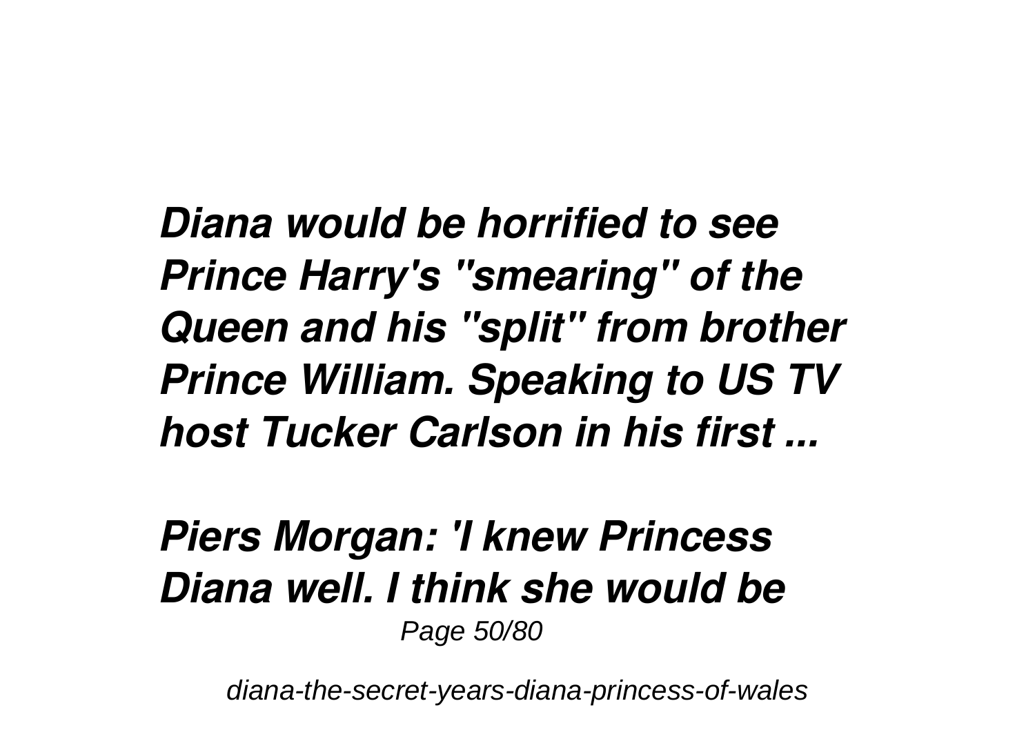*Diana would be horrified to see Prince Harry's "smearing" of the Queen and his "split" from brother Prince William. Speaking to US TV host Tucker Carlson in his first ...*

***Piers Morgan: 'I knew Princess Diana well. I think she would be***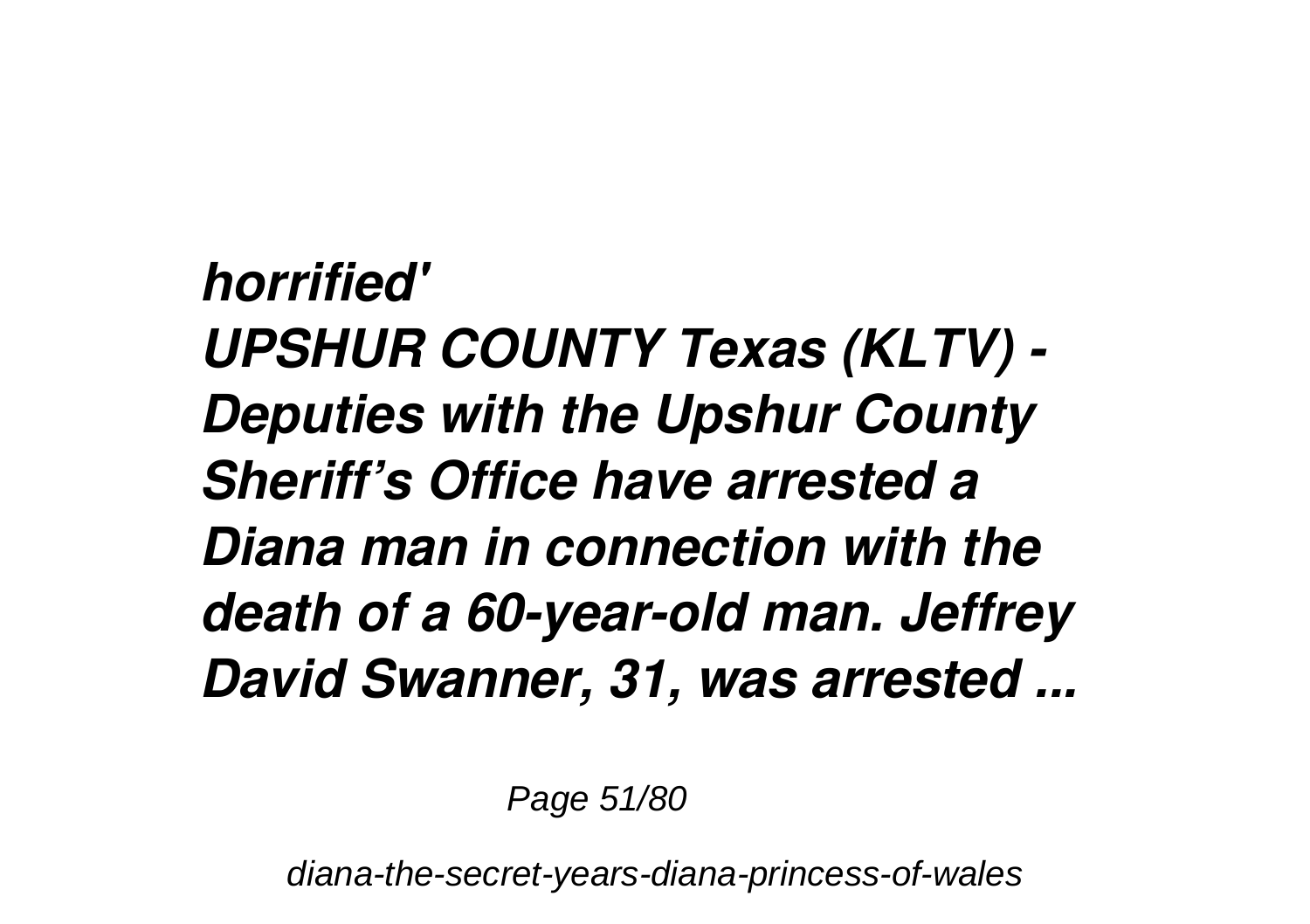***horrified'***

***UPSHUR COUNTY Texas (KLTV) - Deputies with the Upshur County Sheriff's Office have arrested a Diana man in connection with the death of a 60-year-old man. Jeffrey David Swanner, 31, was arrested ...***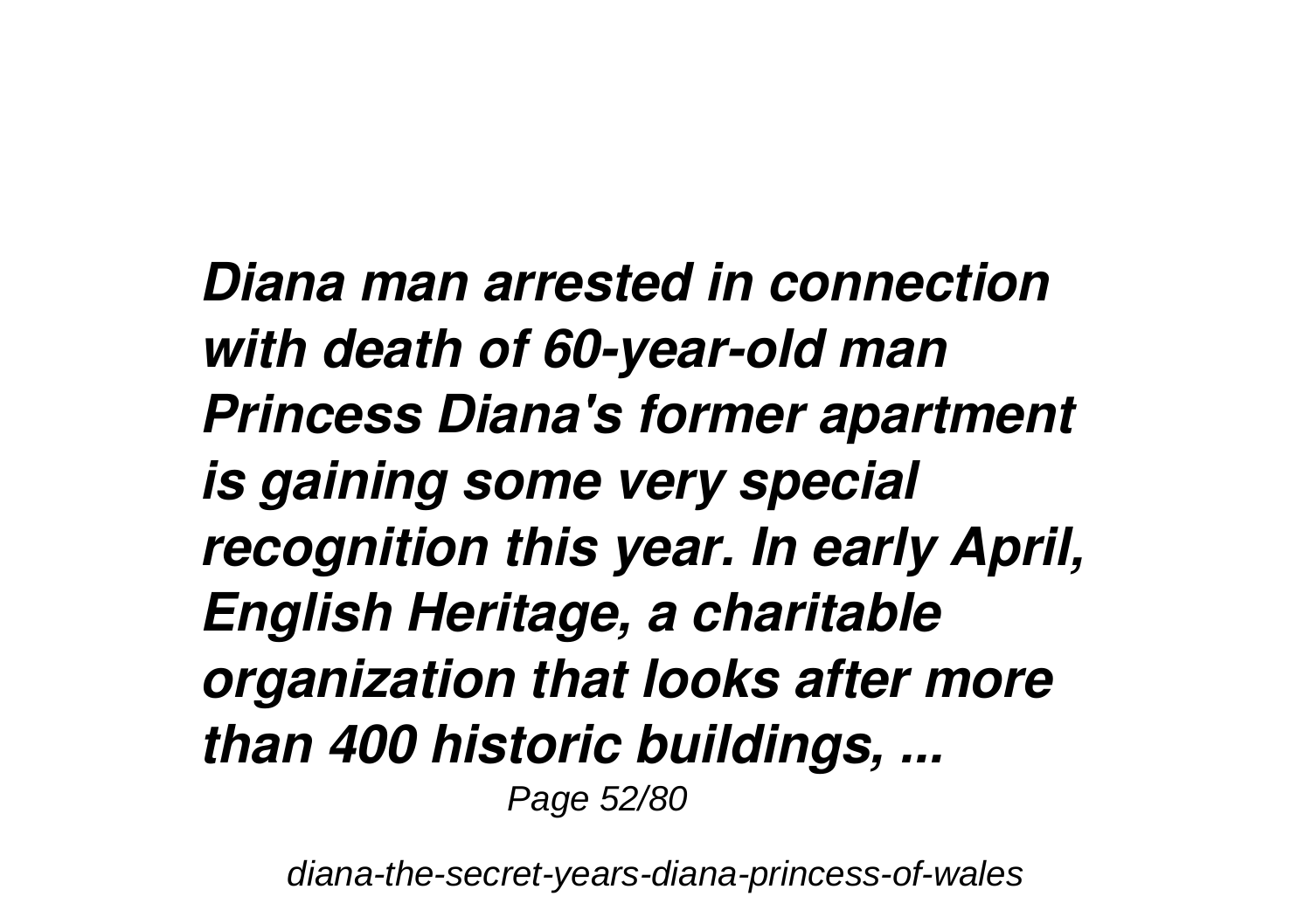*Diana man arrested in connection with death of 60-year-old man Princess Diana's former apartment is gaining some very special recognition this year. In early April, English Heritage, a charitable organization that looks after more than 400 historic buildings, ...*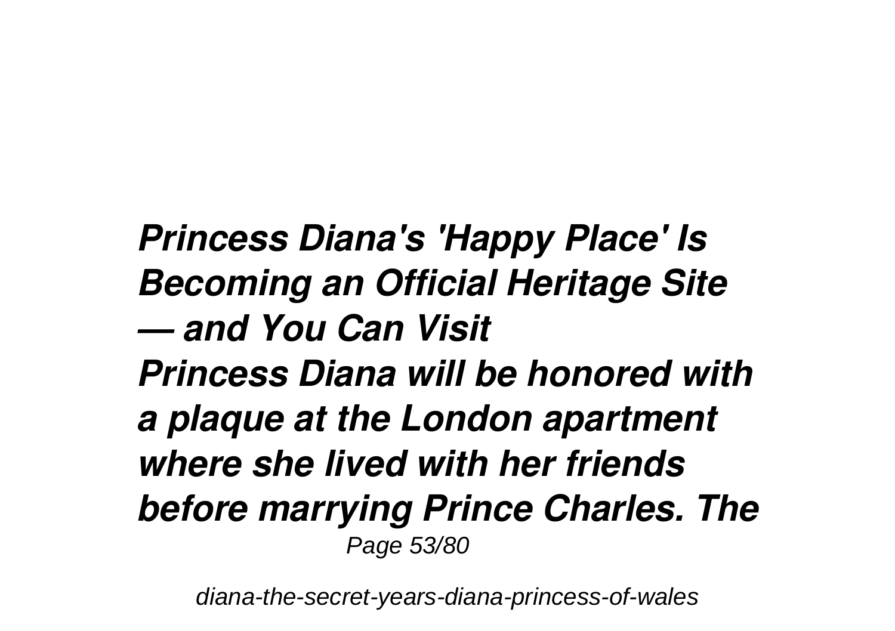***Princess Diana's 'Happy Place' Is Becoming an Official Heritage Site — and You Can Visit***

***Princess Diana will be honored with a plaque at the London apartment where she lived with her friends before marrying Prince Charles. The***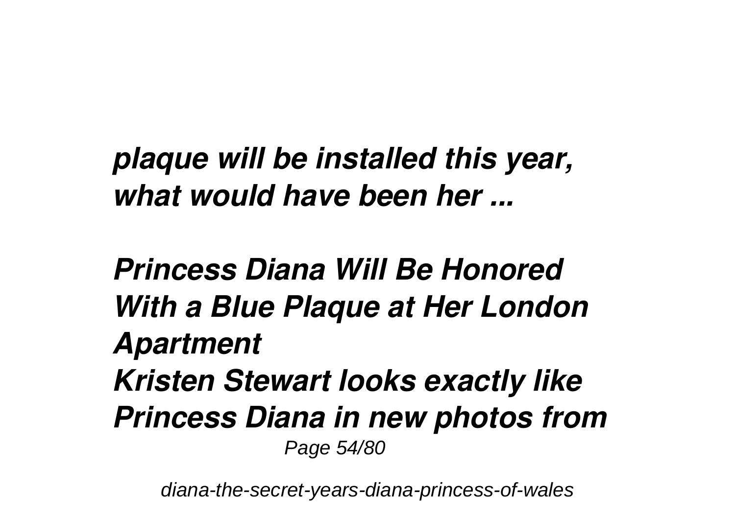***plaque will be installed this year, what would have been her ...***

***Princess Diana Will Be Honored With a Blue Plaque at Her London Apartment***

***Kristen Stewart looks exactly like Princess Diana in new photos from***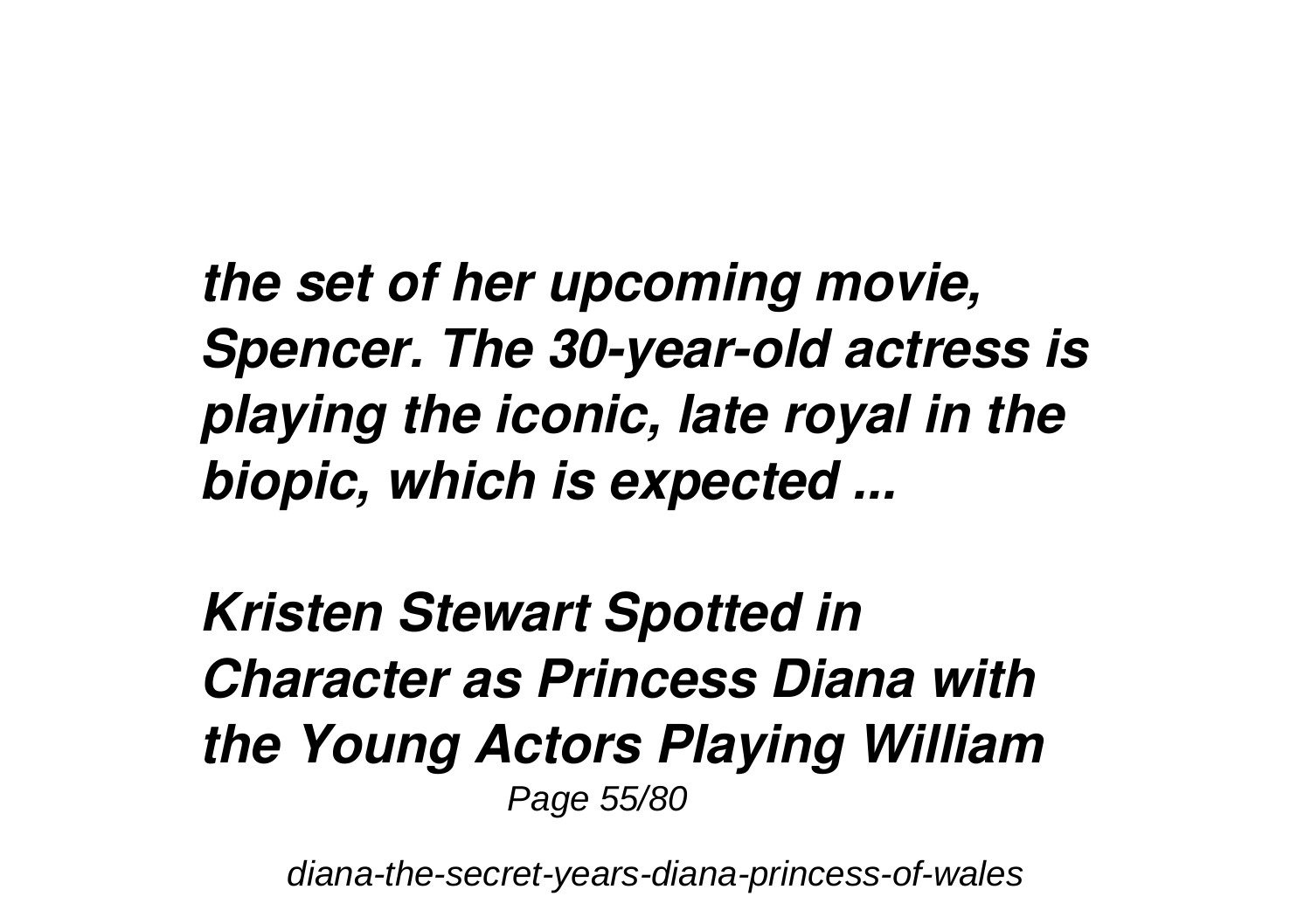*the set of her upcoming movie, Spencer. The 30-year-old actress is playing the iconic, late royal in the biopic, which is expected ...*

***Kristen Stewart Spotted in Character as Princess Diana with the Young Actors Playing William***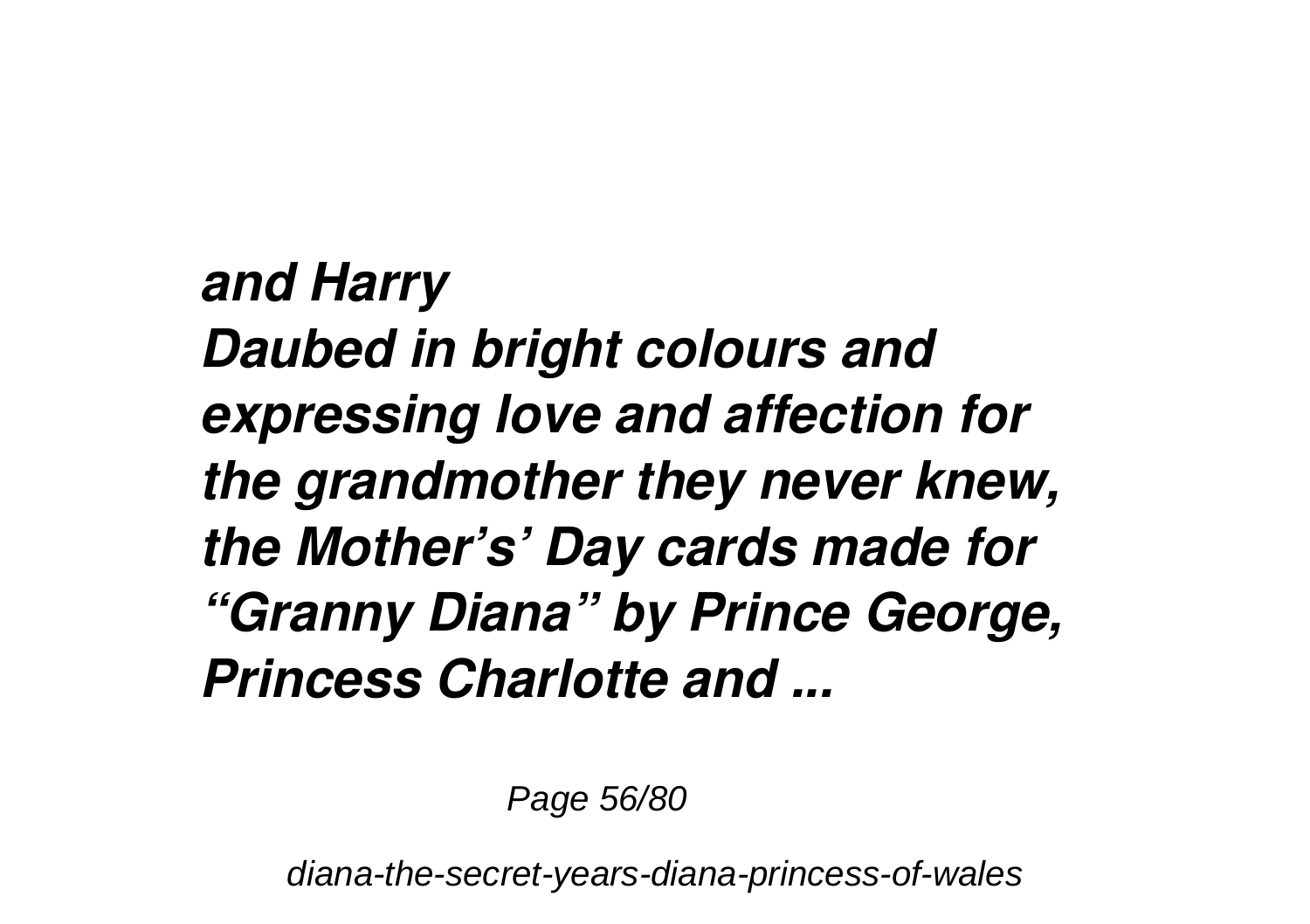***and Harry***
***Daubed in bright colours and expressing love and affection for the grandmother they never knew, the Mother's' Day cards made for "Granny Diana" by Prince George, Princess Charlotte and ...***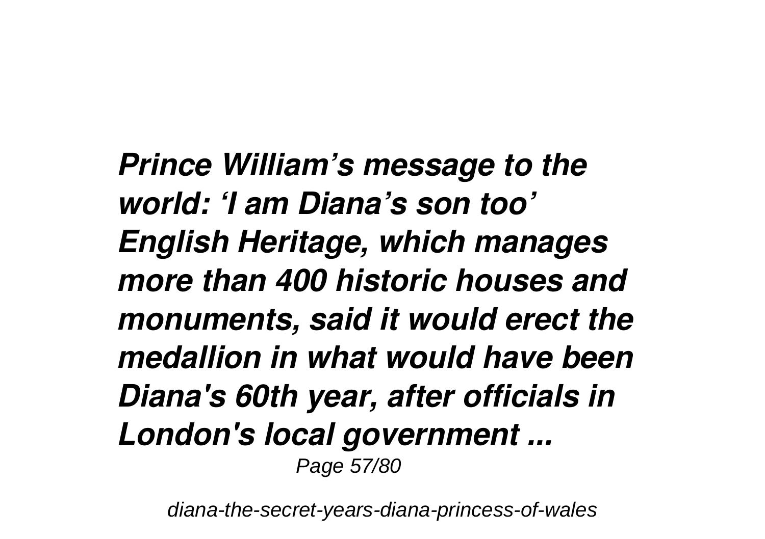***Prince William's message to the world: 'I am Diana's son too'***

***English Heritage, which manages more than 400 historic houses and monuments, said it would erect the medallion in what would have been Diana's 60th year, after officials in London's local government ...***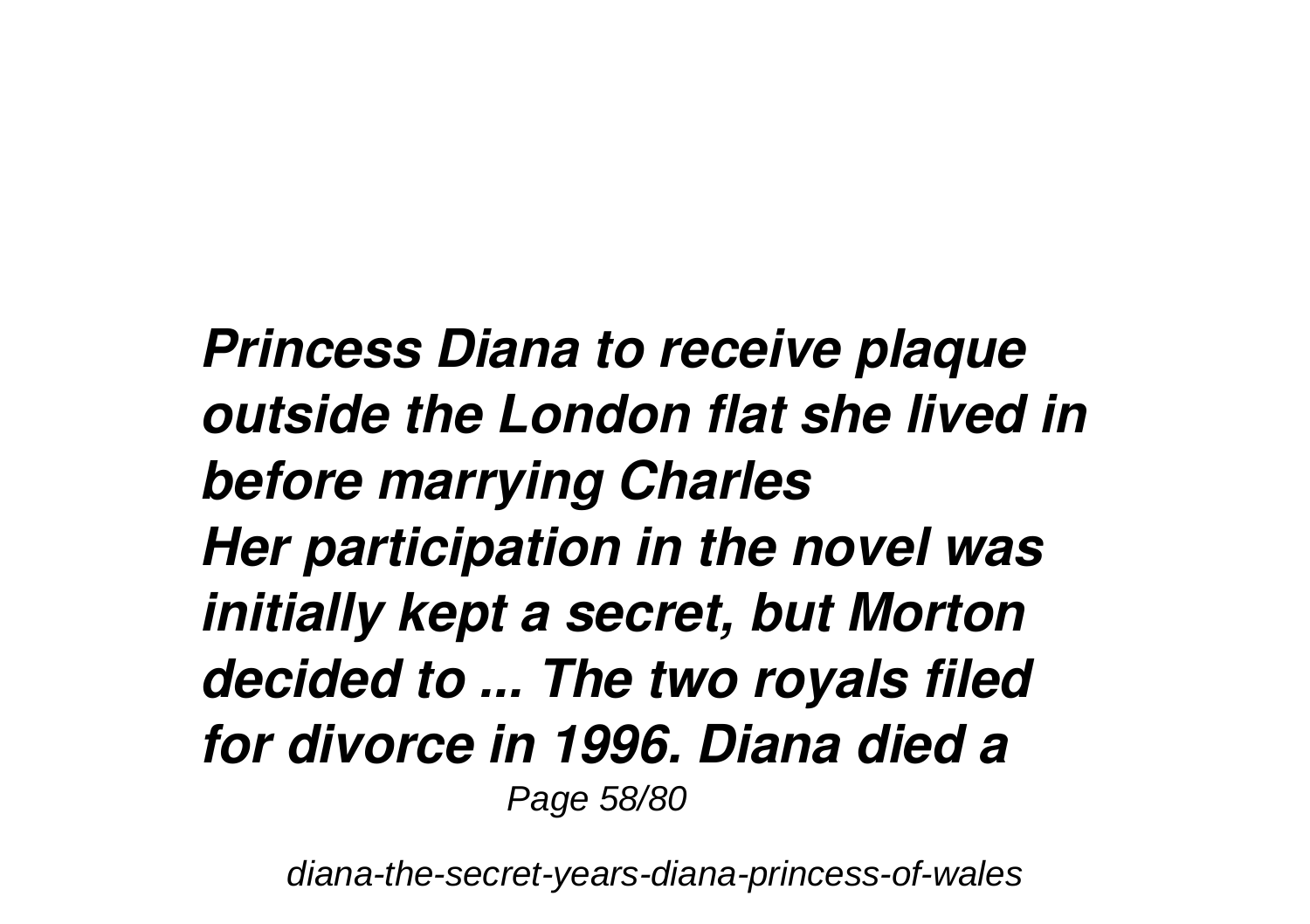***Princess Diana to receive plaque outside the London flat she lived in before marrying Charles***
***Her participation in the novel was initially kept a secret, but Morton decided to ... The two royals filed for divorce in 1996. Diana died a***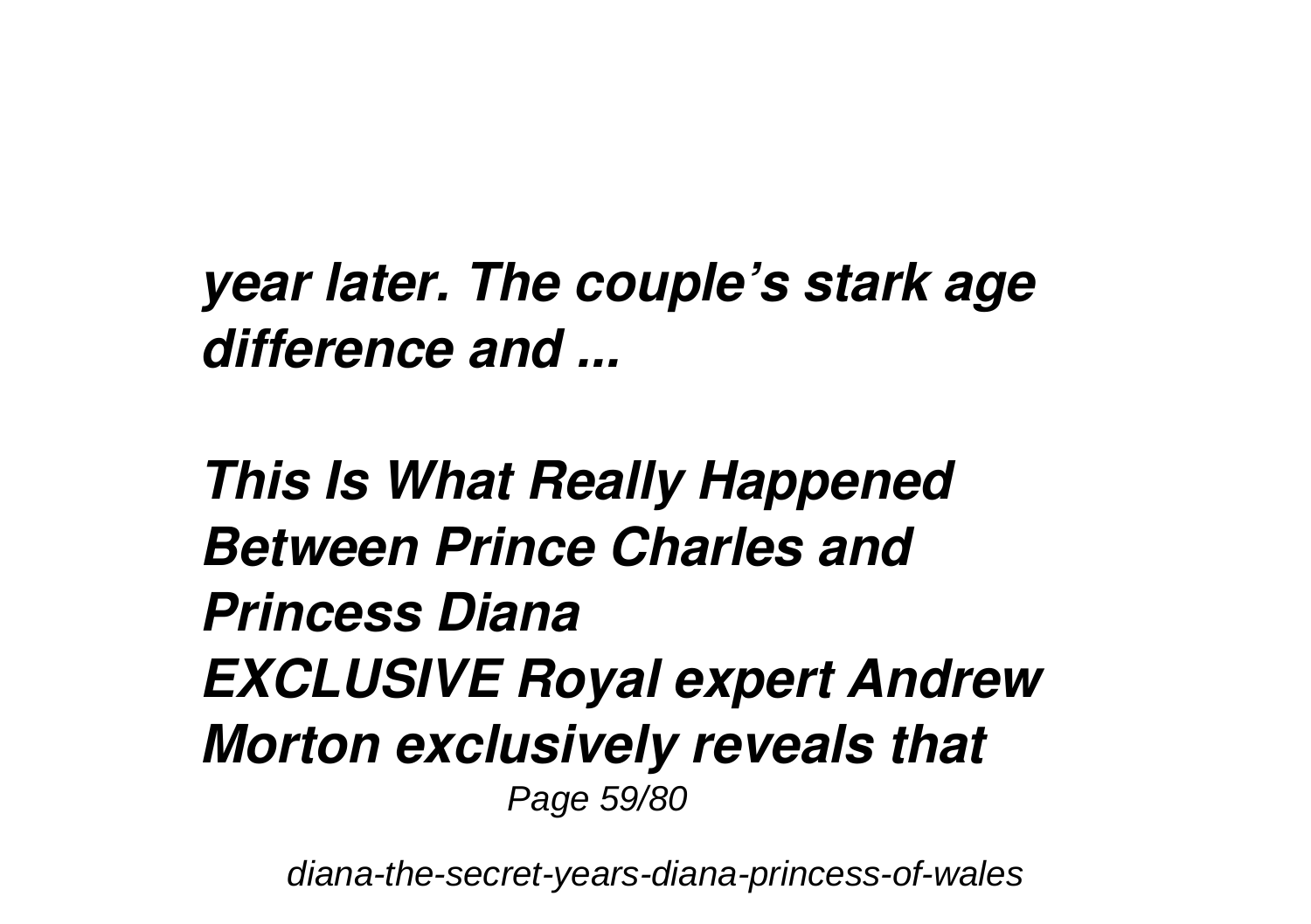*year later. The couple's stark age difference and ...*

***This Is What Really Happened Between Prince Charles and Princess Diana***

***EXCLUSIVE Royal expert Andrew Morton exclusively reveals that***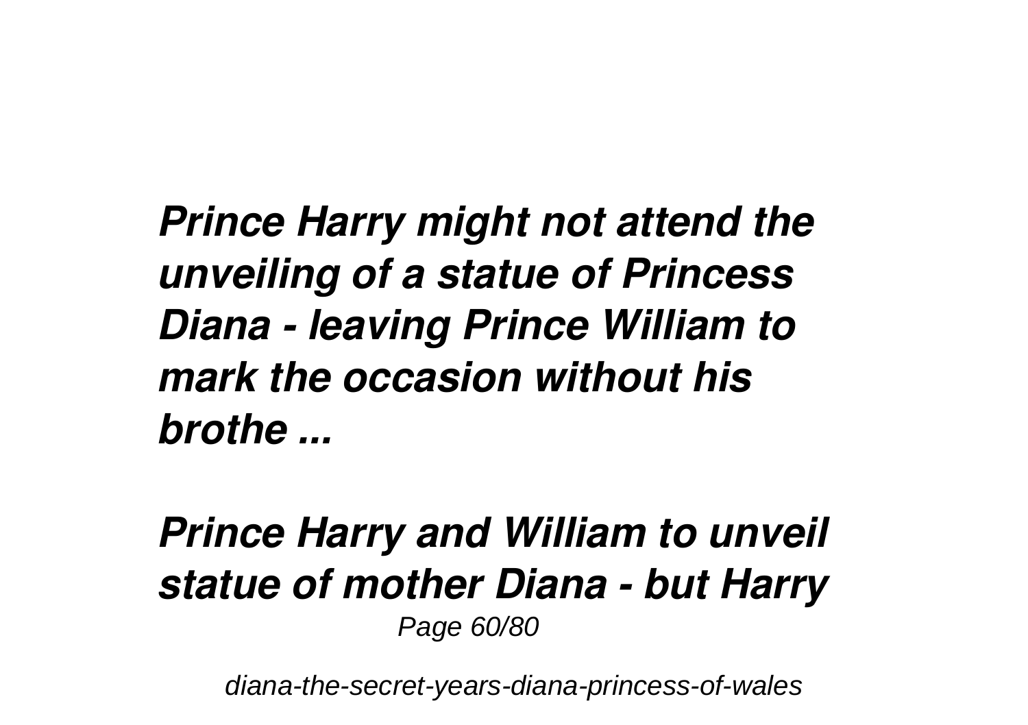*Prince Harry might not attend the unveiling of a statue of Princess Diana - leaving Prince William to mark the occasion without his brothe ...*

## *Prince Harry and William to unveil statue of mother Diana - but Harry*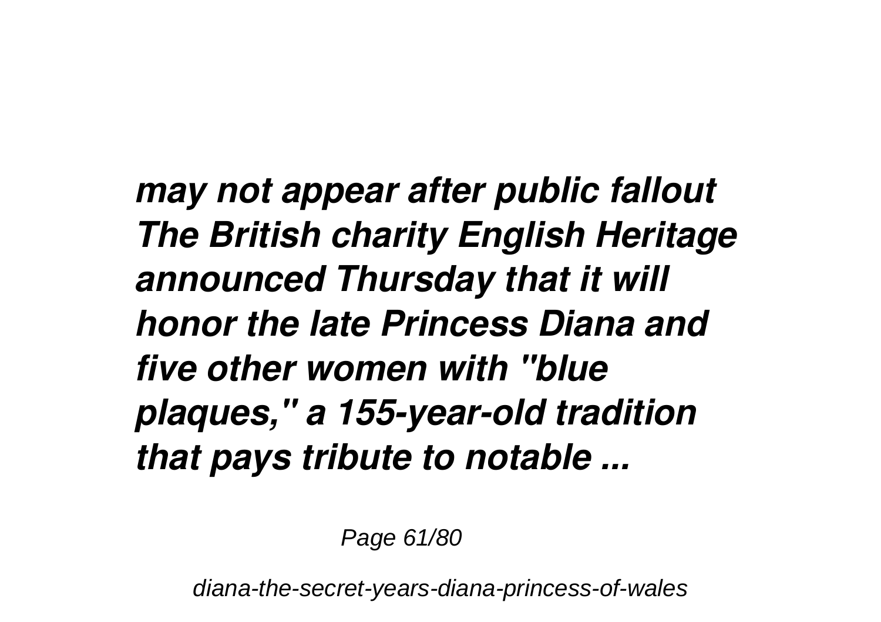***may not appear after public fallout The British charity English Heritage announced Thursday that it will honor the late Princess Diana and five other women with "blue plaques," a 155-year-old tradition that pays tribute to notable ...***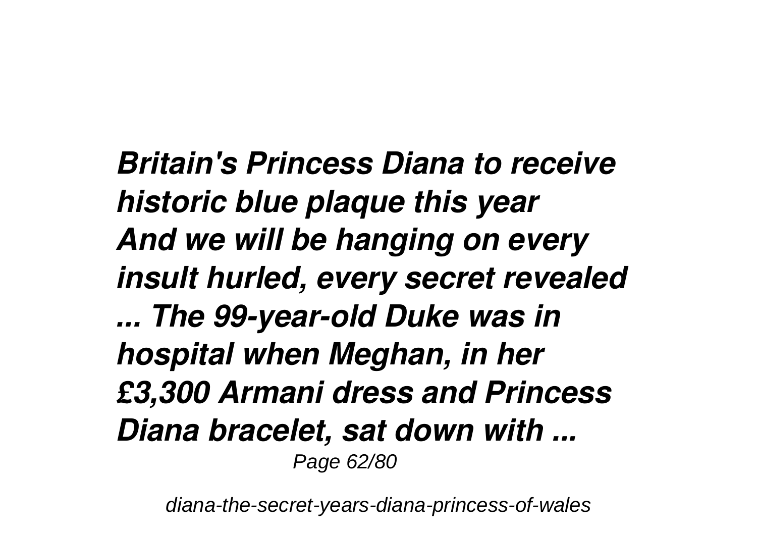*Britain's Princess Diana to receive historic blue plaque this year*
*And we will be hanging on every insult hurled, every secret revealed ... The 99-year-old Duke was in hospital when Meghan, in her £3,300 Armani dress and Princess Diana bracelet, sat down with ...*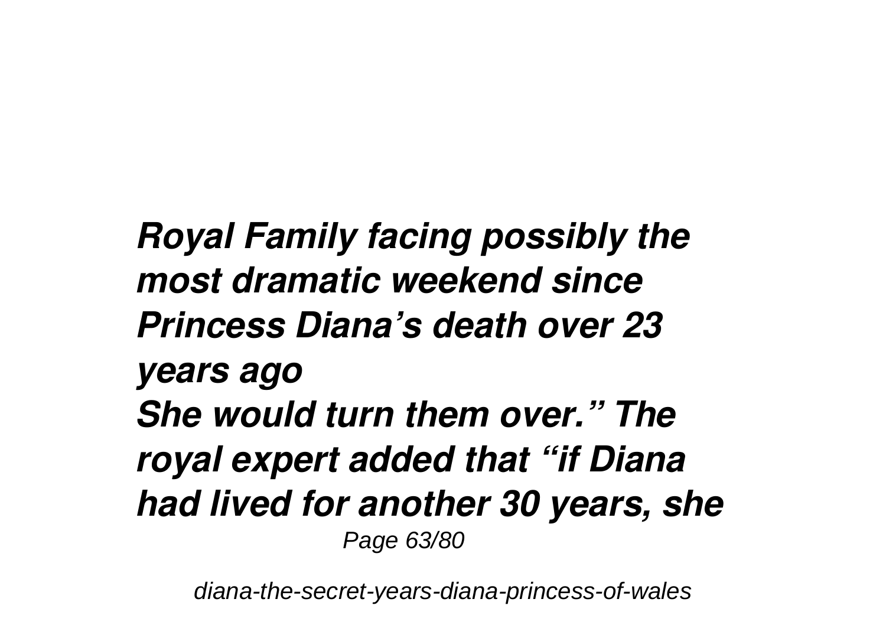***Royal Family facing possibly the most dramatic weekend since Princess Diana's death over 23 years ago***

***She would turn them over." The royal expert added that "if Diana had lived for another 30 years, she***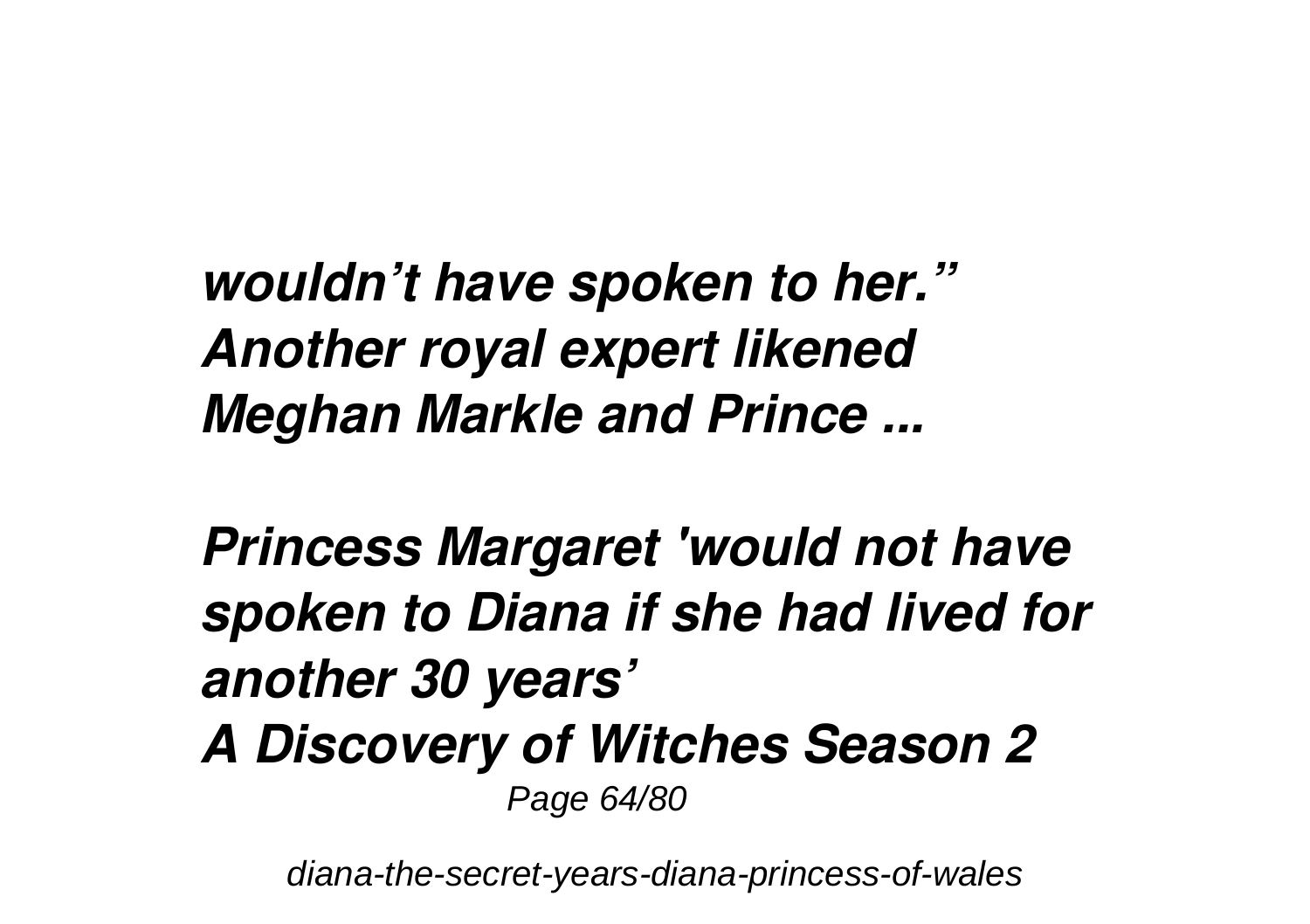***wouldn’t have spoken to her.” Another royal expert likened Meghan Markle and Prince ...***

***Princess Margaret 'would not have spoken to Diana if she had lived for another 30 years'***

***A Discovery of Witches Season 2***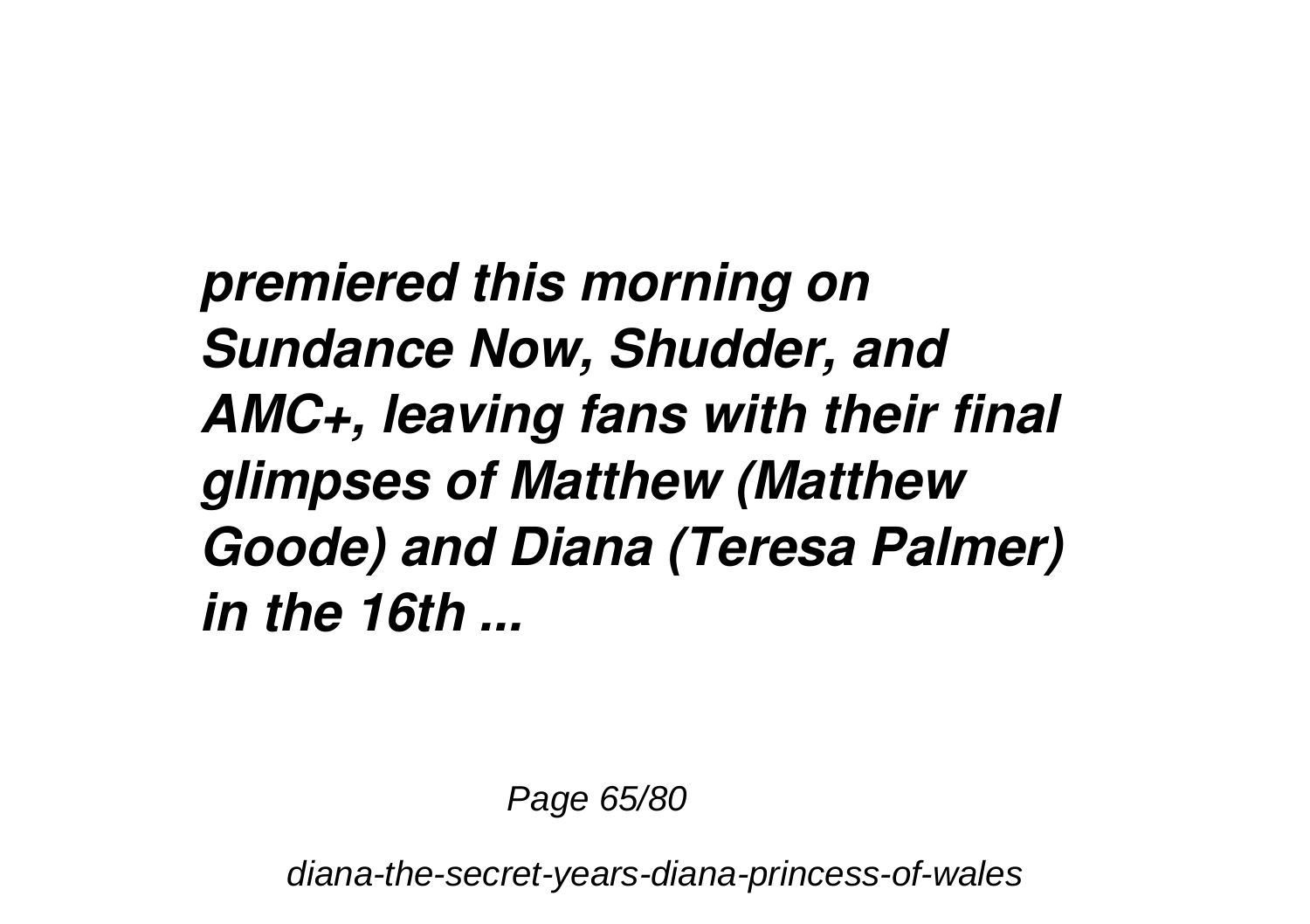***premiered this morning on Sundance Now, Shudder, and AMC+, leaving fans with their final glimpses of Matthew (Matthew Goode) and Diana (Teresa Palmer) in the 16th ...***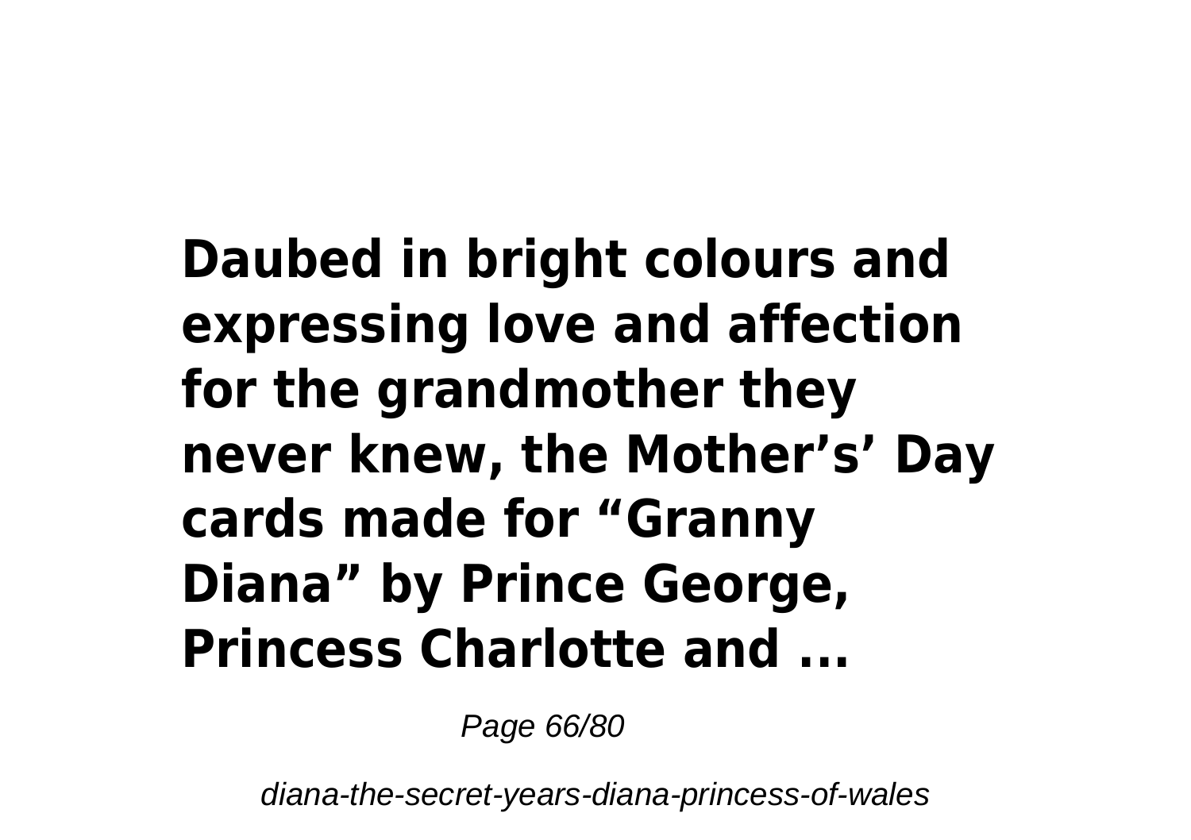**Daubed in bright colours and expressing love and affection for the grandmother they never knew, the Mother's' Day cards made for "Granny Diana" by Prince George, Princess Charlotte and ...**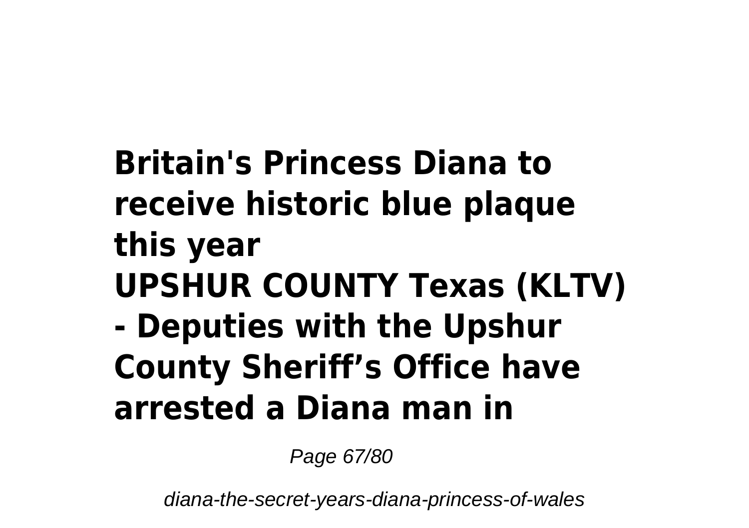**Britain's Princess Diana to receive historic blue plaque this year**
**UPSHUR COUNTY Texas (KLTV) - Deputies with the Upshur County Sheriff’s Office have arrested a Diana man in**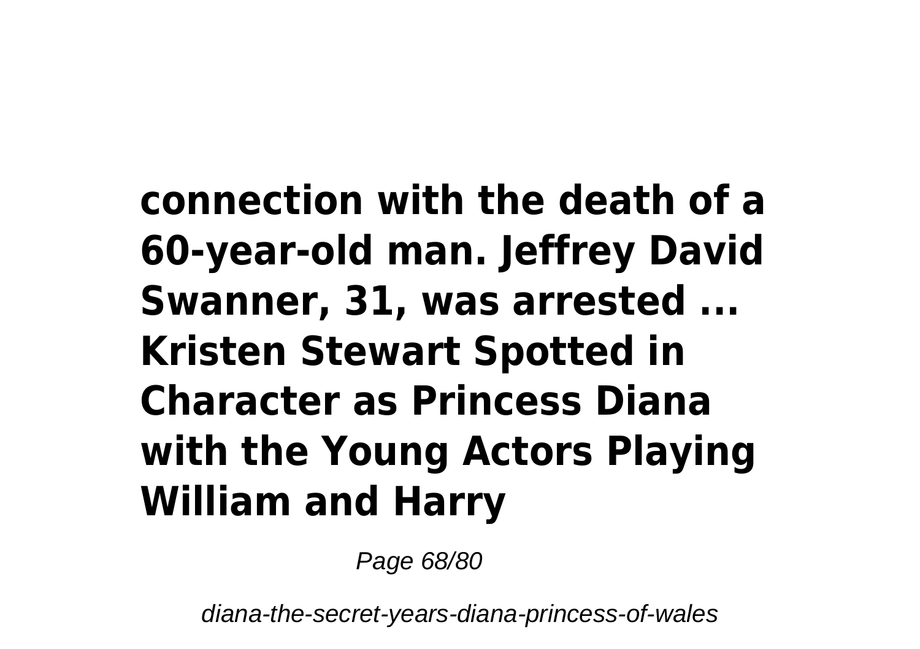**connection with the death of a 60-year-old man. Jeffrey David Swanner, 31, was arrested ... Kristen Stewart Spotted in Character as Princess Diana with the Young Actors Playing William and Harry**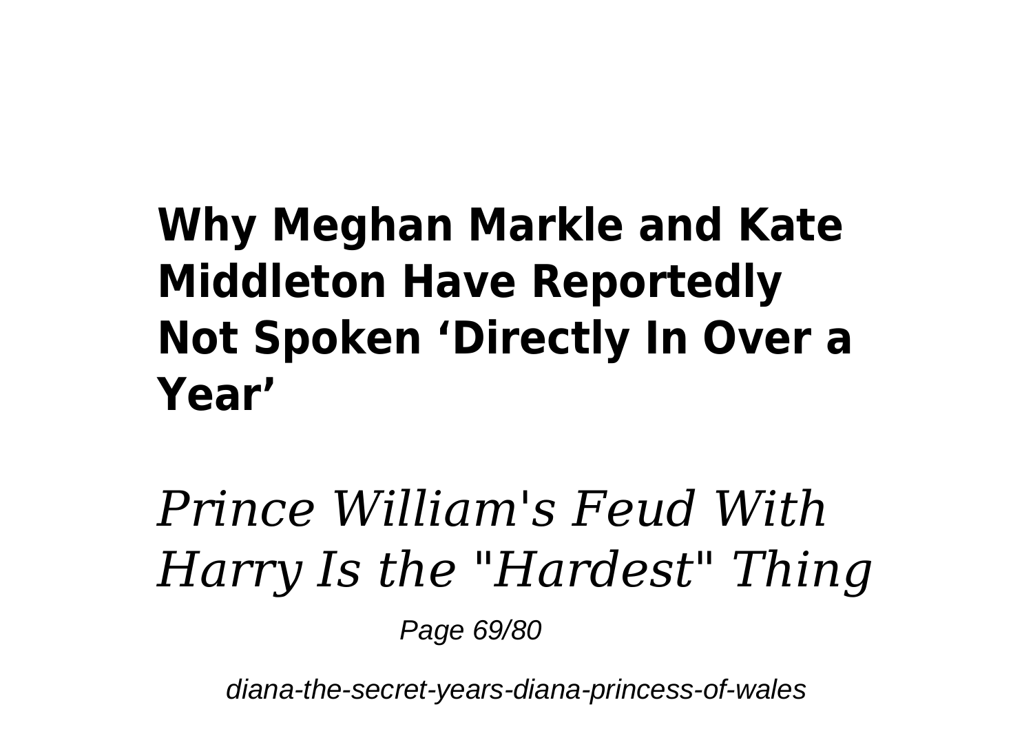**Why Meghan Markle and Kate Middleton Have Reportedly Not Spoken ‘Directly In Over a Year’**

*Prince William's Feud With Harry Is the "Hardest" Thing*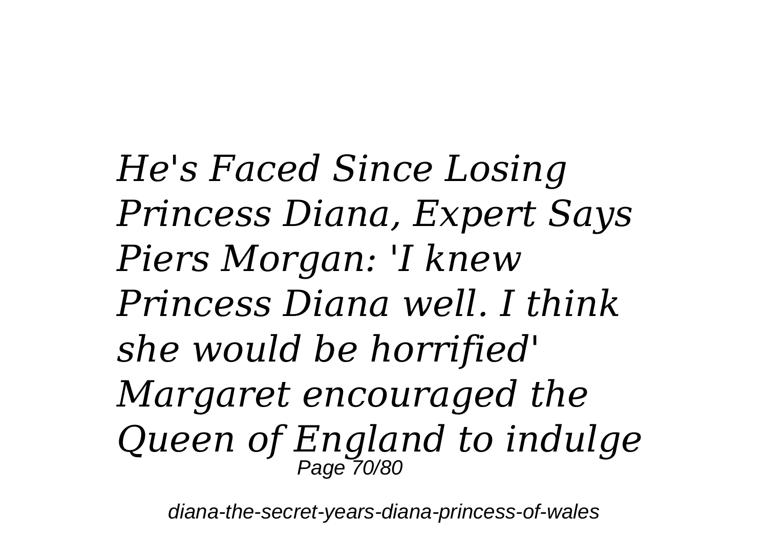*He's Faced Since Losing Princess Diana, Expert Says*
*Piers Morgan: 'I knew Princess Diana well. I think she would be horrified'*
*Margaret encouraged the Queen of England to indulge*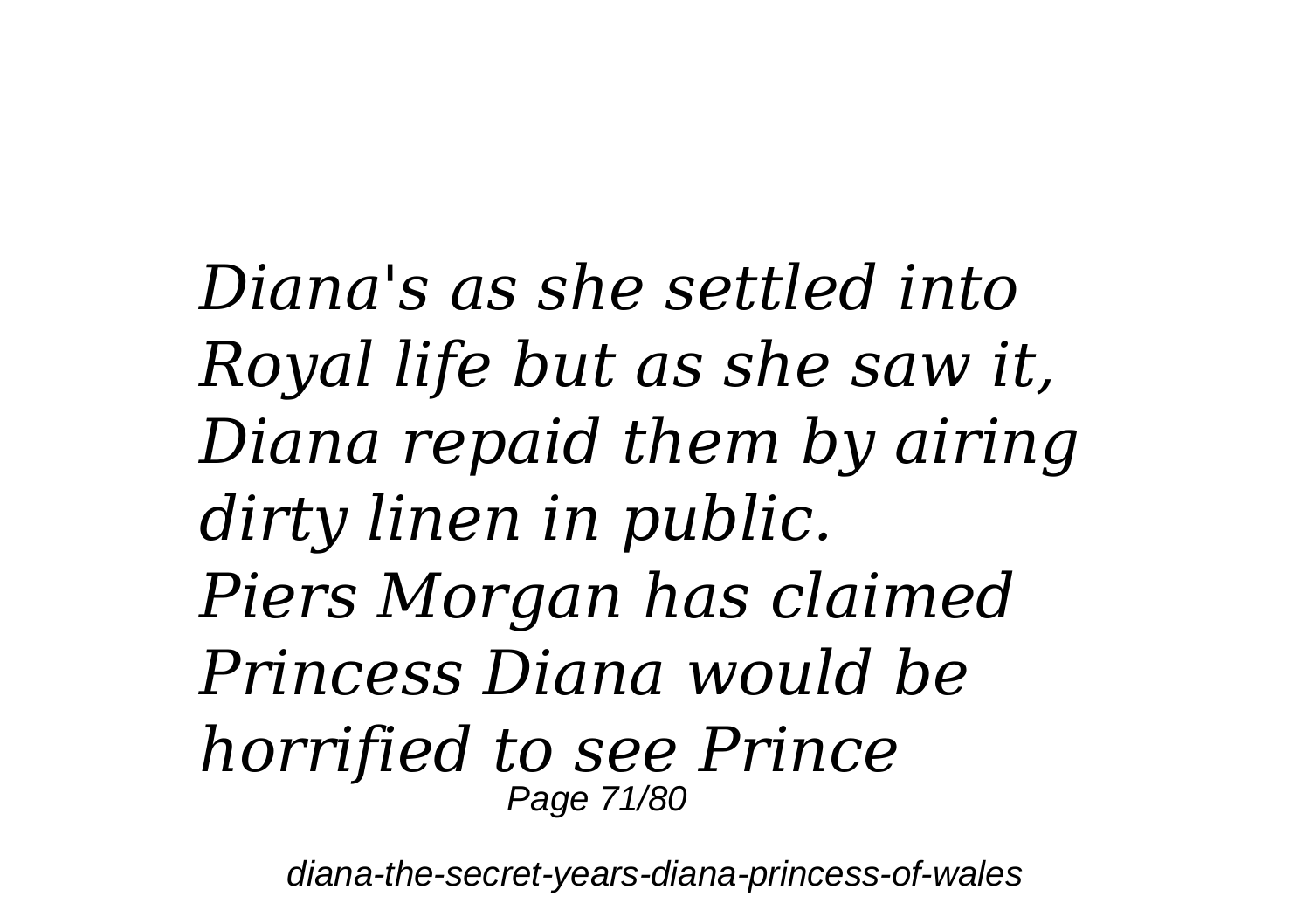*Diana's as she settled into Royal life but as she saw it, Diana repaid them by airing dirty linen in public.*
*Piers Morgan has claimed Princess Diana would be horrified to see Prince*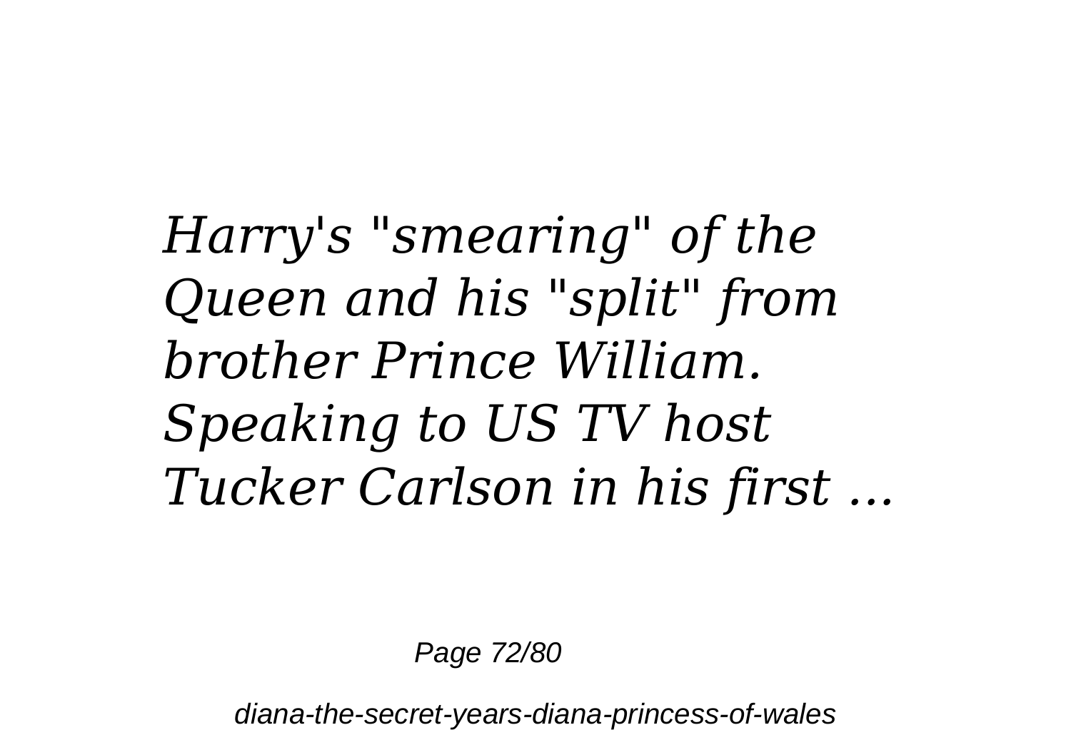*Harry's "smearing" of the Queen and his "split" from brother Prince William. Speaking to US TV host Tucker Carlson in his first ...*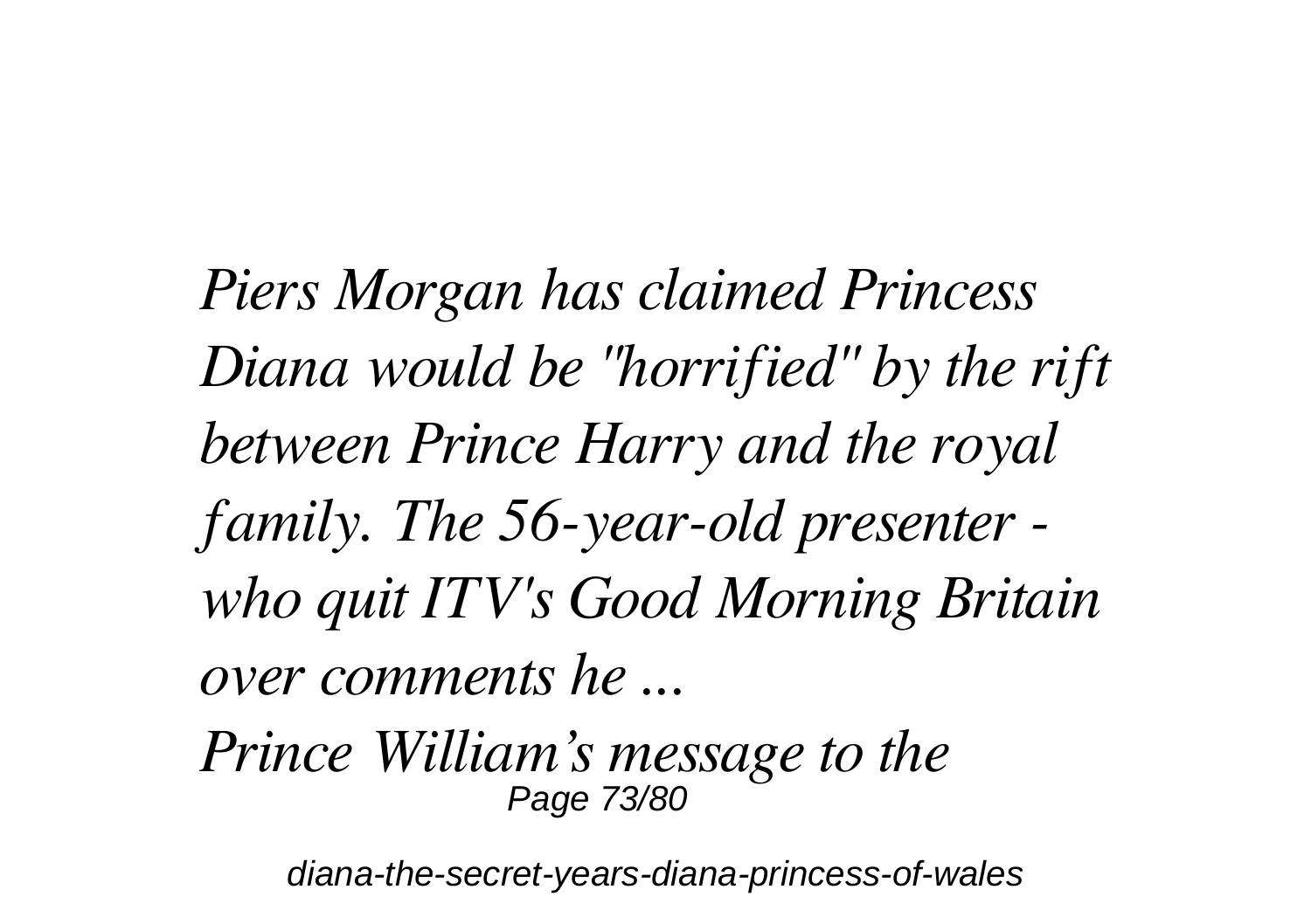*Piers Morgan has claimed Princess Diana would be "horrified" by the rift between Prince Harry and the royal family. The 56-year-old presenter - who quit ITV's Good Morning Britain over comments he ...*

*Prince William's message to the*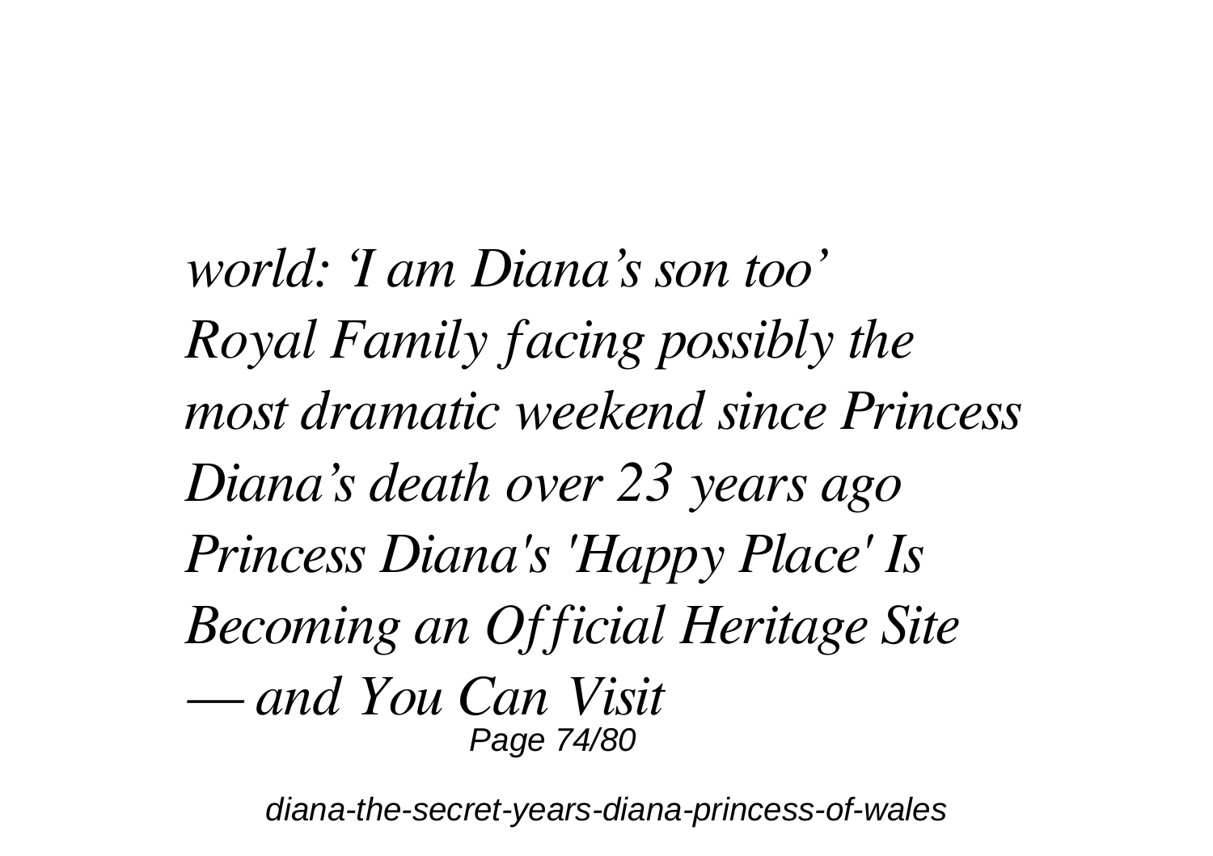*world: 'I am Diana's son too'*
*Royal Family facing possibly the most dramatic weekend since Princess Diana's death over 23 years ago*
*Princess Diana's 'Happy Place' Is Becoming an Official Heritage Site — and You Can Visit*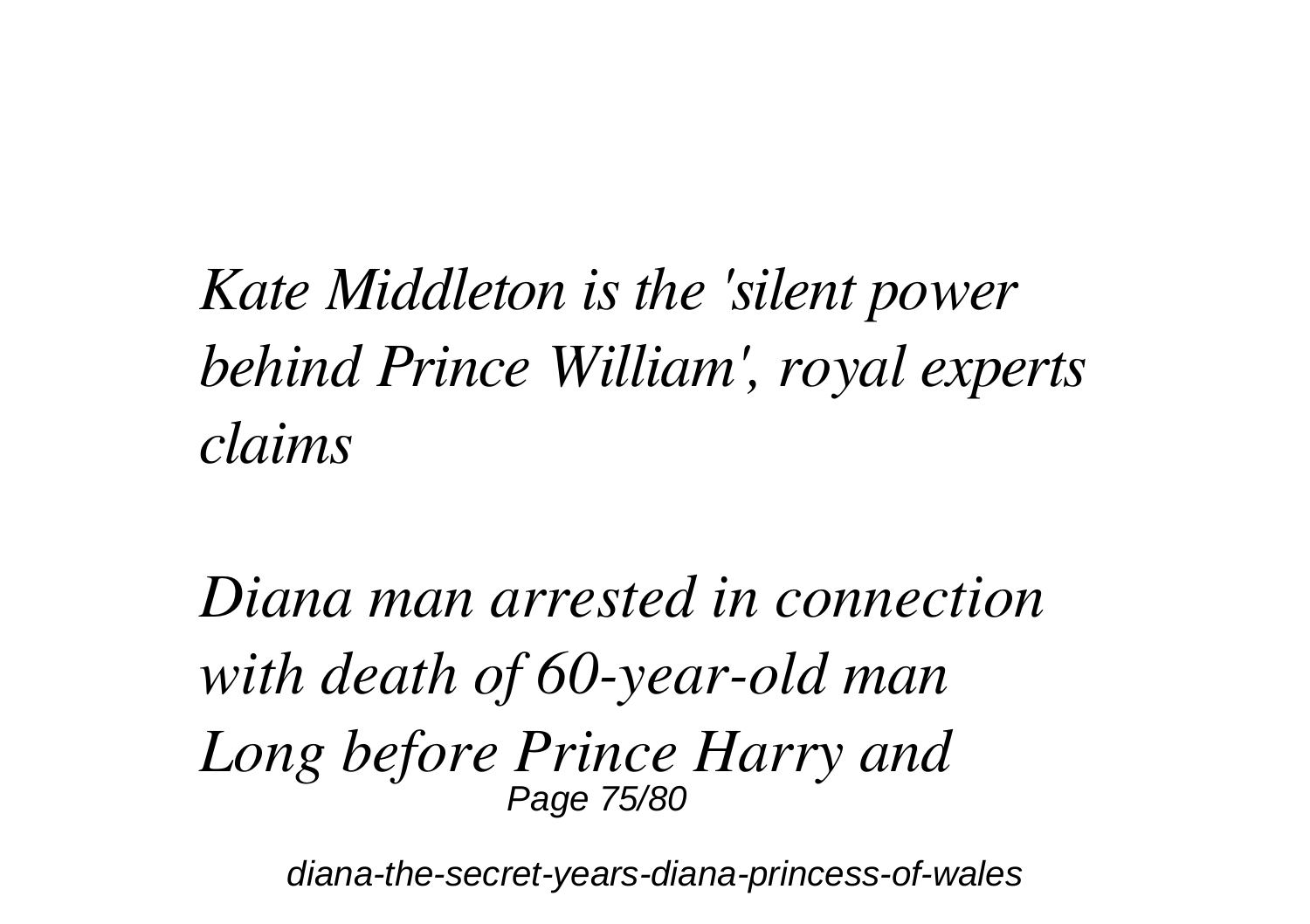*Kate Middleton is the 'silent power behind Prince William', royal experts claims*

*Diana man arrested in connection with death of 60-year-old man Long before Prince Harry and*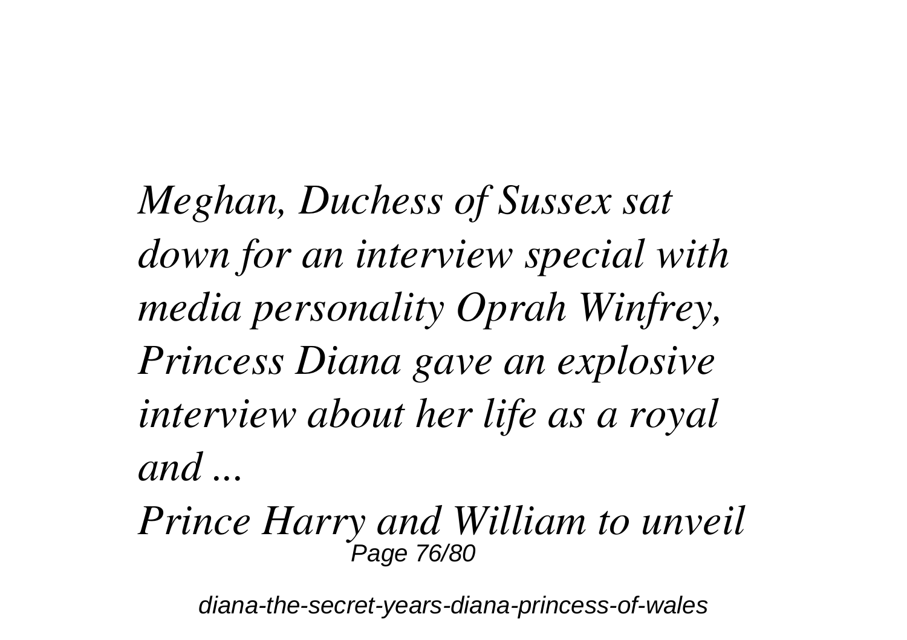*Meghan, Duchess of Sussex sat down for an interview special with media personality Oprah Winfrey, Princess Diana gave an explosive interview about her life as a royal and ...*

*Prince Harry and William to unveil*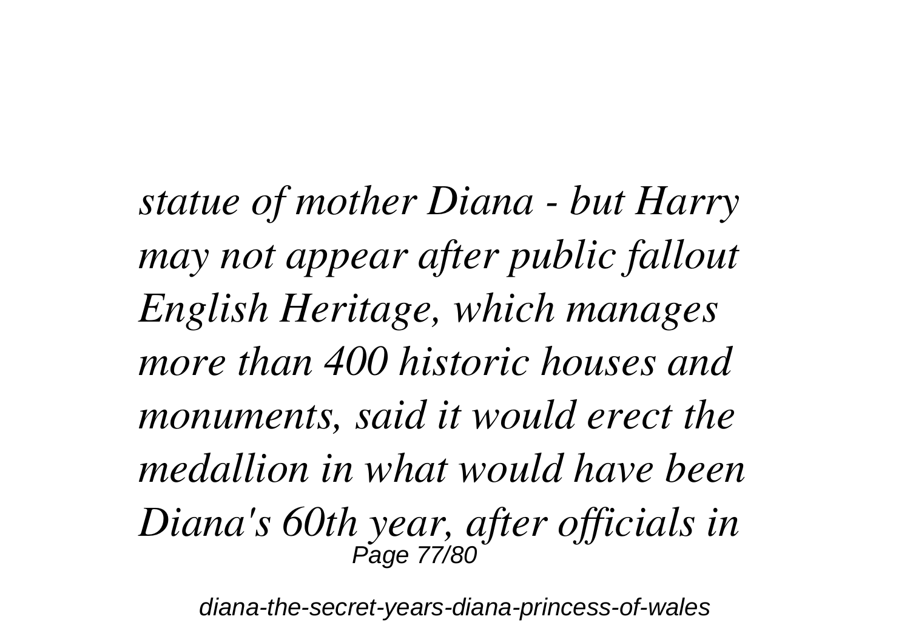*statue of mother Diana - but Harry may not appear after public fallout English Heritage, which manages more than 400 historic houses and monuments, said it would erect the medallion in what would have been Diana's 60th year, after officials in*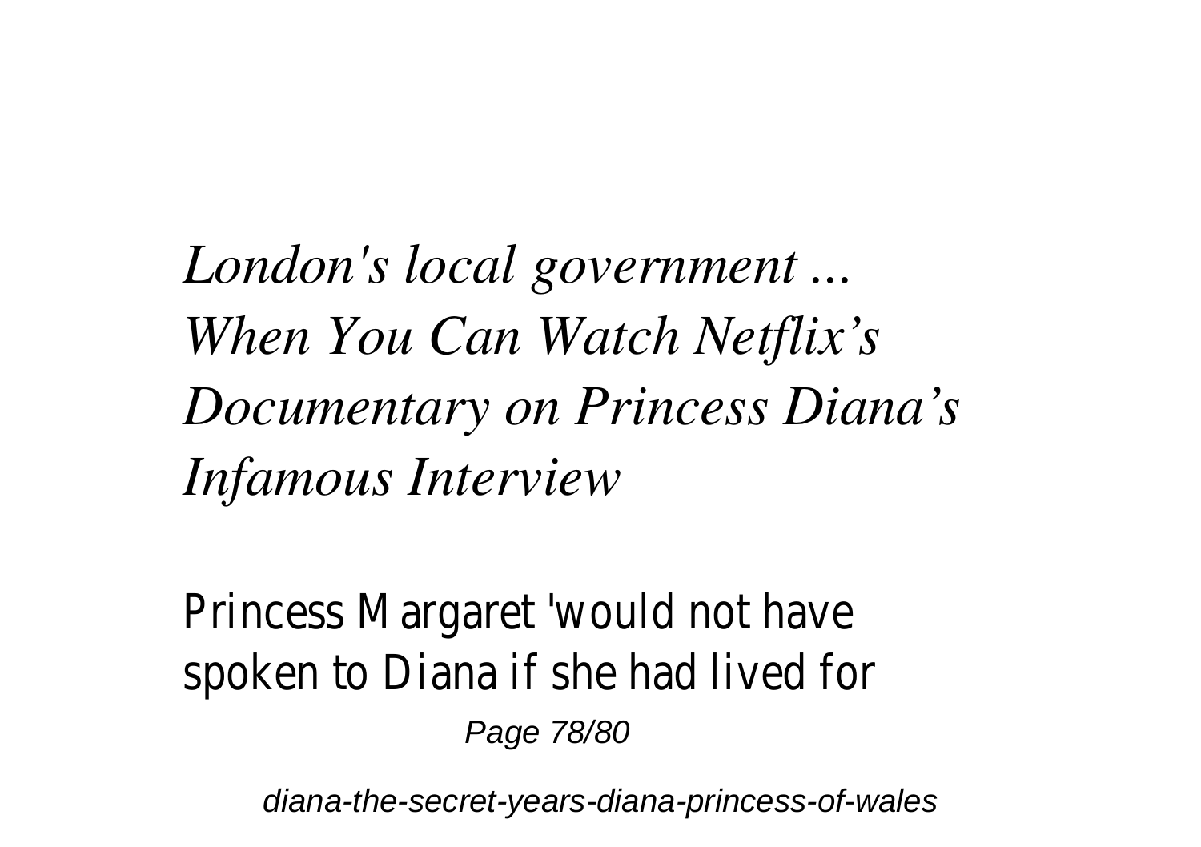*London's local government ...*
*When You Can Watch Netflix's Documentary on Princess Diana's Infamous Interview*

Princess Margaret 'would not have spoken to Diana if she had lived for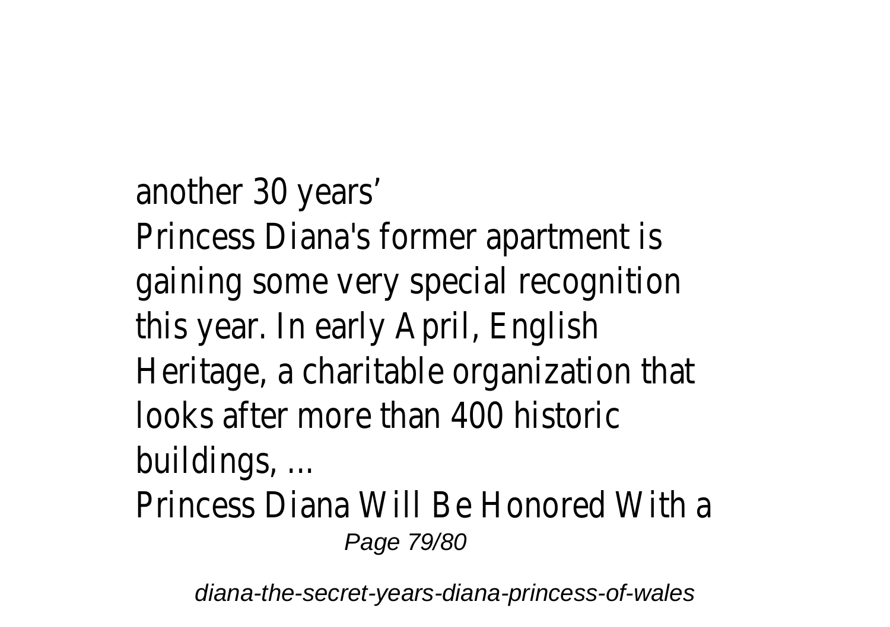another 30 years'

Princess Diana's former apartment is gaining some very special recognition this year. In early April, English Heritage, a charitable organization that looks after more than 400 historic buildings, ...

Princess Diana Will Be Honored With a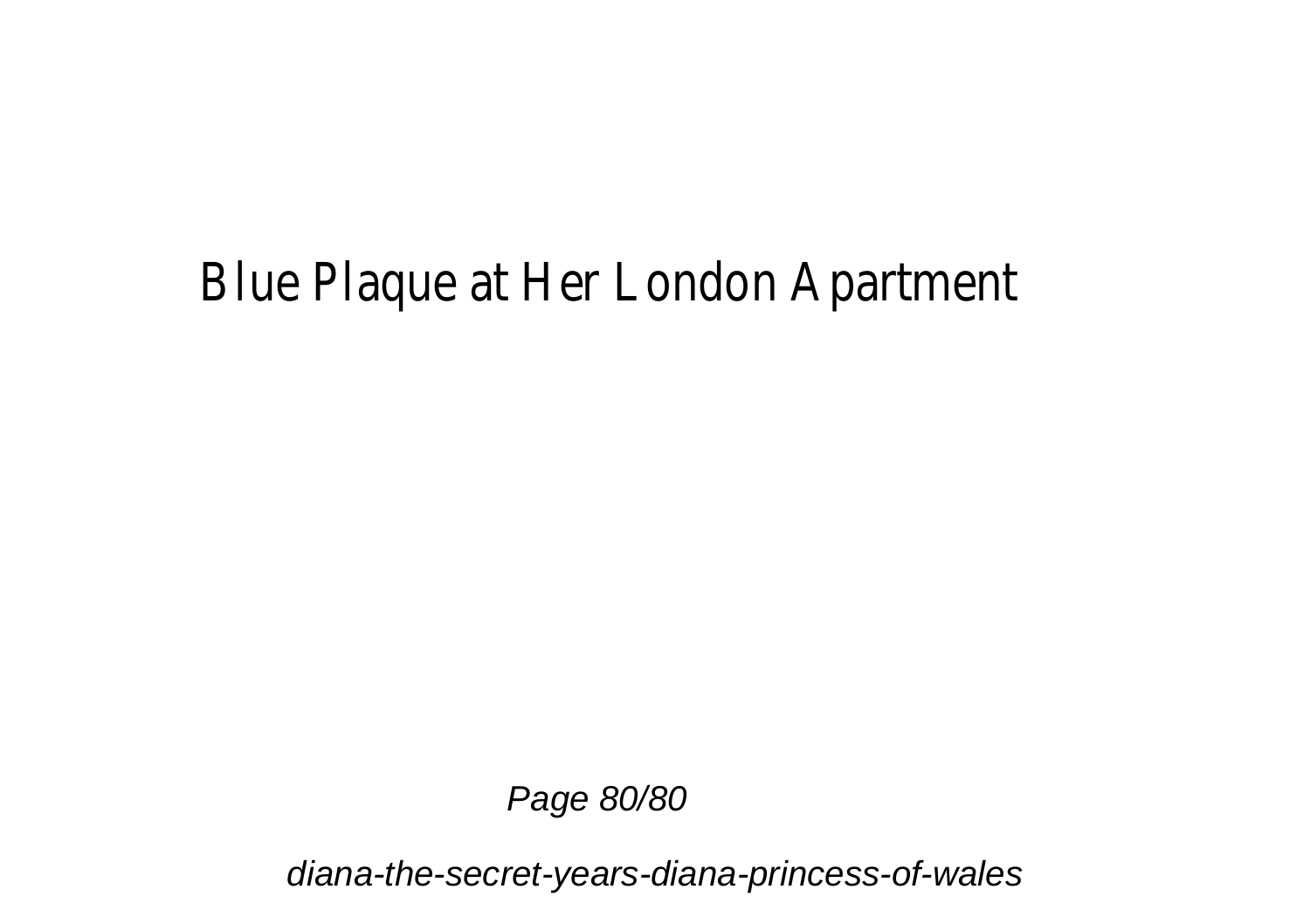Blue Plaque at Her London Apartment